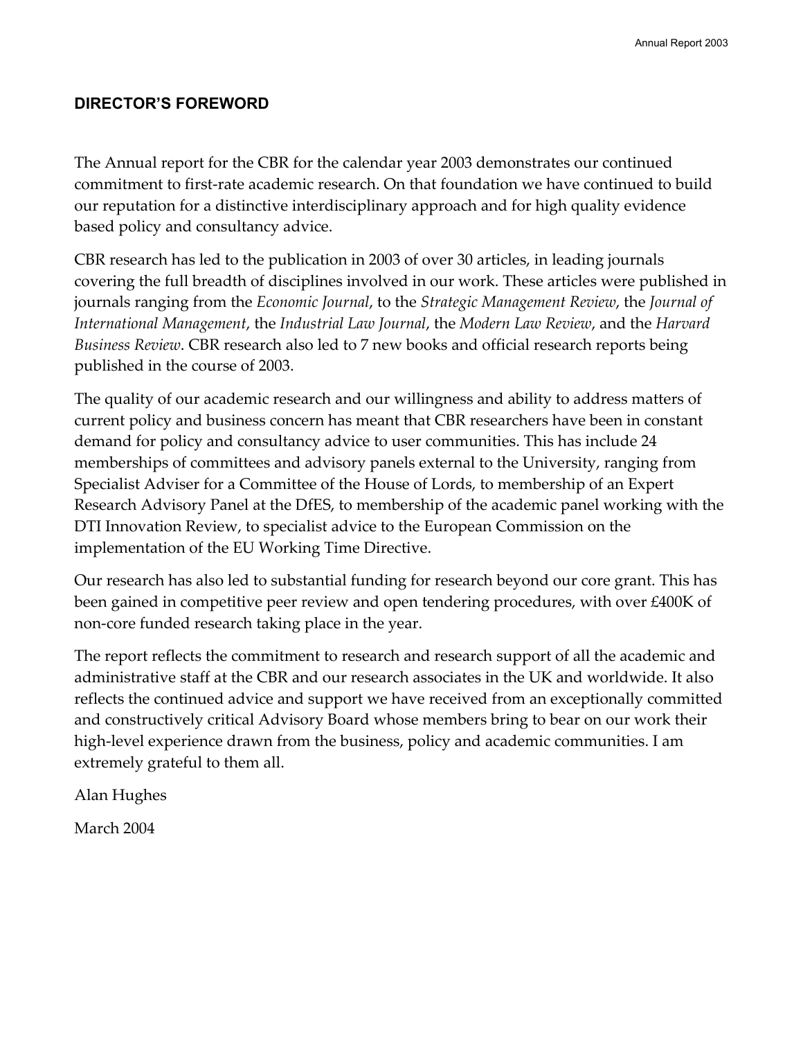## DIRECTOR'S FOREWORD

The Annual report for the CBR for the calendar year 2003 demonstrates our continued commitment to first-rate academic research. On that foundation we have continued to build our reputation for a distinctive interdisciplinary approach and for high quality evidence based policy and consultancy advice.

CBR research has led to the publication in 2003 of over 30 articles, in leading journals covering the full breadth of disciplines involved in our work. These articles were published in journals ranging from the *Economic Journal*, to the *Strategic Management Review*, the *Journal of International Management*, the *Industrial Law Journal*, the *Modern Law Review*, and the *Harvard Business Review*. CBR research also led to 7 new books and official research reports being published in the course of 2003.

The quality of our academic research and our willingness and ability to address matters of current policy and business concern has meant that CBR researchers have been in constant demand for policy and consultancy advice to user communities. This has include 24 memberships of committees and advisory panels external to the University, ranging from Specialist Adviser for a Committee of the House of Lords, to membership of an Expert Research Advisory Panel at the DfES, to membership of the academic panel working with the DTI Innovation Review, to specialist advice to the European Commission on the implementation of the EU Working Time Directive.

Our research has also led to substantial funding for research beyond our core grant. This has been gained in competitive peer review and open tendering procedures, with over £400K of non-core funded research taking place in the year.

The report reflects the commitment to research and research support of all the academic and administrative staff at the CBR and our research associates in the UK and worldwide. It also reflects the continued advice and support we have received from an exceptionally committed and constructively critical Advisory Board whose members bring to bear on our work their high-level experience drawn from the business, policy and academic communities. I am extremely grateful to them all.

Alan Hughes

March 2004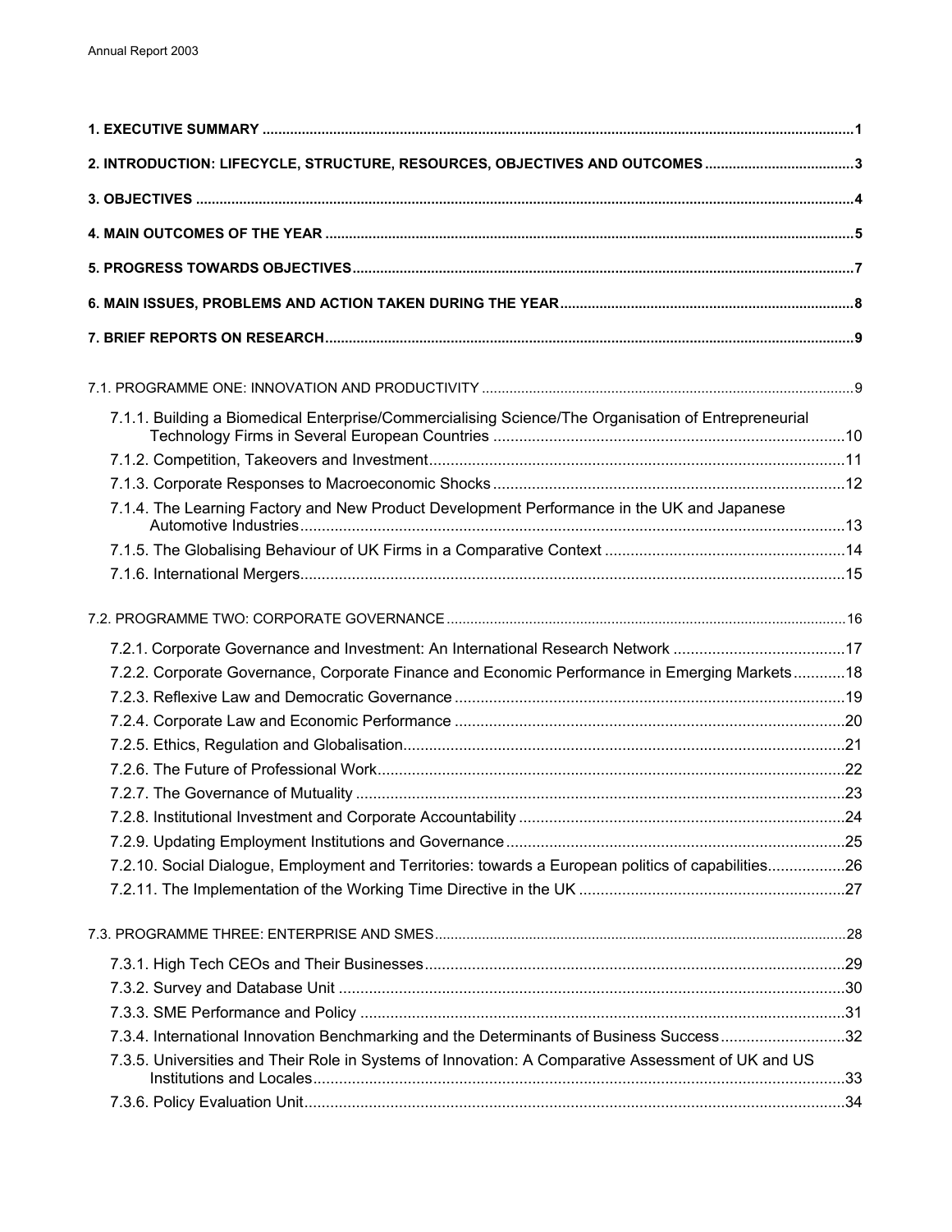**1. EXECUTIVE SUMMARY** ..... 1

**2. INTRODUCTION: LIFECYCLE, STRUCTURE, RESOURCES, OBJECTIVES AND OUTCOMES** ..... 3

**3. OBJECTIVES** ..... 4

**4. MAIN OUTCOMES OF THE YEAR** ..... 5

**5. PROGRESS TOWARDS OBJECTIVES** ..... 7

**6. MAIN ISSUES, PROBLEMS AND ACTION TAKEN DURING THE YEAR** ..... 8

**7. BRIEF REPORTS ON RESEARCH** ..... 9

7.1. PROGRAMME ONE: INNOVATION AND PRODUCTIVITY ..... 9

- 7.1.1. Building a Biomedical Enterprise/Commercialising Science/The Organisation of Entrepreneurial Technology Firms in Several European Countries ..... 10
- 7.1.2. Competition, Takeovers and Investment ..... 11
- 7.1.3. Corporate Responses to Macroeconomic Shocks ..... 12
- 7.1.4. The Learning Factory and New Product Development Performance in the UK and Japanese Automotive Industries ..... 13
- 7.1.5. The Globalising Behaviour of UK Firms in a Comparative Context ..... 14
- 7.1.6. International Mergers ..... 15

7.2. PROGRAMME TWO: CORPORATE GOVERNANCE ..... 16

- 7.2.1. Corporate Governance and Investment: An International Research Network ..... 17
- 7.2.2. Corporate Governance, Corporate Finance and Economic Performance in Emerging Markets ..... 18
- 7.2.3. Reflexive Law and Democratic Governance ..... 19
- 7.2.4. Corporate Law and Economic Performance ..... 20
- 7.2.5. Ethics, Regulation and Globalisation ..... 21
- 7.2.6. The Future of Professional Work ..... 22
- 7.2.7. The Governance of Mutuality ..... 23
- 7.2.8. Institutional Investment and Corporate Accountability ..... 24
- 7.2.9. Updating Employment Institutions and Governance ..... 25
- 7.2.10. Social Dialogue, Employment and Territories: towards a European politics of capabilities ..... 26
- 7.2.11. The Implementation of the Working Time Directive in the UK ..... 27

7.3. PROGRAMME THREE: ENTERPRISE AND SMES ..... 28

- 7.3.1. High Tech CEOs and Their Businesses ..... 29
- 7.3.2. Survey and Database Unit ..... 30
- 7.3.3. SME Performance and Policy ..... 31
- 7.3.4. International Innovation Benchmarking and the Determinants of Business Success ..... 32
- 7.3.5. Universities and Their Role in Systems of Innovation: A Comparative Assessment of UK and US Institutions and Locales ..... 33
- 7.3.6. Policy Evaluation Unit ..... 34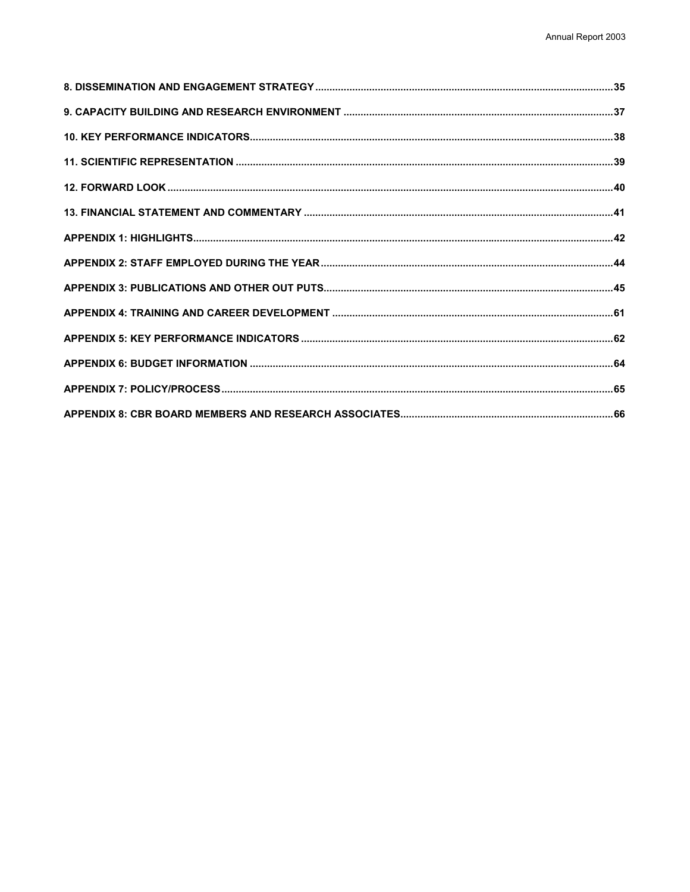8. DISSEMINATION AND ENGAGEMENT STRATEGY ........................................ 35

9. CAPACITY BUILDING AND RESEARCH ENVIRONMENT ........................................ 37

10. KEY PERFORMANCE INDICATORS ........................................ 38

11. SCIENTIFIC REPRESENTATION ........................................ 39

12. FORWARD LOOK ........................................ 40

13. FINANCIAL STATEMENT AND COMMENTARY ........................................ 41

APPENDIX 1: HIGHLIGHTS ........................................ 42

APPENDIX 2: STAFF EMPLOYED DURING THE YEAR ........................................ 44

APPENDIX 3: PUBLICATIONS AND OTHER OUT PUTS ........................................ 45

APPENDIX 4: TRAINING AND CAREER DEVELOPMENT ........................................ 61

APPENDIX 5: KEY PERFORMANCE INDICATORS ........................................ 62

APPENDIX 6: BUDGET INFORMATION ........................................ 64

APPENDIX 7: POLICY/PROCESS ........................................ 65

APPENDIX 8: CBR BOARD MEMBERS AND RESEARCH ASSOCIATES ........................................ 66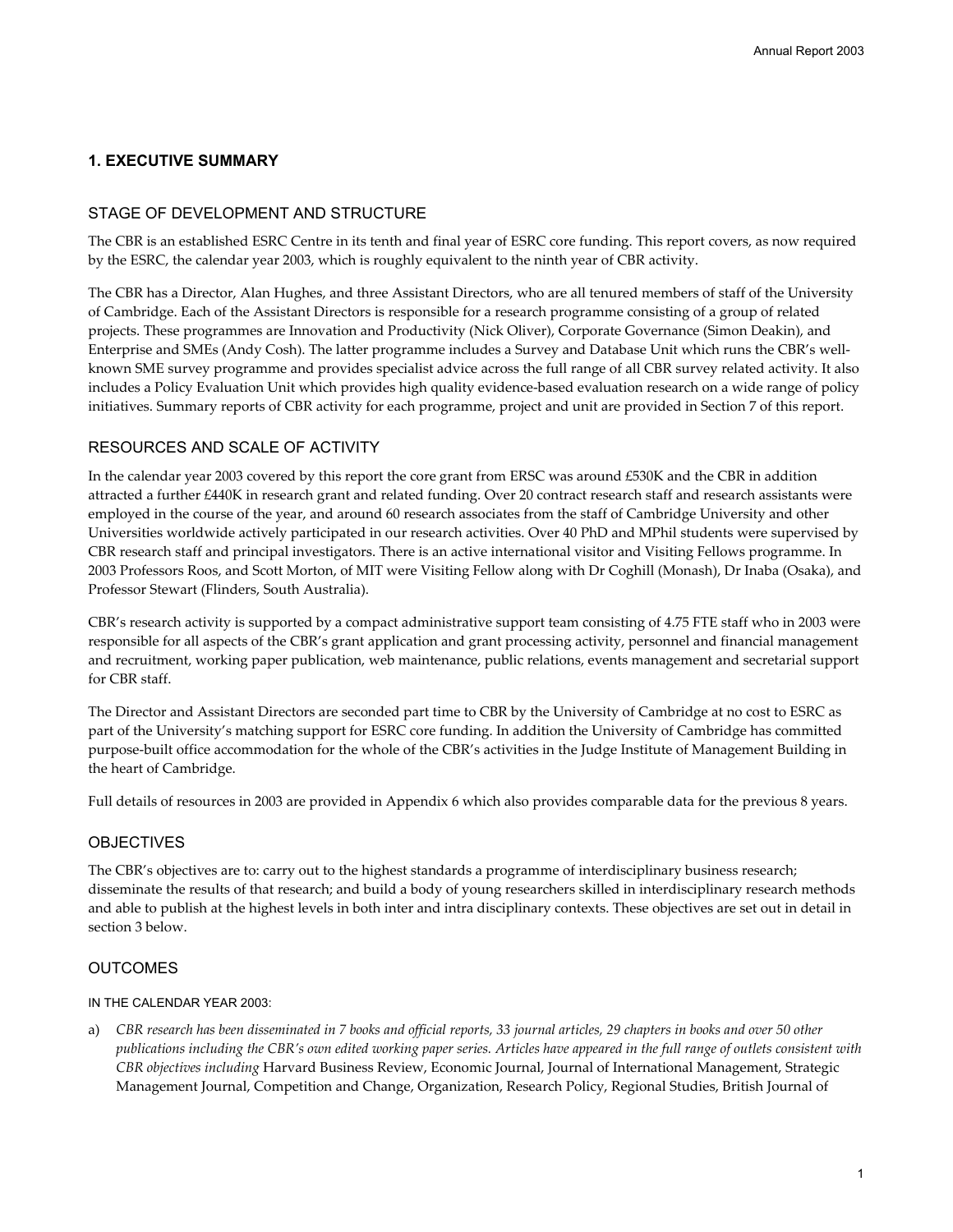## 1. EXECUTIVE SUMMARY

### STAGE OF DEVELOPMENT AND STRUCTURE

The CBR is an established ESRC Centre in its tenth and final year of ESRC core funding. This report covers, as now required by the ESRC, the calendar year 2003, which is roughly equivalent to the ninth year of CBR activity.

The CBR has a Director, Alan Hughes, and three Assistant Directors, who are all tenured members of staff of the University of Cambridge. Each of the Assistant Directors is responsible for a research programme consisting of a group of related projects. These programmes are Innovation and Productivity (Nick Oliver), Corporate Governance (Simon Deakin), and Enterprise and SMEs (Andy Cosh). The latter programme includes a Survey and Database Unit which runs the CBR's well-known SME survey programme and provides specialist advice across the full range of all CBR survey related activity. It also includes a Policy Evaluation Unit which provides high quality evidence-based evaluation research on a wide range of policy initiatives. Summary reports of CBR activity for each programme, project and unit are provided in Section 7 of this report.

### RESOURCES AND SCALE OF ACTIVITY

In the calendar year 2003 covered by this report the core grant from ERSC was around £530K and the CBR in addition attracted a further £440K in research grant and related funding. Over 20 contract research staff and research assistants were employed in the course of the year, and around 60 research associates from the staff of Cambridge University and other Universities worldwide actively participated in our research activities. Over 40 PhD and MPhil students were supervised by CBR research staff and principal investigators. There is an active international visitor and Visiting Fellows programme. In 2003 Professors Roos, and Scott Morton, of MIT were Visiting Fellow along with Dr Coghill (Monash), Dr Inaba (Osaka), and Professor Stewart (Flinders, South Australia).

CBR's research activity is supported by a compact administrative support team consisting of 4.75 FTE staff who in 2003 were responsible for all aspects of the CBR's grant application and grant processing activity, personnel and financial management and recruitment, working paper publication, web maintenance, public relations, events management and secretarial support for CBR staff.

The Director and Assistant Directors are seconded part time to CBR by the University of Cambridge at no cost to ESRC as part of the University's matching support for ESRC core funding. In addition the University of Cambridge has committed purpose-built office accommodation for the whole of the CBR's activities in the Judge Institute of Management Building in the heart of Cambridge.

Full details of resources in 2003 are provided in Appendix 6 which also provides comparable data for the previous 8 years.

### OBJECTIVES

The CBR's objectives are to: carry out to the highest standards a programme of interdisciplinary business research; disseminate the results of that research; and build a body of young researchers skilled in interdisciplinary research methods and able to publish at the highest levels in both inter and intra disciplinary contexts. These objectives are set out in detail in section 3 below.

### OUTCOMES

IN THE CALENDAR YEAR 2003:

a) *CBR research has been disseminated in 7 books and official reports, 33 journal articles, 29 chapters in books and over 50 other publications including the CBR's own edited working paper series. Articles have appeared in the full range of outlets consistent with CBR objectives including* Harvard Business Review, Economic Journal, Journal of International Management, Strategic Management Journal, Competition and Change, Organization, Research Policy, Regional Studies, British Journal of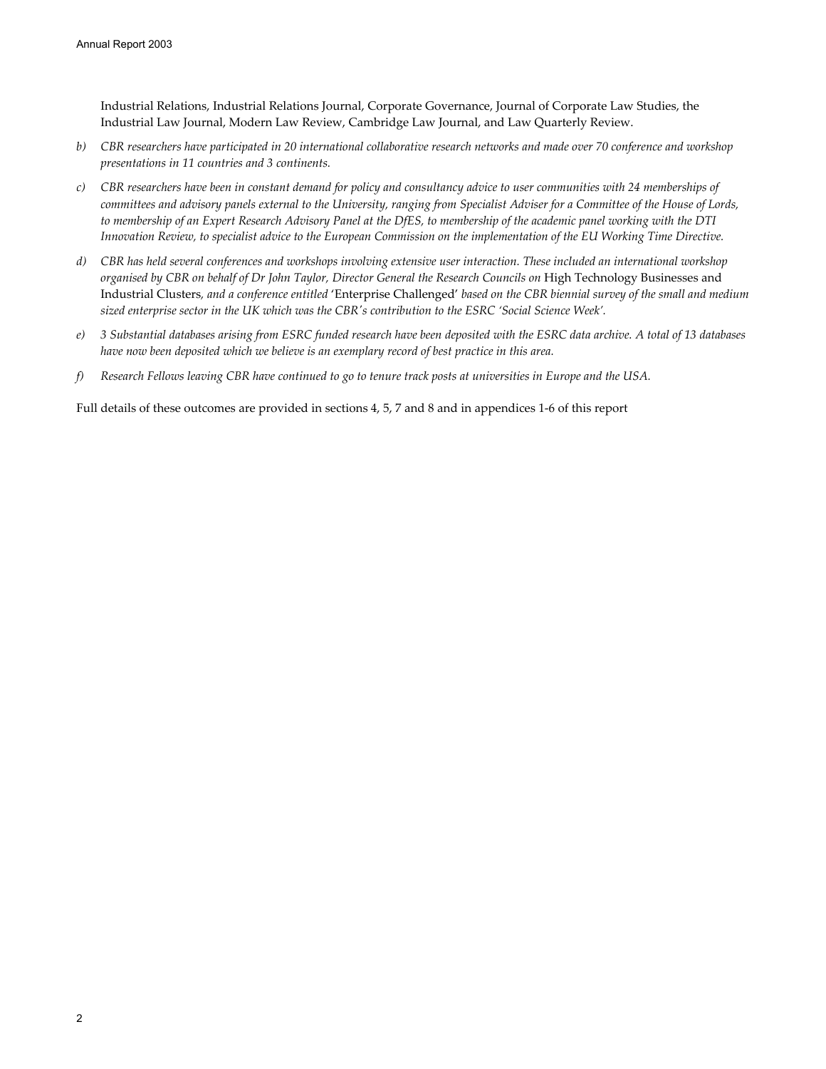Industrial Relations, Industrial Relations Journal, Corporate Governance, Journal of Corporate Law Studies, the Industrial Law Journal, Modern Law Review, Cambridge Law Journal, and Law Quarterly Review.

b) *CBR researchers have participated in 20 international collaborative research networks and made over 70 conference and workshop presentations in 11 countries and 3 continents.*

c) *CBR researchers have been in constant demand for policy and consultancy advice to user communities with 24 memberships of committees and advisory panels external to the University, ranging from Specialist Adviser for a Committee of the House of Lords, to membership of an Expert Research Advisory Panel at the DfES, to membership of the academic panel working with the DTI Innovation Review, to specialist advice to the European Commission on the implementation of the EU Working Time Directive.*

d) *CBR has held several conferences and workshops involving extensive user interaction. These included an international workshop organised by CBR on behalf of Dr John Taylor, Director General the Research Councils on* High Technology Businesses and Industrial Clusters*, and a conference entitled* 'Enterprise Challenged' *based on the CBR biennial survey of the small and medium sized enterprise sector in the UK which was the CBR's contribution to the ESRC 'Social Science Week'.*

e) *3 Substantial databases arising from ESRC funded research have been deposited with the ESRC data archive. A total of 13 databases have now been deposited which we believe is an exemplary record of best practice in this area.*

f) *Research Fellows leaving CBR have continued to go to tenure track posts at universities in Europe and the USA.*

Full details of these outcomes are provided in sections 4, 5, 7 and 8 and in appendices 1-6 of this report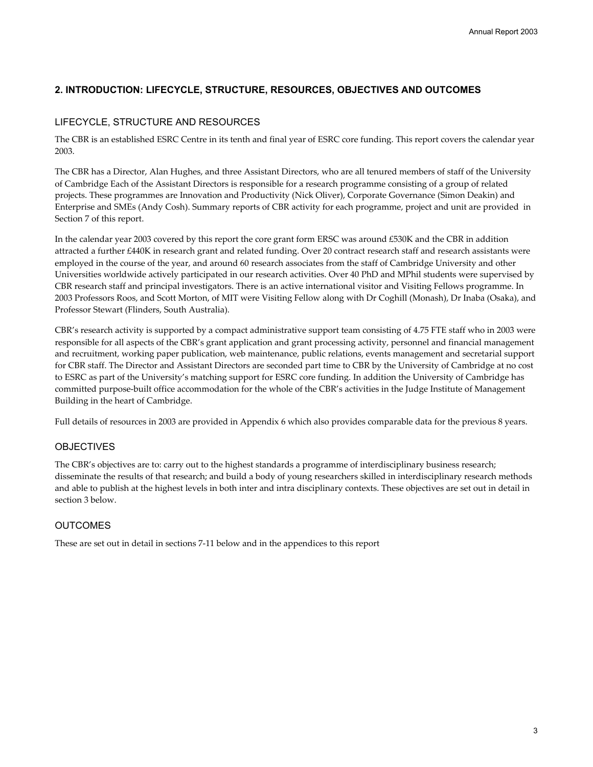## 2. INTRODUCTION: LIFECYCLE, STRUCTURE, RESOURCES, OBJECTIVES AND OUTCOMES

### LIFECYCLE, STRUCTURE AND RESOURCES

The CBR is an established ESRC Centre in its tenth and final year of ESRC core funding. This report covers the calendar year 2003.

The CBR has a Director, Alan Hughes, and three Assistant Directors, who are all tenured members of staff of the University of Cambridge Each of the Assistant Directors is responsible for a research programme consisting of a group of related projects. These programmes are Innovation and Productivity (Nick Oliver), Corporate Governance (Simon Deakin) and Enterprise and SMEs (Andy Cosh). Summary reports of CBR activity for each programme, project and unit are provided in Section 7 of this report.

In the calendar year 2003 covered by this report the core grant form ERSC was around £530K and the CBR in addition attracted a further £440K in research grant and related funding. Over 20 contract research staff and research assistants were employed in the course of the year, and around 60 research associates from the staff of Cambridge University and other Universities worldwide actively participated in our research activities. Over 40 PhD and MPhil students were supervised by CBR research staff and principal investigators. There is an active international visitor and Visiting Fellows programme. In 2003 Professors Roos, and Scott Morton, of MIT were Visiting Fellow along with Dr Coghill (Monash), Dr Inaba (Osaka), and Professor Stewart (Flinders, South Australia).

CBR's research activity is supported by a compact administrative support team consisting of 4.75 FTE staff who in 2003 were responsible for all aspects of the CBR's grant application and grant processing activity, personnel and financial management and recruitment, working paper publication, web maintenance, public relations, events management and secretarial support for CBR staff. The Director and Assistant Directors are seconded part time to CBR by the University of Cambridge at no cost to ESRC as part of the University's matching support for ESRC core funding. In addition the University of Cambridge has committed purpose-built office accommodation for the whole of the CBR's activities in the Judge Institute of Management Building in the heart of Cambridge.

Full details of resources in 2003 are provided in Appendix 6 which also provides comparable data for the previous 8 years.

### OBJECTIVES

The CBR's objectives are to: carry out to the highest standards a programme of interdisciplinary business research; disseminate the results of that research; and build a body of young researchers skilled in interdisciplinary research methods and able to publish at the highest levels in both inter and intra disciplinary contexts. These objectives are set out in detail in section 3 below.

### OUTCOMES

These are set out in detail in sections 7-11 below and in the appendices to this report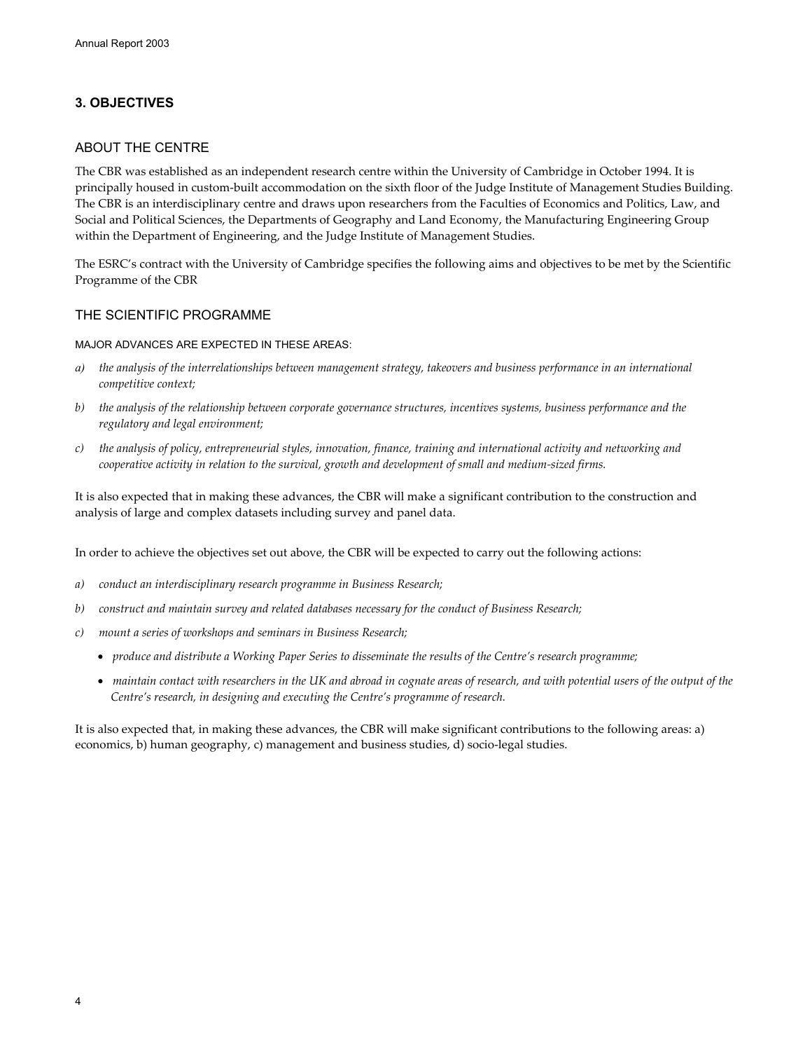## 3. OBJECTIVES

### ABOUT THE CENTRE

The CBR was established as an independent research centre within the University of Cambridge in October 1994. It is principally housed in custom-built accommodation on the sixth floor of the Judge Institute of Management Studies Building. The CBR is an interdisciplinary centre and draws upon researchers from the Faculties of Economics and Politics, Law, and Social and Political Sciences, the Departments of Geography and Land Economy, the Manufacturing Engineering Group within the Department of Engineering, and the Judge Institute of Management Studies.

The ESRC's contract with the University of Cambridge specifies the following aims and objectives to be met by the Scientific Programme of the CBR

### THE SCIENTIFIC PROGRAMME

MAJOR ADVANCES ARE EXPECTED IN THESE AREAS:

a) *the analysis of the interrelationships between management strategy, takeovers and business performance in an international competitive context;*

b) *the analysis of the relationship between corporate governance structures, incentives systems, business performance and the regulatory and legal environment;*

c) *the analysis of policy, entrepreneurial styles, innovation, finance, training and international activity and networking and cooperative activity in relation to the survival, growth and development of small and medium-sized firms.*

It is also expected that in making these advances, the CBR will make a significant contribution to the construction and analysis of large and complex datasets including survey and panel data.

In order to achieve the objectives set out above, the CBR will be expected to carry out the following actions:

a) *conduct an interdisciplinary research programme in Business Research;*

b) *construct and maintain survey and related databases necessary for the conduct of Business Research;*

c) *mount a series of workshops and seminars in Business Research;*

- *produce and distribute a Working Paper Series to disseminate the results of the Centre's research programme;*
- *maintain contact with researchers in the UK and abroad in cognate areas of research, and with potential users of the output of the Centre's research, in designing and executing the Centre's programme of research.*

It is also expected that, in making these advances, the CBR will make significant contributions to the following areas: a) economics, b) human geography, c) management and business studies, d) socio-legal studies.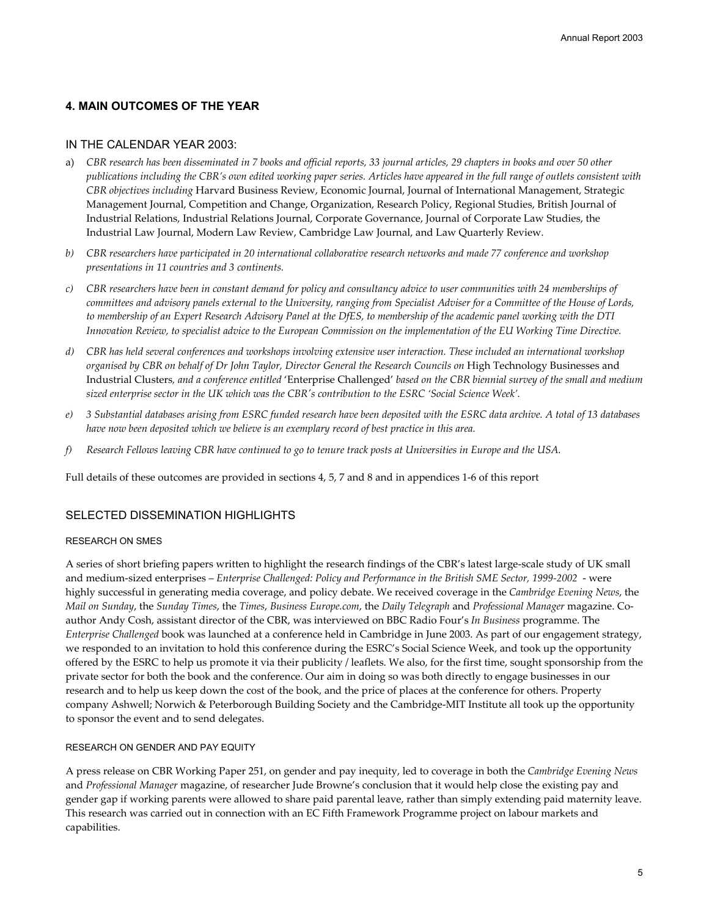## 4. MAIN OUTCOMES OF THE YEAR

### IN THE CALENDAR YEAR 2003:

a) *CBR research has been disseminated in 7 books and official reports, 33 journal articles, 29 chapters in books and over 50 other publications including the CBR's own edited working paper series. Articles have appeared in the full range of outlets consistent with CBR objectives including* Harvard Business Review, Economic Journal, Journal of International Management, Strategic Management Journal, Competition and Change, Organization, Research Policy, Regional Studies, British Journal of Industrial Relations, Industrial Relations Journal, Corporate Governance, Journal of Corporate Law Studies, the Industrial Law Journal, Modern Law Review, Cambridge Law Journal, and Law Quarterly Review.

b) *CBR researchers have participated in 20 international collaborative research networks and made 77 conference and workshop presentations in 11 countries and 3 continents.*

c) *CBR researchers have been in constant demand for policy and consultancy advice to user communities with 24 memberships of committees and advisory panels external to the University, ranging from Specialist Adviser for a Committee of the House of Lords, to membership of an Expert Research Advisory Panel at the DfES, to membership of the academic panel working with the DTI Innovation Review, to specialist advice to the European Commission on the implementation of the EU Working Time Directive.*

d) *CBR has held several conferences and workshops involving extensive user interaction. These included an international workshop organised by CBR on behalf of Dr John Taylor, Director General the Research Councils on* High Technology Businesses and Industrial Clusters*, and a conference entitled* 'Enterprise Challenged' *based on the CBR biennial survey of the small and medium sized enterprise sector in the UK which was the CBR's contribution to the ESRC 'Social Science Week'.*

e) *3 Substantial databases arising from ESRC funded research have been deposited with the ESRC data archive. A total of 13 databases have now been deposited which we believe is an exemplary record of best practice in this area.*

f) *Research Fellows leaving CBR have continued to go to tenure track posts at Universities in Europe and the USA.*

Full details of these outcomes are provided in sections 4, 5, 7 and 8 and in appendices 1-6 of this report

### SELECTED DISSEMINATION HIGHLIGHTS

#### RESEARCH ON SMES

A series of short briefing papers written to highlight the research findings of the CBR's latest large-scale study of UK small and medium-sized enterprises – *Enterprise Challenged: Policy and Performance in the British SME Sector, 1999-2002* - were highly successful in generating media coverage, and policy debate. We received coverage in the *Cambridge Evening News*, the *Mail on Sunday*, the *Sunday Times*, the *Times*, *Business Europe.com*, the *Daily Telegraph* and *Professional Manager* magazine. Co-author Andy Cosh, assistant director of the CBR, was interviewed on BBC Radio Four's *In Business* programme. The *Enterprise Challenged* book was launched at a conference held in Cambridge in June 2003. As part of our engagement strategy, we responded to an invitation to hold this conference during the ESRC's Social Science Week, and took up the opportunity offered by the ESRC to help us promote it via their publicity / leaflets. We also, for the first time, sought sponsorship from the private sector for both the book and the conference. Our aim in doing so was both directly to engage businesses in our research and to help us keep down the cost of the book, and the price of places at the conference for others. Property company Ashwell; Norwich & Peterborough Building Society and the Cambridge-MIT Institute all took up the opportunity to sponsor the event and to send delegates.

#### RESEARCH ON GENDER AND PAY EQUITY

A press release on CBR Working Paper 251, on gender and pay inequity, led to coverage in both the *Cambridge Evening News* and *Professional Manager* magazine, of researcher Jude Browne's conclusion that it would help close the existing pay and gender gap if working parents were allowed to share paid parental leave, rather than simply extending paid maternity leave. This research was carried out in connection with an EC Fifth Framework Programme project on labour markets and capabilities.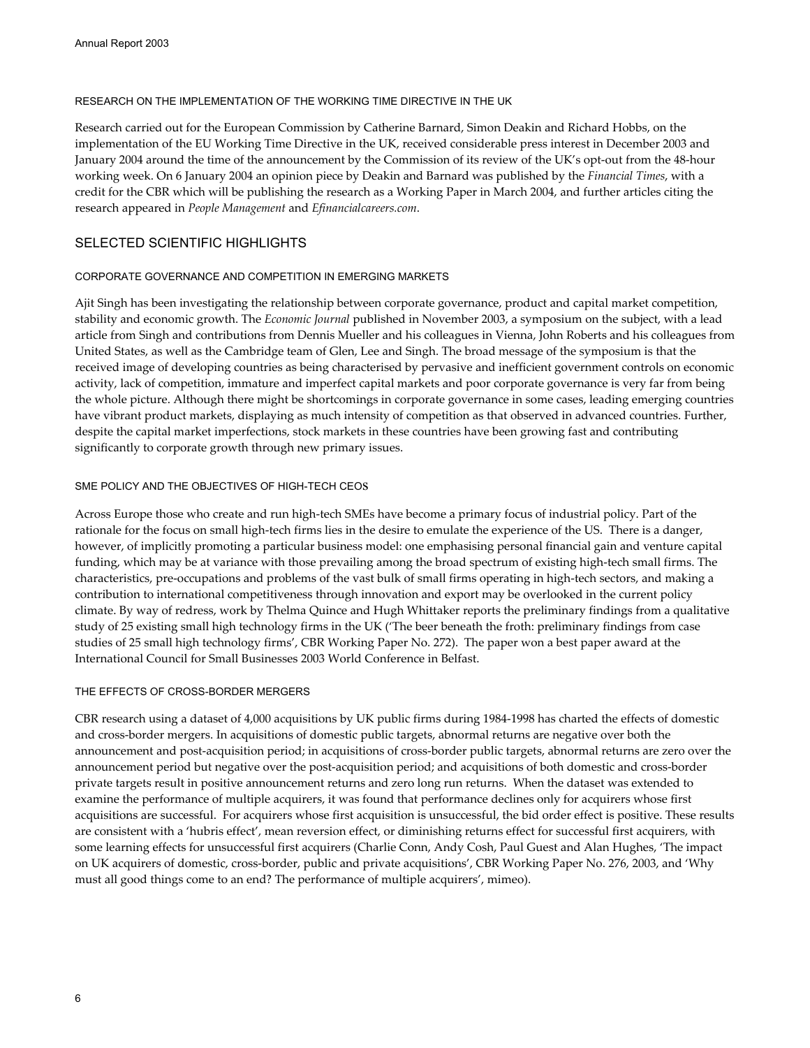### RESEARCH ON THE IMPLEMENTATION OF THE WORKING TIME DIRECTIVE IN THE UK

Research carried out for the European Commission by Catherine Barnard, Simon Deakin and Richard Hobbs, on the implementation of the EU Working Time Directive in the UK, received considerable press interest in December 2003 and January 2004 around the time of the announcement by the Commission of its review of the UK's opt-out from the 48-hour working week. On 6 January 2004 an opinion piece by Deakin and Barnard was published by the *Financial Times*, with a credit for the CBR which will be publishing the research as a Working Paper in March 2004, and further articles citing the research appeared in *People Management* and *Efinancialcareers.com*.

## SELECTED SCIENTIFIC HIGHLIGHTS

### CORPORATE GOVERNANCE AND COMPETITION IN EMERGING MARKETS

Ajit Singh has been investigating the relationship between corporate governance, product and capital market competition, stability and economic growth. The *Economic Journal* published in November 2003, a symposium on the subject, with a lead article from Singh and contributions from Dennis Mueller and his colleagues in Vienna, John Roberts and his colleagues from United States, as well as the Cambridge team of Glen, Lee and Singh. The broad message of the symposium is that the received image of developing countries as being characterised by pervasive and inefficient government controls on economic activity, lack of competition, immature and imperfect capital markets and poor corporate governance is very far from being the whole picture. Although there might be shortcomings in corporate governance in some cases, leading emerging countries have vibrant product markets, displaying as much intensity of competition as that observed in advanced countries. Further, despite the capital market imperfections, stock markets in these countries have been growing fast and contributing significantly to corporate growth through new primary issues.

### SME POLICY AND THE OBJECTIVES OF HIGH-TECH CEOS

Across Europe those who create and run high-tech SMEs have become a primary focus of industrial policy. Part of the rationale for the focus on small high-tech firms lies in the desire to emulate the experience of the US. There is a danger, however, of implicitly promoting a particular business model: one emphasising personal financial gain and venture capital funding, which may be at variance with those prevailing among the broad spectrum of existing high-tech small firms. The characteristics, pre-occupations and problems of the vast bulk of small firms operating in high-tech sectors, and making a contribution to international competitiveness through innovation and export may be overlooked in the current policy climate. By way of redress, work by Thelma Quince and Hugh Whittaker reports the preliminary findings from a qualitative study of 25 existing small high technology firms in the UK ('The beer beneath the froth: preliminary findings from case studies of 25 small high technology firms', CBR Working Paper No. 272). The paper won a best paper award at the International Council for Small Businesses 2003 World Conference in Belfast.

### THE EFFECTS OF CROSS-BORDER MERGERS

CBR research using a dataset of 4,000 acquisitions by UK public firms during 1984-1998 has charted the effects of domestic and cross-border mergers. In acquisitions of domestic public targets, abnormal returns are negative over both the announcement and post-acquisition period; in acquisitions of cross-border public targets, abnormal returns are zero over the announcement period but negative over the post-acquisition period; and acquisitions of both domestic and cross-border private targets result in positive announcement returns and zero long run returns. When the dataset was extended to examine the performance of multiple acquirers, it was found that performance declines only for acquirers whose first acquisitions are successful. For acquirers whose first acquisition is unsuccessful, the bid order effect is positive. These results are consistent with a 'hubris effect', mean reversion effect, or diminishing returns effect for successful first acquirers, with some learning effects for unsuccessful first acquirers (Charlie Conn, Andy Cosh, Paul Guest and Alan Hughes, 'The impact on UK acquirers of domestic, cross-border, public and private acquisitions', CBR Working Paper No. 276, 2003, and 'Why must all good things come to an end? The performance of multiple acquirers', mimeo).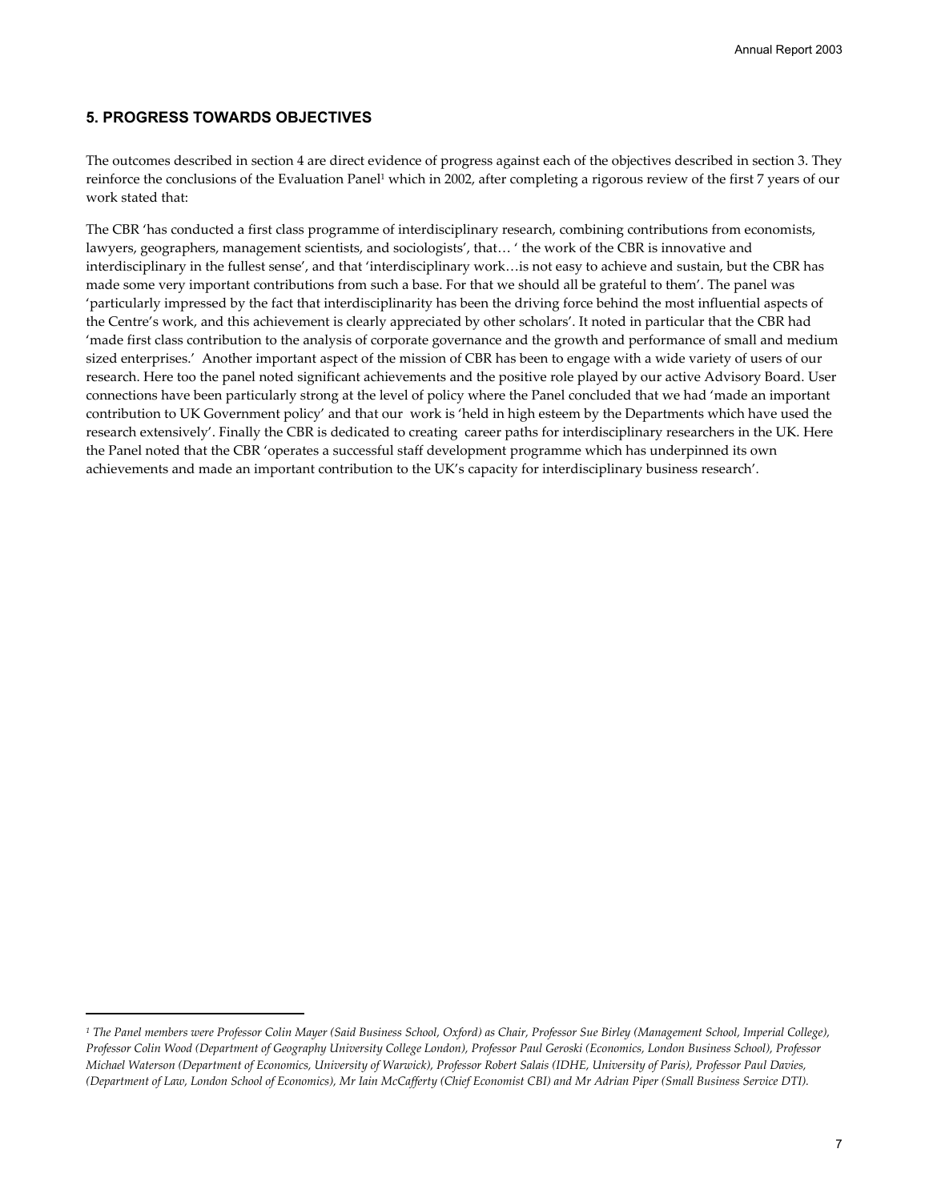## 5. PROGRESS TOWARDS OBJECTIVES

The outcomes described in section 4 are direct evidence of progress against each of the objectives described in section 3. They reinforce the conclusions of the Evaluation Panel[1] which in 2002, after completing a rigorous review of the first 7 years of our work stated that:

The CBR 'has conducted a first class programme of interdisciplinary research, combining contributions from economists, lawyers, geographers, management scientists, and sociologists', that… ' the work of the CBR is innovative and interdisciplinary in the fullest sense', and that 'interdisciplinary work…is not easy to achieve and sustain, but the CBR has made some very important contributions from such a base. For that we should all be grateful to them'. The panel was 'particularly impressed by the fact that interdisciplinarity has been the driving force behind the most influential aspects of the Centre's work, and this achievement is clearly appreciated by other scholars'. It noted in particular that the CBR had 'made first class contribution to the analysis of corporate governance and the growth and performance of small and medium sized enterprises.' Another important aspect of the mission of CBR has been to engage with a wide variety of users of our research. Here too the panel noted significant achievements and the positive role played by our active Advisory Board. User connections have been particularly strong at the level of policy where the Panel concluded that we had 'made an important contribution to UK Government policy' and that our work is 'held in high esteem by the Departments which have used the research extensively'. Finally the CBR is dedicated to creating career paths for interdisciplinary researchers in the UK. Here the Panel noted that the CBR 'operates a successful staff development programme which has underpinned its own achievements and made an important contribution to the UK's capacity for interdisciplinary business research'.

---

*[1] The Panel members were Professor Colin Mayer (Said Business School, Oxford) as Chair, Professor Sue Birley (Management School, Imperial College), Professor Colin Wood (Department of Geography University College London), Professor Paul Geroski (Economics, London Business School), Professor Michael Waterson (Department of Economics, University of Warwick), Professor Robert Salais (IDHE, University of Paris), Professor Paul Davies, (Department of Law, London School of Economics), Mr Iain McCafferty (Chief Economist CBI) and Mr Adrian Piper (Small Business Service DTI).*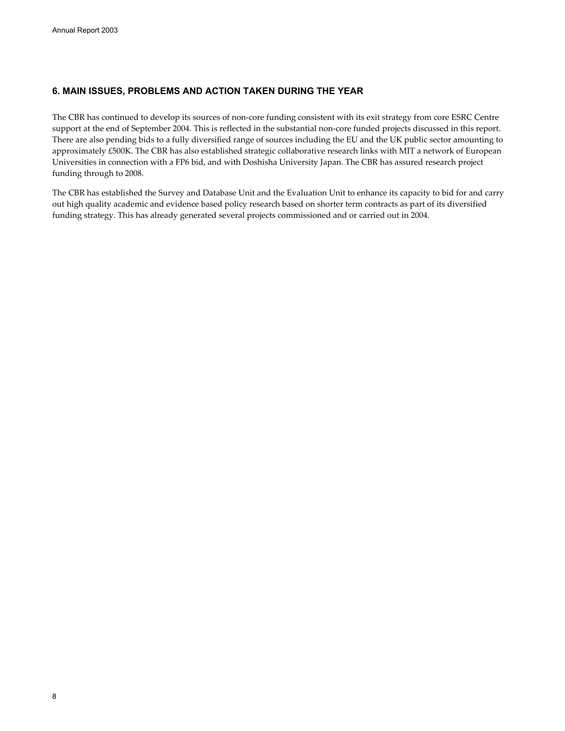## 6. MAIN ISSUES, PROBLEMS AND ACTION TAKEN DURING THE YEAR

The CBR has continued to develop its sources of non-core funding consistent with its exit strategy from core ESRC Centre support at the end of September 2004. This is reflected in the substantial non-core funded projects discussed in this report. There are also pending bids to a fully diversified range of sources including the EU and the UK public sector amounting to approximately £500K. The CBR has also established strategic collaborative research links with MIT a network of European Universities in connection with a FP6 bid, and with Doshisha University Japan. The CBR has assured research project funding through to 2008.

The CBR has established the Survey and Database Unit and the Evaluation Unit to enhance its capacity to bid for and carry out high quality academic and evidence based policy research based on shorter term contracts as part of its diversified funding strategy. This has already generated several projects commissioned and or carried out in 2004.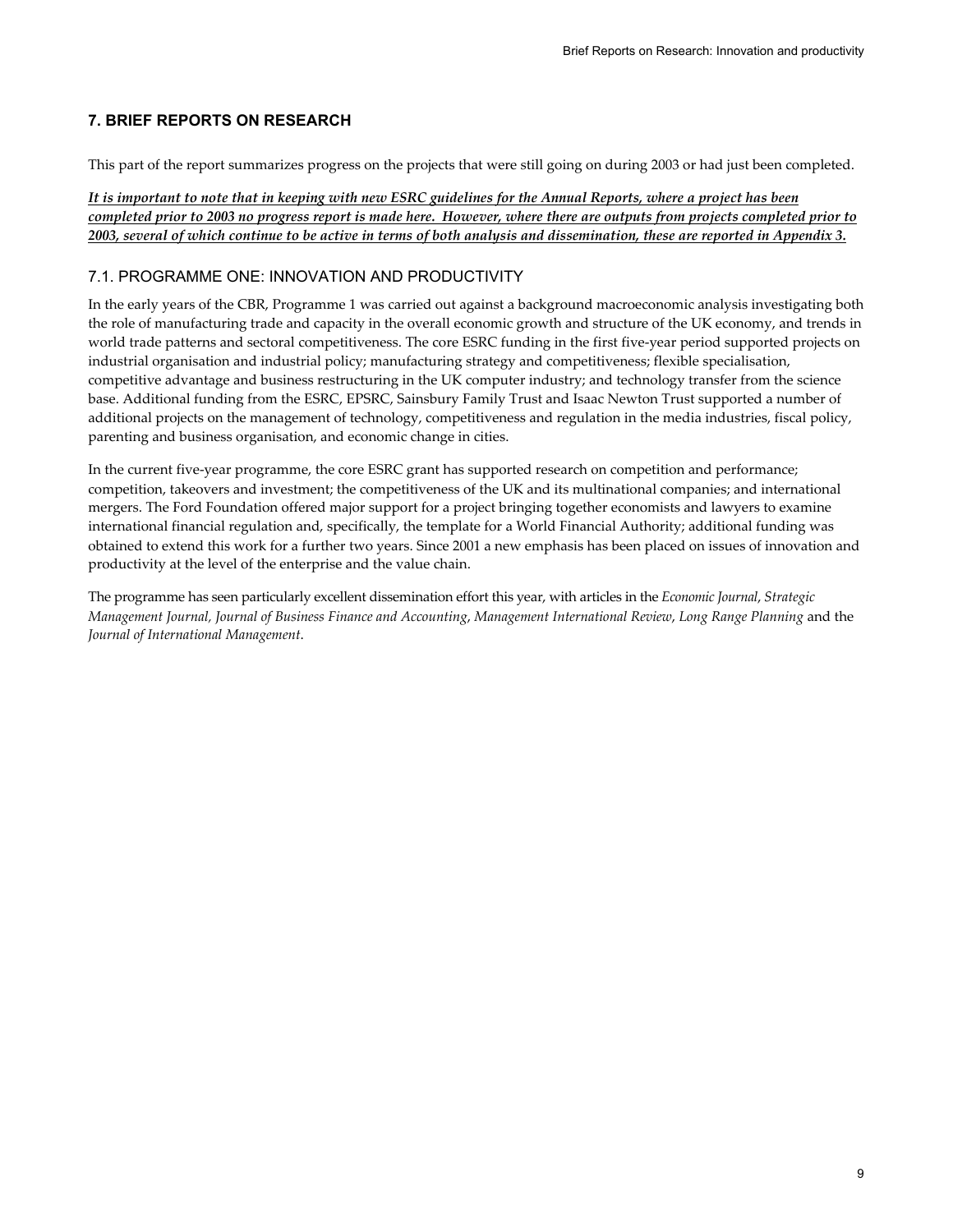## 7. BRIEF REPORTS ON RESEARCH

This part of the report summarizes progress on the projects that were still going on during 2003 or had just been completed.

***It is important to note that in keeping with new ESRC guidelines for the Annual Reports, where a project has been completed prior to 2003 no progress report is made here. However, where there are outputs from projects completed prior to 2003, several of which continue to be active in terms of both analysis and dissemination, these are reported in Appendix 3.***

### 7.1. PROGRAMME ONE: INNOVATION AND PRODUCTIVITY

In the early years of the CBR, Programme 1 was carried out against a background macroeconomic analysis investigating both the role of manufacturing trade and capacity in the overall economic growth and structure of the UK economy, and trends in world trade patterns and sectoral competitiveness. The core ESRC funding in the first five-year period supported projects on industrial organisation and industrial policy; manufacturing strategy and competitiveness; flexible specialisation, competitive advantage and business restructuring in the UK computer industry; and technology transfer from the science base. Additional funding from the ESRC, EPSRC, Sainsbury Family Trust and Isaac Newton Trust supported a number of additional projects on the management of technology, competitiveness and regulation in the media industries, fiscal policy, parenting and business organisation, and economic change in cities.

In the current five-year programme, the core ESRC grant has supported research on competition and performance; competition, takeovers and investment; the competitiveness of the UK and its multinational companies; and international mergers. The Ford Foundation offered major support for a project bringing together economists and lawyers to examine international financial regulation and, specifically, the template for a World Financial Authority; additional funding was obtained to extend this work for a further two years. Since 2001 a new emphasis has been placed on issues of innovation and productivity at the level of the enterprise and the value chain.

The programme has seen particularly excellent dissemination effort this year, with articles in the *Economic Journal*, *Strategic Management Journal, Journal of Business Finance and Accounting*, *Management International Review*, *Long Range Planning* and the *Journal of International Management*.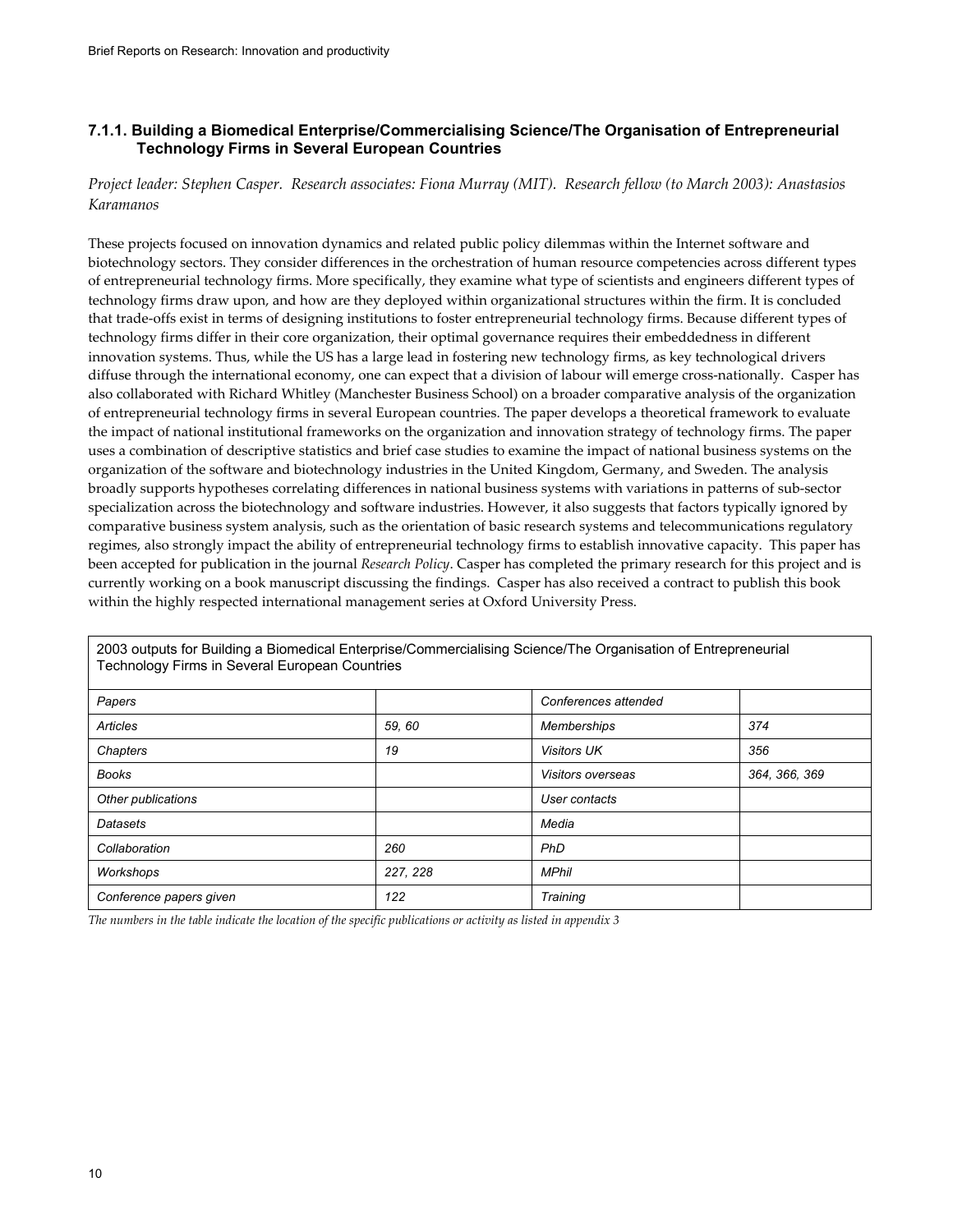### 7.1.1. Building a Biomedical Enterprise/Commercialising Science/The Organisation of Entrepreneurial Technology Firms in Several European Countries

*Project leader: Stephen Casper. Research associates: Fiona Murray (MIT). Research fellow (to March 2003): Anastasios Karamanos*

These projects focused on innovation dynamics and related public policy dilemmas within the Internet software and biotechnology sectors. They consider differences in the orchestration of human resource competencies across different types of entrepreneurial technology firms. More specifically, they examine what type of scientists and engineers different types of technology firms draw upon, and how are they deployed within organizational structures within the firm. It is concluded that trade-offs exist in terms of designing institutions to foster entrepreneurial technology firms. Because different types of technology firms differ in their core organization, their optimal governance requires their embeddedness in different innovation systems. Thus, while the US has a large lead in fostering new technology firms, as key technological drivers diffuse through the international economy, one can expect that a division of labour will emerge cross-nationally. Casper has also collaborated with Richard Whitley (Manchester Business School) on a broader comparative analysis of the organization of entrepreneurial technology firms in several European countries. The paper develops a theoretical framework to evaluate the impact of national institutional frameworks on the organization and innovation strategy of technology firms. The paper uses a combination of descriptive statistics and brief case studies to examine the impact of national business systems on the organization of the software and biotechnology industries in the United Kingdom, Germany, and Sweden. The analysis broadly supports hypotheses correlating differences in national business systems with variations in patterns of sub-sector specialization across the biotechnology and software industries. However, it also suggests that factors typically ignored by comparative business system analysis, such as the orientation of basic research systems and telecommunications regulatory regimes, also strongly impact the ability of entrepreneurial technology firms to establish innovative capacity. This paper has been accepted for publication in the journal *Research Policy*. Casper has completed the primary research for this project and is currently working on a book manuscript discussing the findings. Casper has also received a contract to publish this book within the highly respected international management series at Oxford University Press.

| 2003 outputs for Building a Biomedical Enterprise/Commercialising Science/The Organisation of Entrepreneurial Technology Firms in Several European Countries | | | |
|---|---|---|---|
| *Papers* | | *Conferences attended* | |
| *Articles* | *59, 60* | *Memberships* | *374* |
| *Chapters* | *19* | *Visitors UK* | *356* |
| *Books* | | *Visitors overseas* | *364, 366, 369* |
| *Other publications* | | *User contacts* | |
| *Datasets* | | *Media* | |
| *Collaboration* | *260* | *PhD* | |
| *Workshops* | *227, 228* | *MPhil* | |
| *Conference papers given* | *122* | *Training* | |

*The numbers in the table indicate the location of the specific publications or activity as listed in appendix 3*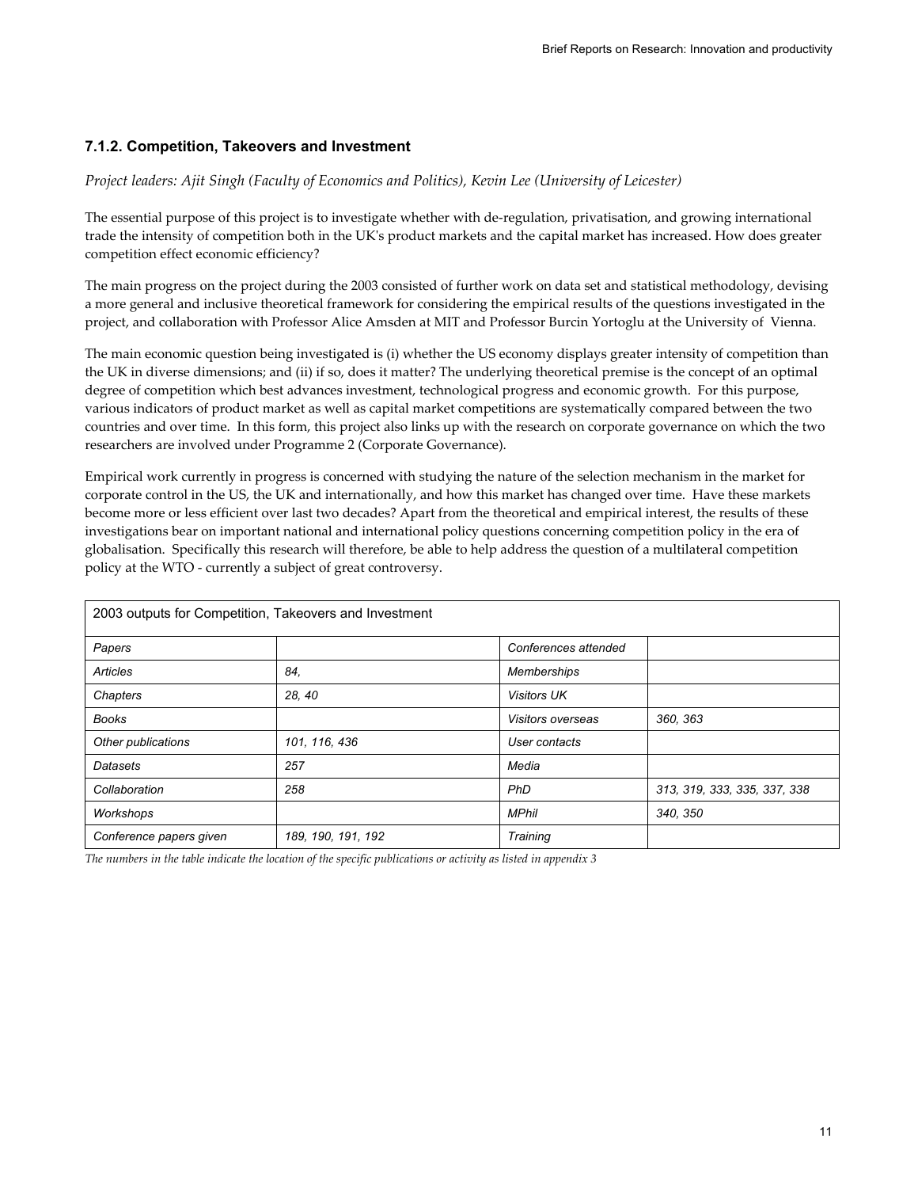### 7.1.2. Competition, Takeovers and Investment

*Project leaders: Ajit Singh (Faculty of Economics and Politics), Kevin Lee (University of Leicester)*

The essential purpose of this project is to investigate whether with de-regulation, privatisation, and growing international trade the intensity of competition both in the UK's product markets and the capital market has increased. How does greater competition effect economic efficiency?

The main progress on the project during the 2003 consisted of further work on data set and statistical methodology, devising a more general and inclusive theoretical framework for considering the empirical results of the questions investigated in the project, and collaboration with Professor Alice Amsden at MIT and Professor Burcin Yortoglu at the University of Vienna.

The main economic question being investigated is (i) whether the US economy displays greater intensity of competition than the UK in diverse dimensions; and (ii) if so, does it matter? The underlying theoretical premise is the concept of an optimal degree of competition which best advances investment, technological progress and economic growth. For this purpose, various indicators of product market as well as capital market competitions are systematically compared between the two countries and over time. In this form, this project also links up with the research on corporate governance on which the two researchers are involved under Programme 2 (Corporate Governance).

Empirical work currently in progress is concerned with studying the nature of the selection mechanism in the market for corporate control in the US, the UK and internationally, and how this market has changed over time. Have these markets become more or less efficient over last two decades? Apart from the theoretical and empirical interest, the results of these investigations bear on important national and international policy questions concerning competition policy in the era of globalisation. Specifically this research will therefore, be able to help address the question of a multilateral competition policy at the WTO - currently a subject of great controversy.

| 2003 outputs for Competition, Takeovers and Investment | | | |
|---|---|---|---|
| *Papers* | | *Conferences attended* | |
| *Articles* | *84,* | *Memberships* | |
| *Chapters* | *28, 40* | *Visitors UK* | |
| *Books* | | *Visitors overseas* | *360, 363* |
| *Other publications* | *101, 116, 436* | *User contacts* | |
| *Datasets* | *257* | *Media* | |
| *Collaboration* | *258* | *PhD* | *313, 319, 333, 335, 337, 338* |
| *Workshops* | | *MPhil* | *340, 350* |
| *Conference papers given* | *189, 190, 191, 192* | *Training* | |

*The numbers in the table indicate the location of the specific publications or activity as listed in appendix 3*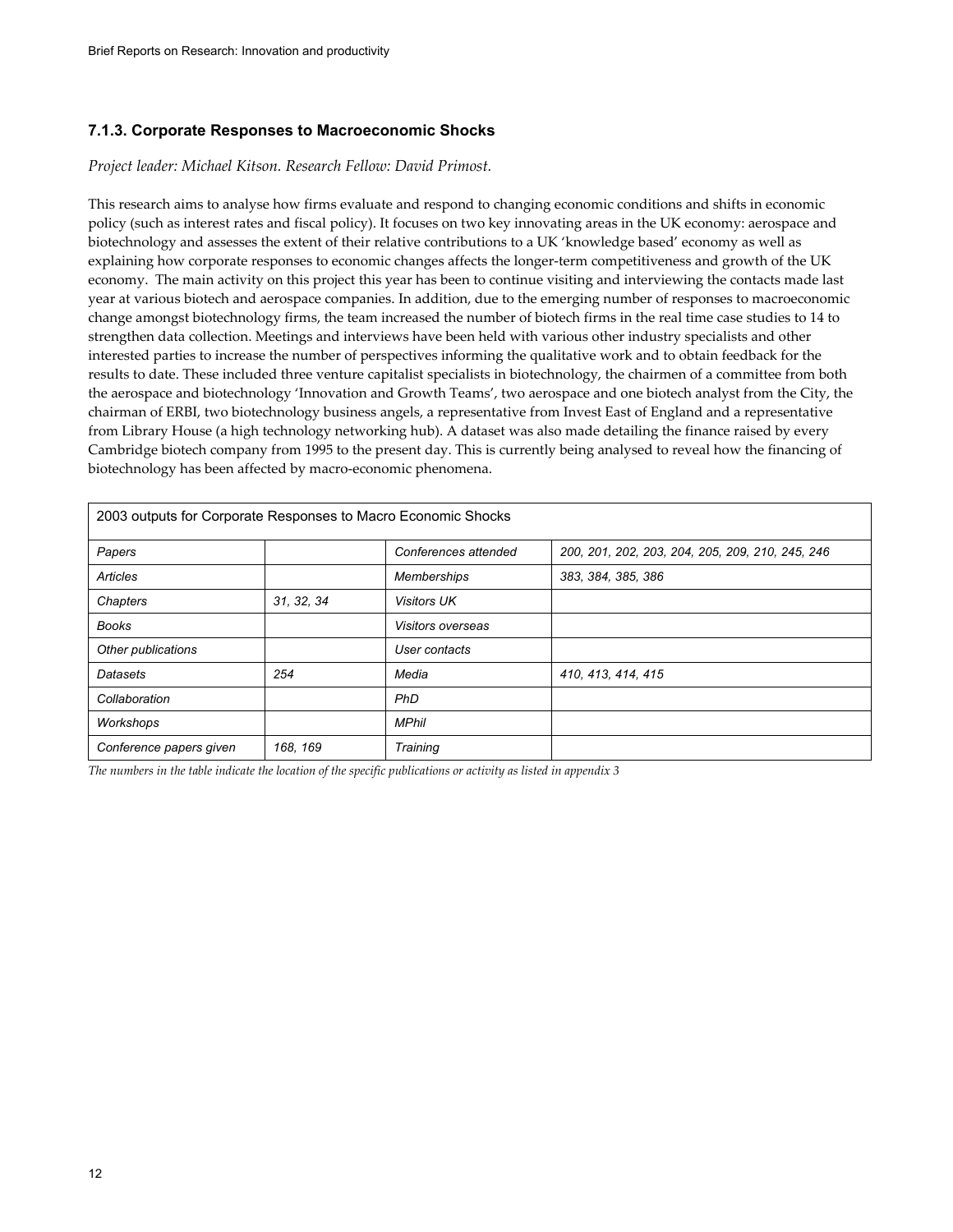### 7.1.3. Corporate Responses to Macroeconomic Shocks

*Project leader: Michael Kitson. Research Fellow: David Primost.*

This research aims to analyse how firms evaluate and respond to changing economic conditions and shifts in economic policy (such as interest rates and fiscal policy). It focuses on two key innovating areas in the UK economy: aerospace and biotechnology and assesses the extent of their relative contributions to a UK 'knowledge based' economy as well as explaining how corporate responses to economic changes affects the longer-term competitiveness and growth of the UK economy. The main activity on this project this year has been to continue visiting and interviewing the contacts made last year at various biotech and aerospace companies. In addition, due to the emerging number of responses to macroeconomic change amongst biotechnology firms, the team increased the number of biotech firms in the real time case studies to 14 to strengthen data collection. Meetings and interviews have been held with various other industry specialists and other interested parties to increase the number of perspectives informing the qualitative work and to obtain feedback for the results to date. These included three venture capitalist specialists in biotechnology, the chairmen of a committee from both the aerospace and biotechnology 'Innovation and Growth Teams', two aerospace and one biotech analyst from the City, the chairman of ERBI, two biotechnology business angels, a representative from Invest East of England and a representative from Library House (a high technology networking hub). A dataset was also made detailing the finance raised by every Cambridge biotech company from 1995 to the present day. This is currently being analysed to reveal how the financing of biotechnology has been affected by macro-economic phenomena.

| 2003 outputs for Corporate Responses to Macro Economic Shocks | | | |
|---|---|---|---|
| *Papers* | | *Conferences attended* | *200, 201, 202, 203, 204, 205, 209, 210, 245, 246* |
| *Articles* | | *Memberships* | *383, 384, 385, 386* |
| *Chapters* | *31, 32, 34* | *Visitors UK* | |
| *Books* | | *Visitors overseas* | |
| *Other publications* | | *User contacts* | |
| *Datasets* | *254* | *Media* | *410, 413, 414, 415* |
| *Collaboration* | | *PhD* | |
| *Workshops* | | *MPhil* | |
| *Conference papers given* | *168, 169* | *Training* | |

*The numbers in the table indicate the location of the specific publications or activity as listed in appendix 3*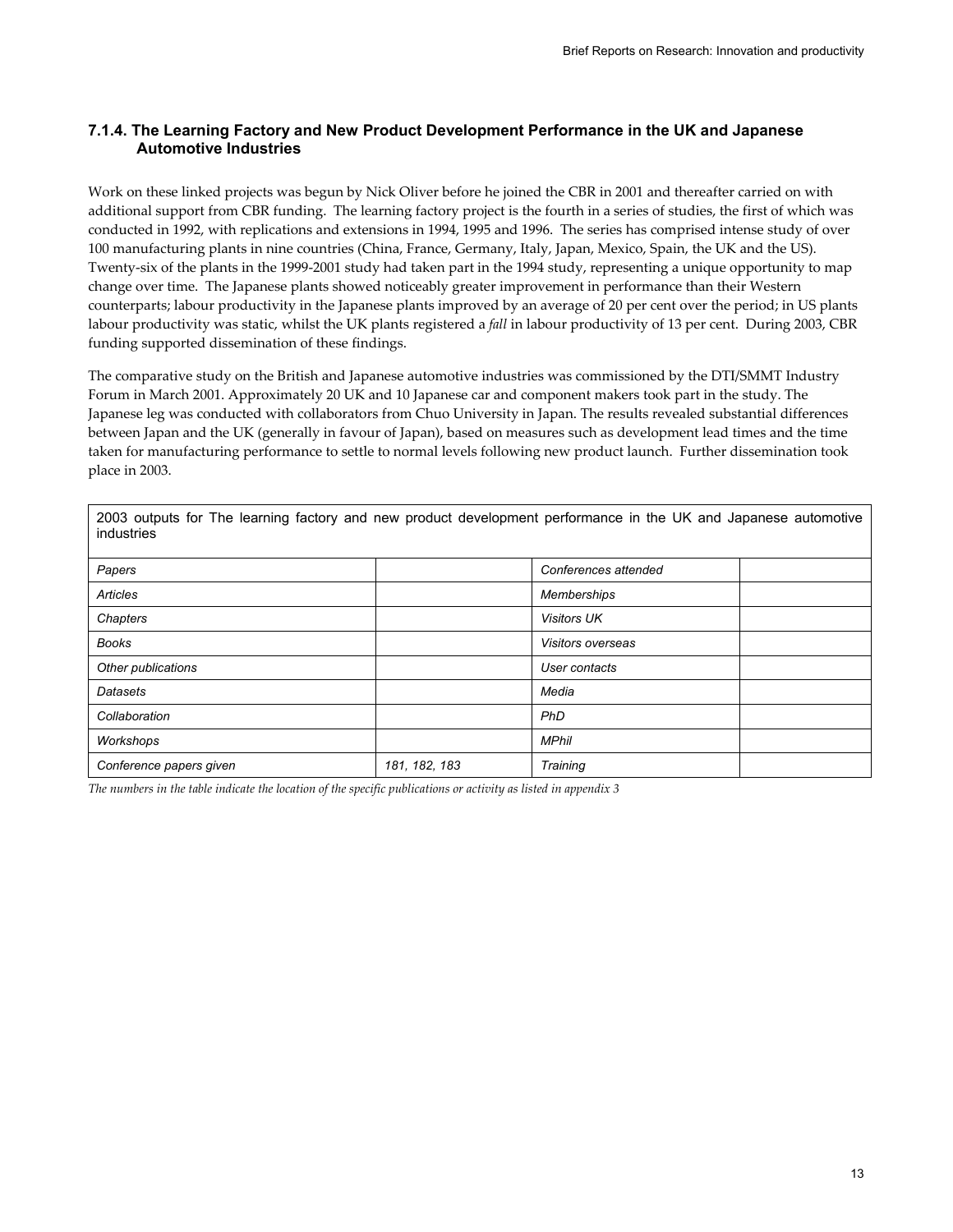### 7.1.4. The Learning Factory and New Product Development Performance in the UK and Japanese Automotive Industries

Work on these linked projects was begun by Nick Oliver before he joined the CBR in 2001 and thereafter carried on with additional support from CBR funding. The learning factory project is the fourth in a series of studies, the first of which was conducted in 1992, with replications and extensions in 1994, 1995 and 1996. The series has comprised intense study of over 100 manufacturing plants in nine countries (China, France, Germany, Italy, Japan, Mexico, Spain, the UK and the US). Twenty-six of the plants in the 1999-2001 study had taken part in the 1994 study, representing a unique opportunity to map change over time. The Japanese plants showed noticeably greater improvement in performance than their Western counterparts; labour productivity in the Japanese plants improved by an average of 20 per cent over the period; in US plants labour productivity was static, whilst the UK plants registered a *fall* in labour productivity of 13 per cent. During 2003, CBR funding supported dissemination of these findings.

The comparative study on the British and Japanese automotive industries was commissioned by the DTI/SMMT Industry Forum in March 2001. Approximately 20 UK and 10 Japanese car and component makers took part in the study. The Japanese leg was conducted with collaborators from Chuo University in Japan. The results revealed substantial differences between Japan and the UK (generally in favour of Japan), based on measures such as development lead times and the time taken for manufacturing performance to settle to normal levels following new product launch. Further dissemination took place in 2003.

| 2003 outputs for The learning factory and new product development performance in the UK and Japanese automotive industries | | | |
|---|---|---|---|
| *Papers* | | *Conferences attended* | |
| *Articles* | | *Memberships* | |
| *Chapters* | | *Visitors UK* | |
| *Books* | | *Visitors overseas* | |
| *Other publications* | | *User contacts* | |
| *Datasets* | | *Media* | |
| *Collaboration* | | *PhD* | |
| *Workshops* | | *MPhil* | |
| *Conference papers given* | *181, 182, 183* | *Training* | |

*The numbers in the table indicate the location of the specific publications or activity as listed in appendix 3*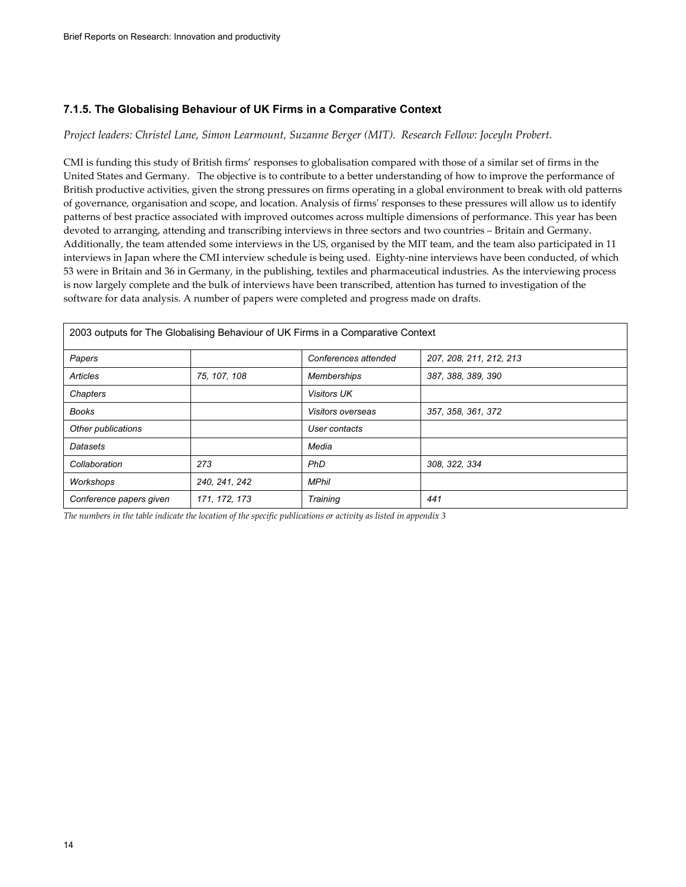### 7.1.5. The Globalising Behaviour of UK Firms in a Comparative Context

*Project leaders: Christel Lane, Simon Learmount, Suzanne Berger (MIT). Research Fellow: Joceyln Probert.*

CMI is funding this study of British firms' responses to globalisation compared with those of a similar set of firms in the United States and Germany. The objective is to contribute to a better understanding of how to improve the performance of British productive activities, given the strong pressures on firms operating in a global environment to break with old patterns of governance, organisation and scope, and location. Analysis of firms' responses to these pressures will allow us to identify patterns of best practice associated with improved outcomes across multiple dimensions of performance. This year has been devoted to arranging, attending and transcribing interviews in three sectors and two countries – Britain and Germany. Additionally, the team attended some interviews in the US, organised by the MIT team, and the team also participated in 11 interviews in Japan where the CMI interview schedule is being used. Eighty-nine interviews have been conducted, of which 53 were in Britain and 36 in Germany, in the publishing, textiles and pharmaceutical industries. As the interviewing process is now largely complete and the bulk of interviews have been transcribed, attention has turned to investigation of the software for data analysis. A number of papers were completed and progress made on drafts.

| 2003 outputs for The Globalising Behaviour of UK Firms in a Comparative Context | | | |
|---|---|---|---|
| *Papers* | | *Conferences attended* | *207, 208, 211, 212, 213* |
| *Articles* | *75, 107, 108* | *Memberships* | *387, 388, 389, 390* |
| *Chapters* | | *Visitors UK* | |
| *Books* | | *Visitors overseas* | *357, 358, 361, 372* |
| *Other publications* | | *User contacts* | |
| *Datasets* | | *Media* | |
| *Collaboration* | *273* | *PhD* | *308, 322, 334* |
| *Workshops* | *240, 241, 242* | *MPhil* | |
| *Conference papers given* | *171, 172, 173* | *Training* | *441* |

*The numbers in the table indicate the location of the specific publications or activity as listed in appendix 3*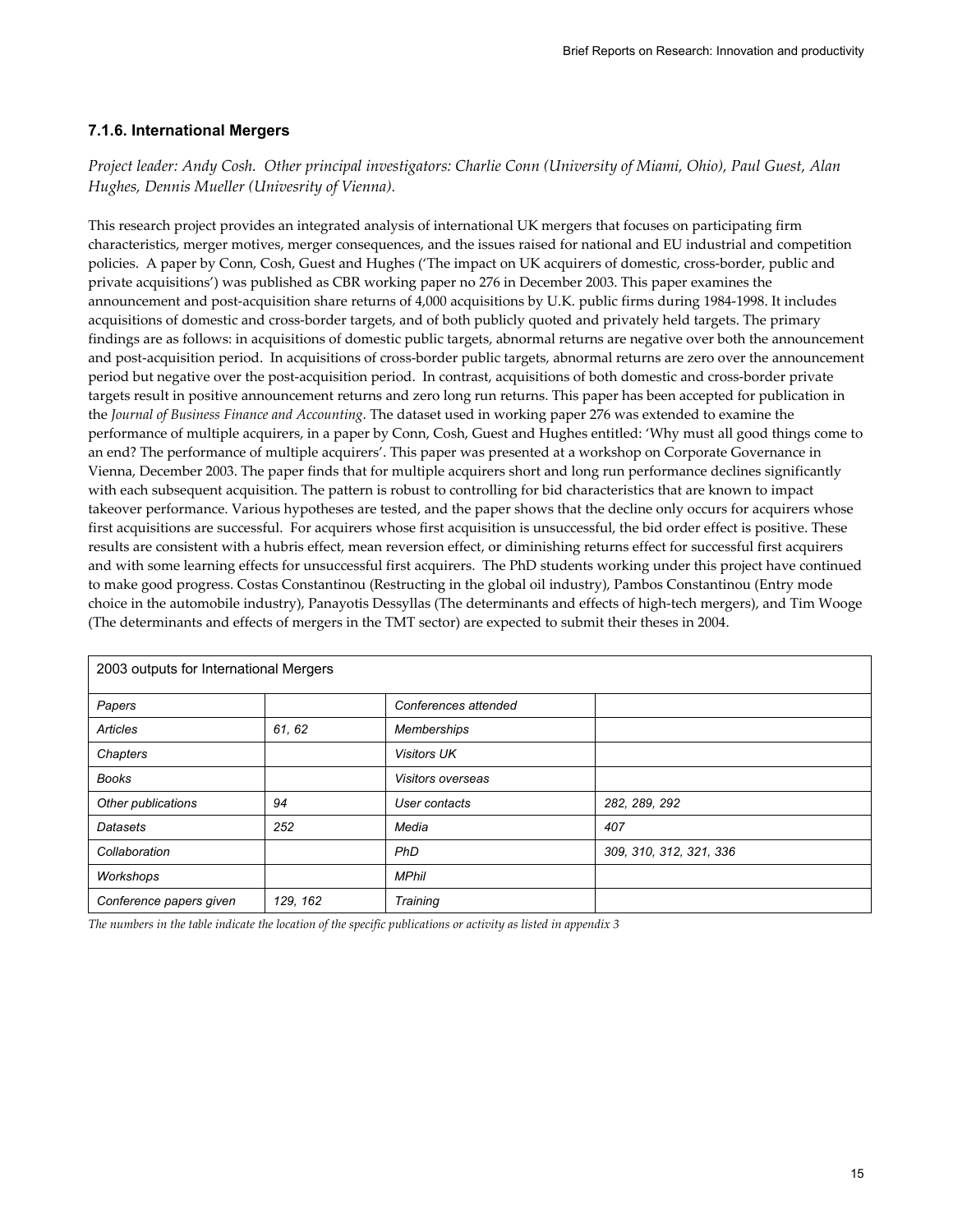### 7.1.6. International Mergers

*Project leader: Andy Cosh. Other principal investigators: Charlie Conn (University of Miami, Ohio), Paul Guest, Alan Hughes, Dennis Mueller (Univesrity of Vienna).*

This research project provides an integrated analysis of international UK mergers that focuses on participating firm characteristics, merger motives, merger consequences, and the issues raised for national and EU industrial and competition policies. A paper by Conn, Cosh, Guest and Hughes ('The impact on UK acquirers of domestic, cross-border, public and private acquisitions') was published as CBR working paper no 276 in December 2003. This paper examines the announcement and post-acquisition share returns of 4,000 acquisitions by U.K. public firms during 1984-1998. It includes acquisitions of domestic and cross-border targets, and of both publicly quoted and privately held targets. The primary findings are as follows: in acquisitions of domestic public targets, abnormal returns are negative over both the announcement and post-acquisition period. In acquisitions of cross-border public targets, abnormal returns are zero over the announcement period but negative over the post-acquisition period. In contrast, acquisitions of both domestic and cross-border private targets result in positive announcement returns and zero long run returns. This paper has been accepted for publication in the *Journal of Business Finance and Accounting*. The dataset used in working paper 276 was extended to examine the performance of multiple acquirers, in a paper by Conn, Cosh, Guest and Hughes entitled: 'Why must all good things come to an end? The performance of multiple acquirers'. This paper was presented at a workshop on Corporate Governance in Vienna, December 2003. The paper finds that for multiple acquirers short and long run performance declines significantly with each subsequent acquisition. The pattern is robust to controlling for bid characteristics that are known to impact takeover performance. Various hypotheses are tested, and the paper shows that the decline only occurs for acquirers whose first acquisitions are successful. For acquirers whose first acquisition is unsuccessful, the bid order effect is positive. These results are consistent with a hubris effect, mean reversion effect, or diminishing returns effect for successful first acquirers and with some learning effects for unsuccessful first acquirers. The PhD students working under this project have continued to make good progress. Costas Constantinou (Restructing in the global oil industry), Pambos Constantinou (Entry mode choice in the automobile industry), Panayotis Dessyllas (The determinants and effects of high-tech mergers), and Tim Wooge (The determinants and effects of mergers in the TMT sector) are expected to submit their theses in 2004.

| 2003 outputs for International Mergers | | | |
|---|---|---|---|
| *Papers* | | *Conferences attended* | |
| *Articles* | *61, 62* | *Memberships* | |
| *Chapters* | | *Visitors UK* | |
| *Books* | | *Visitors overseas* | |
| *Other publications* | *94* | *User contacts* | *282, 289, 292* |
| *Datasets* | *252* | *Media* | *407* |
| *Collaboration* | | *PhD* | *309, 310, 312, 321, 336* |
| *Workshops* | | *MPhil* | |
| *Conference papers given* | *129, 162* | *Training* | |

*The numbers in the table indicate the location of the specific publications or activity as listed in appendix 3*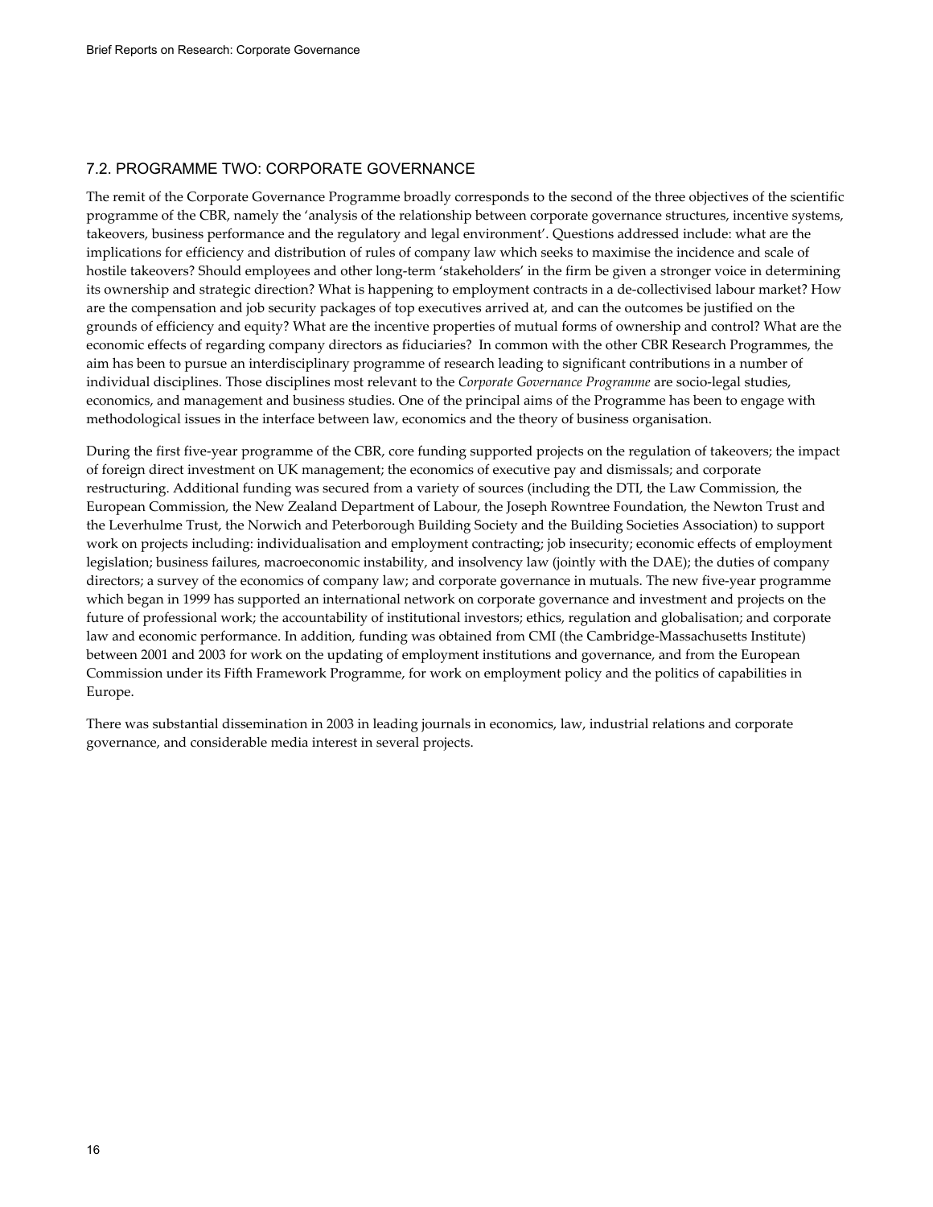## 7.2. PROGRAMME TWO: CORPORATE GOVERNANCE

The remit of the Corporate Governance Programme broadly corresponds to the second of the three objectives of the scientific programme of the CBR, namely the 'analysis of the relationship between corporate governance structures, incentive systems, takeovers, business performance and the regulatory and legal environment'. Questions addressed include: what are the implications for efficiency and distribution of rules of company law which seeks to maximise the incidence and scale of hostile takeovers? Should employees and other long-term 'stakeholders' in the firm be given a stronger voice in determining its ownership and strategic direction? What is happening to employment contracts in a de-collectivised labour market? How are the compensation and job security packages of top executives arrived at, and can the outcomes be justified on the grounds of efficiency and equity? What are the incentive properties of mutual forms of ownership and control? What are the economic effects of regarding company directors as fiduciaries? In common with the other CBR Research Programmes, the aim has been to pursue an interdisciplinary programme of research leading to significant contributions in a number of individual disciplines. Those disciplines most relevant to the *Corporate Governance Programme* are socio-legal studies, economics, and management and business studies. One of the principal aims of the Programme has been to engage with methodological issues in the interface between law, economics and the theory of business organisation.

During the first five-year programme of the CBR, core funding supported projects on the regulation of takeovers; the impact of foreign direct investment on UK management; the economics of executive pay and dismissals; and corporate restructuring. Additional funding was secured from a variety of sources (including the DTI, the Law Commission, the European Commission, the New Zealand Department of Labour, the Joseph Rowntree Foundation, the Newton Trust and the Leverhulme Trust, the Norwich and Peterborough Building Society and the Building Societies Association) to support work on projects including: individualisation and employment contracting; job insecurity; economic effects of employment legislation; business failures, macroeconomic instability, and insolvency law (jointly with the DAE); the duties of company directors; a survey of the economics of company law; and corporate governance in mutuals. The new five-year programme which began in 1999 has supported an international network on corporate governance and investment and projects on the future of professional work; the accountability of institutional investors; ethics, regulation and globalisation; and corporate law and economic performance. In addition, funding was obtained from CMI (the Cambridge-Massachusetts Institute) between 2001 and 2003 for work on the updating of employment institutions and governance, and from the European Commission under its Fifth Framework Programme, for work on employment policy and the politics of capabilities in Europe.

There was substantial dissemination in 2003 in leading journals in economics, law, industrial relations and corporate governance, and considerable media interest in several projects.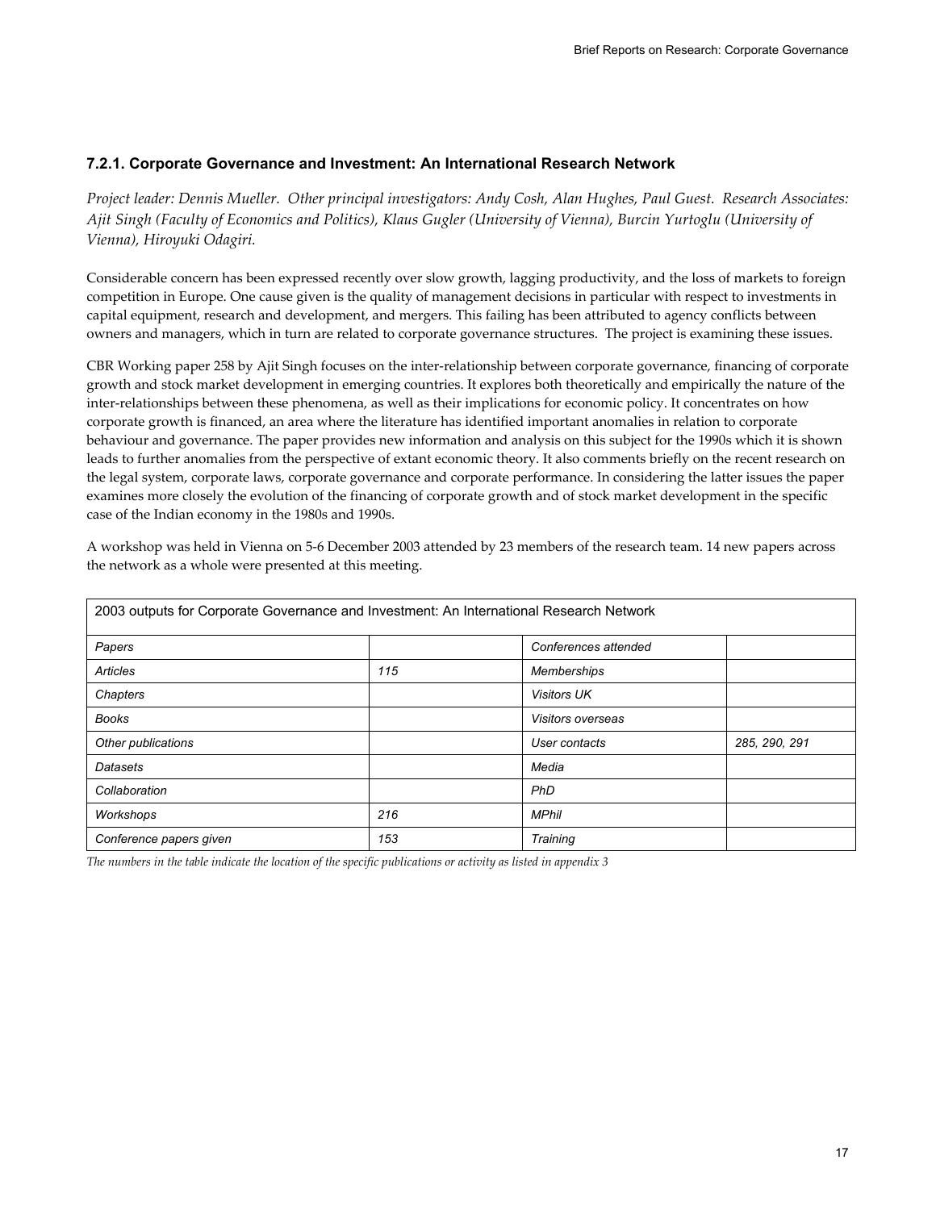### 7.2.1. Corporate Governance and Investment: An International Research Network

*Project leader: Dennis Mueller. Other principal investigators: Andy Cosh, Alan Hughes, Paul Guest. Research Associates: Ajit Singh (Faculty of Economics and Politics), Klaus Gugler (University of Vienna), Burcin Yurtoglu (University of Vienna), Hiroyuki Odagiri.*

Considerable concern has been expressed recently over slow growth, lagging productivity, and the loss of markets to foreign competition in Europe. One cause given is the quality of management decisions in particular with respect to investments in capital equipment, research and development, and mergers. This failing has been attributed to agency conflicts between owners and managers, which in turn are related to corporate governance structures. The project is examining these issues.

CBR Working paper 258 by Ajit Singh focuses on the inter-relationship between corporate governance, financing of corporate growth and stock market development in emerging countries. It explores both theoretically and empirically the nature of the inter-relationships between these phenomena, as well as their implications for economic policy. It concentrates on how corporate growth is financed, an area where the literature has identified important anomalies in relation to corporate behaviour and governance. The paper provides new information and analysis on this subject for the 1990s which it is shown leads to further anomalies from the perspective of extant economic theory. It also comments briefly on the recent research on the legal system, corporate laws, corporate governance and corporate performance. In considering the latter issues the paper examines more closely the evolution of the financing of corporate growth and of stock market development in the specific case of the Indian economy in the 1980s and 1990s.

A workshop was held in Vienna on 5-6 December 2003 attended by 23 members of the research team. 14 new papers across the network as a whole were presented at this meeting.

| 2003 outputs for Corporate Governance and Investment: An International Research Network | | | |
|---|---|---|---|
| *Papers* | | *Conferences attended* | |
| *Articles* | *115* | *Memberships* | |
| *Chapters* | | *Visitors UK* | |
| *Books* | | *Visitors overseas* | |
| *Other publications* | | *User contacts* | *285, 290, 291* |
| *Datasets* | | *Media* | |
| *Collaboration* | | *PhD* | |
| *Workshops* | *216* | *MPhil* | |
| *Conference papers given* | *153* | *Training* | |

*The numbers in the table indicate the location of the specific publications or activity as listed in appendix 3*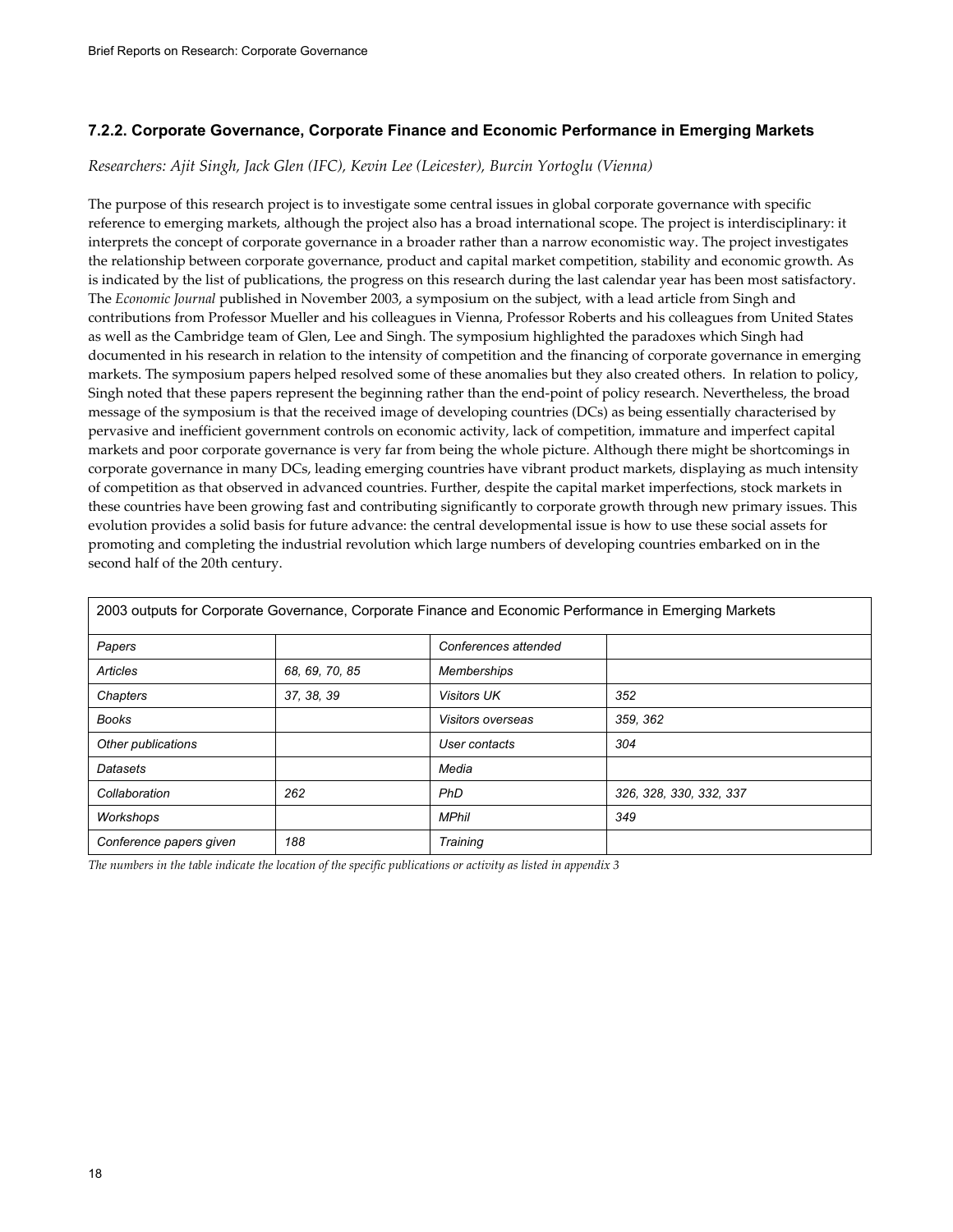### 7.2.2. Corporate Governance, Corporate Finance and Economic Performance in Emerging Markets

*Researchers: Ajit Singh, Jack Glen (IFC), Kevin Lee (Leicester), Burcin Yortoglu (Vienna)*

The purpose of this research project is to investigate some central issues in global corporate governance with specific reference to emerging markets, although the project also has a broad international scope. The project is interdisciplinary: it interprets the concept of corporate governance in a broader rather than a narrow economistic way. The project investigates the relationship between corporate governance, product and capital market competition, stability and economic growth. As is indicated by the list of publications, the progress on this research during the last calendar year has been most satisfactory. The *Economic Journal* published in November 2003, a symposium on the subject, with a lead article from Singh and contributions from Professor Mueller and his colleagues in Vienna, Professor Roberts and his colleagues from United States as well as the Cambridge team of Glen, Lee and Singh. The symposium highlighted the paradoxes which Singh had documented in his research in relation to the intensity of competition and the financing of corporate governance in emerging markets. The symposium papers helped resolved some of these anomalies but they also created others. In relation to policy, Singh noted that these papers represent the beginning rather than the end-point of policy research. Nevertheless, the broad message of the symposium is that the received image of developing countries (DCs) as being essentially characterised by pervasive and inefficient government controls on economic activity, lack of competition, immature and imperfect capital markets and poor corporate governance is very far from being the whole picture. Although there might be shortcomings in corporate governance in many DCs, leading emerging countries have vibrant product markets, displaying as much intensity of competition as that observed in advanced countries. Further, despite the capital market imperfections, stock markets in these countries have been growing fast and contributing significantly to corporate growth through new primary issues. This evolution provides a solid basis for future advance: the central developmental issue is how to use these social assets for promoting and completing the industrial revolution which large numbers of developing countries embarked on in the second half of the 20th century.

| 2003 outputs for Corporate Governance, Corporate Finance and Economic Performance in Emerging Markets | | | |
|---|---|---|---|
| *Papers* | | *Conferences attended* | |
| *Articles* | *68, 69, 70, 85* | *Memberships* | |
| *Chapters* | *37, 38, 39* | *Visitors UK* | *352* |
| *Books* | | *Visitors overseas* | *359, 362* |
| *Other publications* | | *User contacts* | *304* |
| *Datasets* | | *Media* | |
| *Collaboration* | *262* | *PhD* | *326, 328, 330, 332, 337* |
| *Workshops* | | *MPhil* | *349* |
| *Conference papers given* | *188* | *Training* | |

*The numbers in the table indicate the location of the specific publications or activity as listed in appendix 3*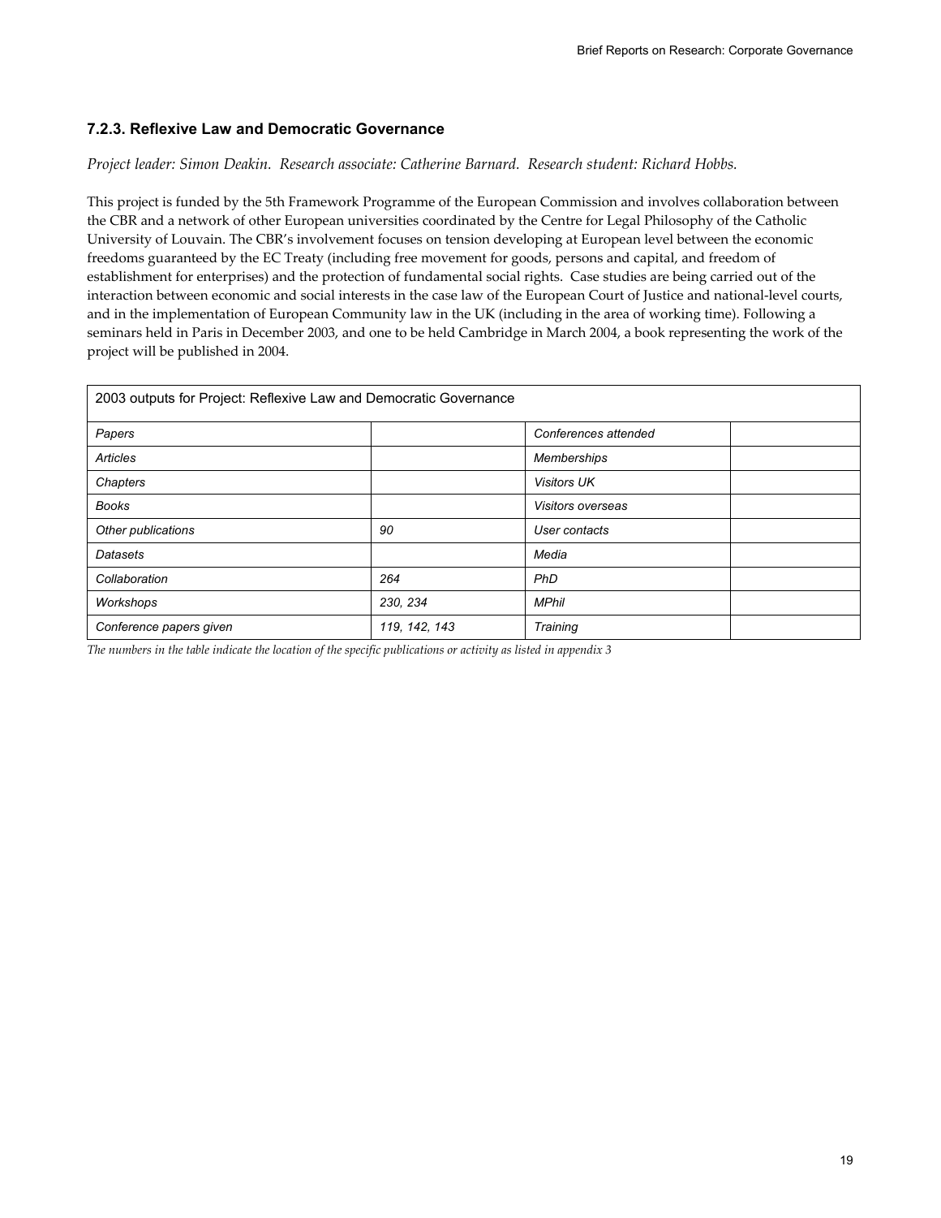### 7.2.3. Reflexive Law and Democratic Governance

*Project leader: Simon Deakin. Research associate: Catherine Barnard. Research student: Richard Hobbs.*

This project is funded by the 5th Framework Programme of the European Commission and involves collaboration between the CBR and a network of other European universities coordinated by the Centre for Legal Philosophy of the Catholic University of Louvain. The CBR's involvement focuses on tension developing at European level between the economic freedoms guaranteed by the EC Treaty (including free movement for goods, persons and capital, and freedom of establishment for enterprises) and the protection of fundamental social rights. Case studies are being carried out of the interaction between economic and social interests in the case law of the European Court of Justice and national-level courts, and in the implementation of European Community law in the UK (including in the area of working time). Following a seminars held in Paris in December 2003, and one to be held Cambridge in March 2004, a book representing the work of the project will be published in 2004.

| 2003 outputs for Project: Reflexive Law and Democratic Governance | | | |
|---|---|---|---|
| *Papers* | | *Conferences attended* | |
| *Articles* | | *Memberships* | |
| *Chapters* | | *Visitors UK* | |
| *Books* | | *Visitors overseas* | |
| *Other publications* | *90* | *User contacts* | |
| *Datasets* | | *Media* | |
| *Collaboration* | *264* | *PhD* | |
| *Workshops* | *230, 234* | *MPhil* | |
| *Conference papers given* | *119, 142, 143* | *Training* | |

*The numbers in the table indicate the location of the specific publications or activity as listed in appendix 3*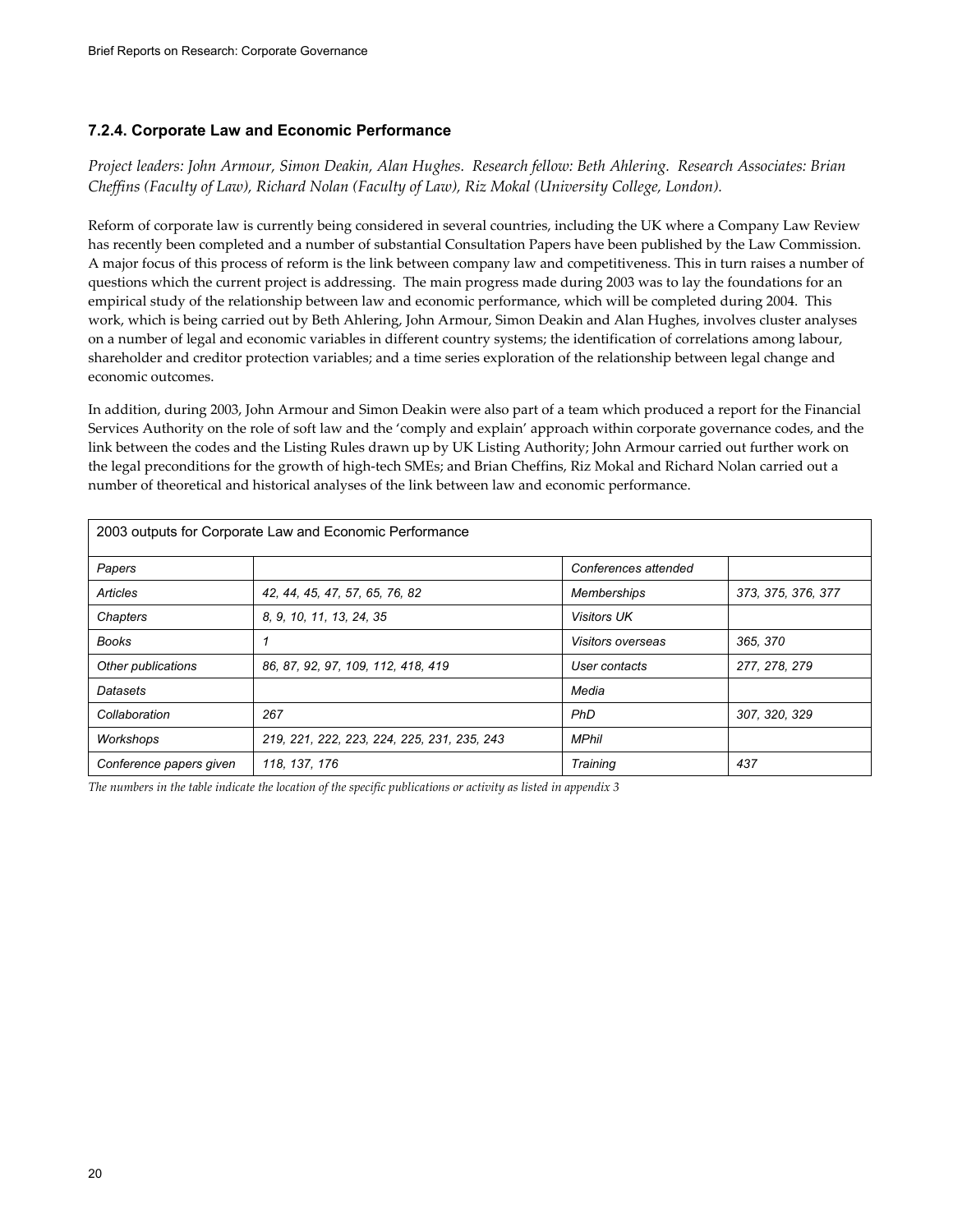### 7.2.4. Corporate Law and Economic Performance

*Project leaders: John Armour, Simon Deakin, Alan Hughes. Research fellow: Beth Ahlering. Research Associates: Brian Cheffins (Faculty of Law), Richard Nolan (Faculty of Law), Riz Mokal (University College, London).*

Reform of corporate law is currently being considered in several countries, including the UK where a Company Law Review has recently been completed and a number of substantial Consultation Papers have been published by the Law Commission. A major focus of this process of reform is the link between company law and competitiveness. This in turn raises a number of questions which the current project is addressing. The main progress made during 2003 was to lay the foundations for an empirical study of the relationship between law and economic performance, which will be completed during 2004. This work, which is being carried out by Beth Ahlering, John Armour, Simon Deakin and Alan Hughes, involves cluster analyses on a number of legal and economic variables in different country systems; the identification of correlations among labour, shareholder and creditor protection variables; and a time series exploration of the relationship between legal change and economic outcomes.

In addition, during 2003, John Armour and Simon Deakin were also part of a team which produced a report for the Financial Services Authority on the role of soft law and the 'comply and explain' approach within corporate governance codes, and the link between the codes and the Listing Rules drawn up by UK Listing Authority; John Armour carried out further work on the legal preconditions for the growth of high-tech SMEs; and Brian Cheffins, Riz Mokal and Richard Nolan carried out a number of theoretical and historical analyses of the link between law and economic performance.

| 2003 outputs for Corporate Law and Economic Performance | | | |
|---|---|---|---|
| *Papers* | | *Conferences attended* | |
| *Articles* | *42, 44, 45, 47, 57, 65, 76, 82* | *Memberships* | *373, 375, 376, 377* |
| *Chapters* | *8, 9, 10, 11, 13, 24, 35* | *Visitors UK* | |
| *Books* | *1* | *Visitors overseas* | *365, 370* |
| *Other publications* | *86, 87, 92, 97, 109, 112, 418, 419* | *User contacts* | *277, 278, 279* |
| *Datasets* | | *Media* | |
| *Collaboration* | *267* | *PhD* | *307, 320, 329* |
| *Workshops* | *219, 221, 222, 223, 224, 225, 231, 235, 243* | *MPhil* | |
| *Conference papers given* | *118, 137, 176* | *Training* | *437* |

*The numbers in the table indicate the location of the specific publications or activity as listed in appendix 3*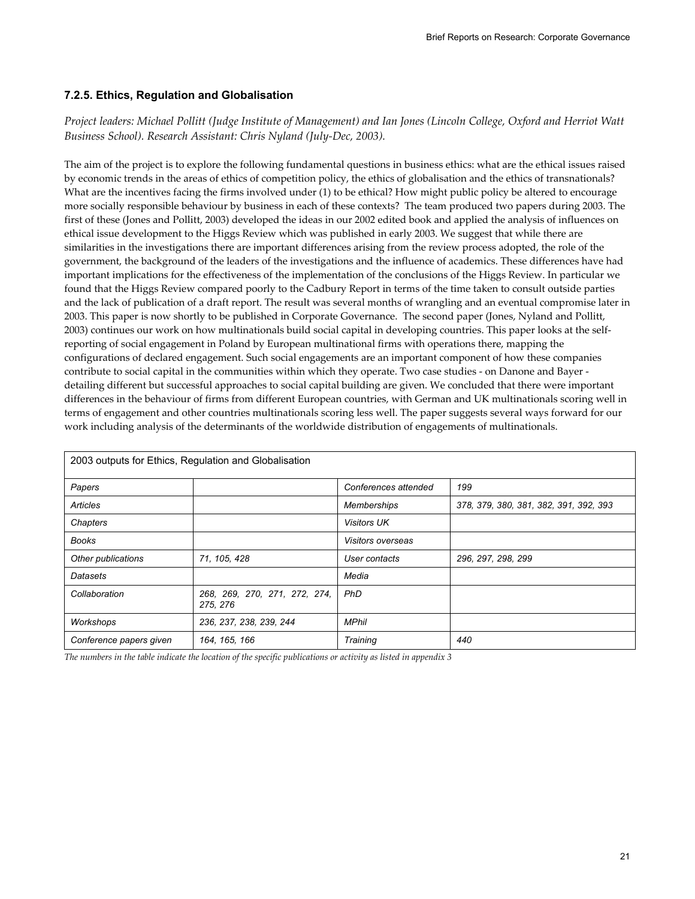### 7.2.5. Ethics, Regulation and Globalisation

*Project leaders: Michael Pollitt (Judge Institute of Management) and Ian Jones (Lincoln College, Oxford and Herriot Watt Business School). Research Assistant: Chris Nyland (July-Dec, 2003).*

The aim of the project is to explore the following fundamental questions in business ethics: what are the ethical issues raised by economic trends in the areas of ethics of competition policy, the ethics of globalisation and the ethics of transnationals? What are the incentives facing the firms involved under (1) to be ethical? How might public policy be altered to encourage more socially responsible behaviour by business in each of these contexts? The team produced two papers during 2003. The first of these (Jones and Pollitt, 2003) developed the ideas in our 2002 edited book and applied the analysis of influences on ethical issue development to the Higgs Review which was published in early 2003. We suggest that while there are similarities in the investigations there are important differences arising from the review process adopted, the role of the government, the background of the leaders of the investigations and the influence of academics. These differences have had important implications for the effectiveness of the implementation of the conclusions of the Higgs Review. In particular we found that the Higgs Review compared poorly to the Cadbury Report in terms of the time taken to consult outside parties and the lack of publication of a draft report. The result was several months of wrangling and an eventual compromise later in 2003. This paper is now shortly to be published in Corporate Governance. The second paper (Jones, Nyland and Pollitt, 2003) continues our work on how multinationals build social capital in developing countries. This paper looks at the self-reporting of social engagement in Poland by European multinational firms with operations there, mapping the configurations of declared engagement. Such social engagements are an important component of how these companies contribute to social capital in the communities within which they operate. Two case studies - on Danone and Bayer - detailing different but successful approaches to social capital building are given. We concluded that there were important differences in the behaviour of firms from different European countries, with German and UK multinationals scoring well in terms of engagement and other countries multinationals scoring less well. The paper suggests several ways forward for our work including analysis of the determinants of the worldwide distribution of engagements of multinationals.

| 2003 outputs for Ethics, Regulation and Globalisation | | | |
|---|---|---|---|
| *Papers* | | *Conferences attended* | *199* |
| *Articles* | | *Memberships* | *378, 379, 380, 381, 382, 391, 392, 393* |
| *Chapters* | | *Visitors UK* | |
| *Books* | | *Visitors overseas* | |
| *Other publications* | *71, 105, 428* | *User contacts* | *296, 297, 298, 299* |
| *Datasets* | | *Media* | |
| *Collaboration* | *268, 269, 270, 271, 272, 274, 275, 276* | *PhD* | |
| *Workshops* | *236, 237, 238, 239, 244* | *MPhil* | |
| *Conference papers given* | *164, 165, 166* | *Training* | *440* |

*The numbers in the table indicate the location of the specific publications or activity as listed in appendix 3*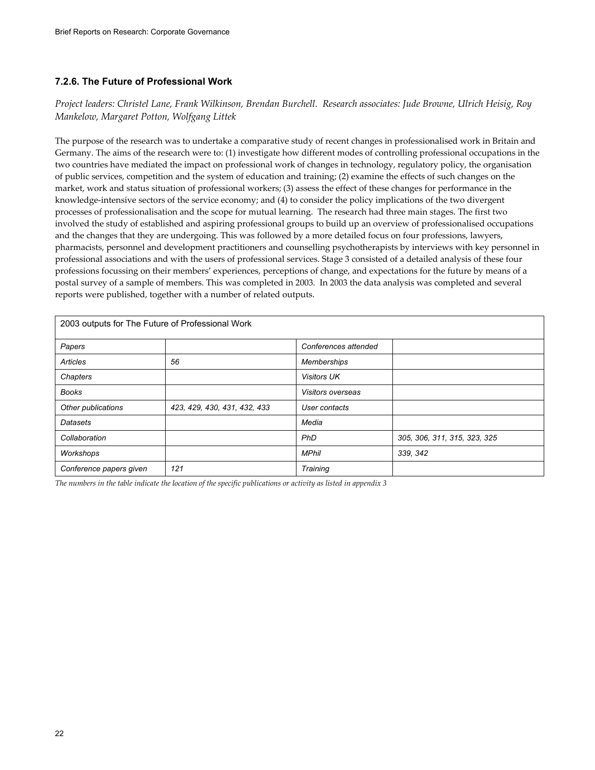### 7.2.6. The Future of Professional Work

*Project leaders: Christel Lane, Frank Wilkinson, Brendan Burchell. Research associates: Jude Browne, Ulrich Heisig, Roy Mankelow, Margaret Potton, Wolfgang Littek*

The purpose of the research was to undertake a comparative study of recent changes in professionalised work in Britain and Germany. The aims of the research were to: (1) investigate how different modes of controlling professional occupations in the two countries have mediated the impact on professional work of changes in technology, regulatory policy, the organisation of public services, competition and the system of education and training; (2) examine the effects of such changes on the market, work and status situation of professional workers; (3) assess the effect of these changes for performance in the knowledge-intensive sectors of the service economy; and (4) to consider the policy implications of the two divergent processes of professionalisation and the scope for mutual learning. The research had three main stages. The first two involved the study of established and aspiring professional groups to build up an overview of professionalised occupations and the changes that they are undergoing. This was followed by a more detailed focus on four professions, lawyers, pharmacists, personnel and development practitioners and counselling psychotherapists by interviews with key personnel in professional associations and with the users of professional services. Stage 3 consisted of a detailed analysis of these four professions focussing on their members' experiences, perceptions of change, and expectations for the future by means of a postal survey of a sample of members. This was completed in 2003. In 2003 the data analysis was completed and several reports were published, together with a number of related outputs.

| 2003 outputs for The Future of Professional Work | | | |
|---|---|---|---|
| *Papers* | | *Conferences attended* | |
| *Articles* | *56* | *Memberships* | |
| *Chapters* | | *Visitors UK* | |
| *Books* | | *Visitors overseas* | |
| *Other publications* | *423, 429, 430, 431, 432, 433* | *User contacts* | |
| *Datasets* | | *Media* | |
| *Collaboration* | | *PhD* | *305, 306, 311, 315, 323, 325* |
| *Workshops* | | *MPhil* | *339, 342* |
| *Conference papers given* | *121* | *Training* | |

*The numbers in the table indicate the location of the specific publications or activity as listed in appendix 3*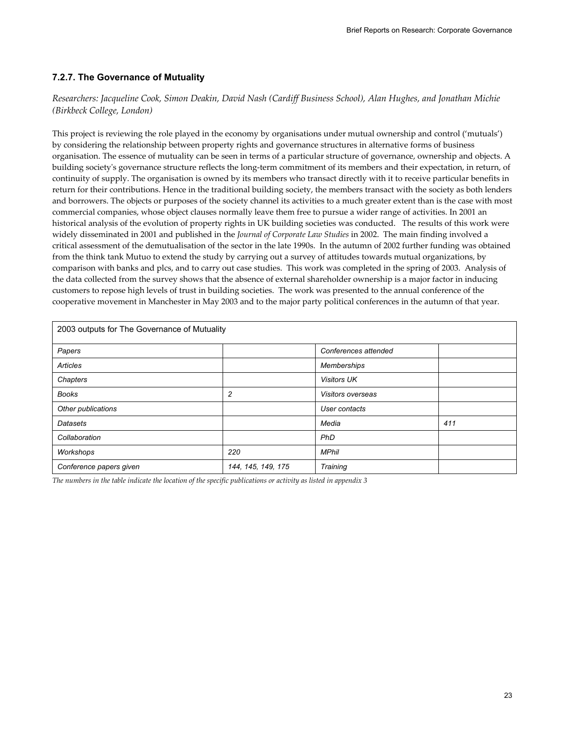### 7.2.7. The Governance of Mutuality

*Researchers: Jacqueline Cook, Simon Deakin, David Nash (Cardiff Business School), Alan Hughes, and Jonathan Michie (Birkbeck College, London)*

This project is reviewing the role played in the economy by organisations under mutual ownership and control ('mutuals') by considering the relationship between property rights and governance structures in alternative forms of business organisation. The essence of mutuality can be seen in terms of a particular structure of governance, ownership and objects. A building society's governance structure reflects the long-term commitment of its members and their expectation, in return, of continuity of supply. The organisation is owned by its members who transact directly with it to receive particular benefits in return for their contributions. Hence in the traditional building society, the members transact with the society as both lenders and borrowers. The objects or purposes of the society channel its activities to a much greater extent than is the case with most commercial companies, whose object clauses normally leave them free to pursue a wider range of activities. In 2001 an historical analysis of the evolution of property rights in UK building societies was conducted. The results of this work were widely disseminated in 2001 and published in the *Journal of Corporate Law Studies* in 2002. The main finding involved a critical assessment of the demutualisation of the sector in the late 1990s. In the autumn of 2002 further funding was obtained from the think tank Mutuo to extend the study by carrying out a survey of attitudes towards mutual organizations, by comparison with banks and plcs, and to carry out case studies. This work was completed in the spring of 2003. Analysis of the data collected from the survey shows that the absence of external shareholder ownership is a major factor in inducing customers to repose high levels of trust in building societies. The work was presented to the annual conference of the cooperative movement in Manchester in May 2003 and to the major party political conferences in the autumn of that year.

| 2003 outputs for The Governance of Mutuality | | | |
|---|---|---|---|
| *Papers* | | *Conferences attended* | |
| *Articles* | | *Memberships* | |
| *Chapters* | | *Visitors UK* | |
| *Books* | *2* | *Visitors overseas* | |
| *Other publications* | | *User contacts* | |
| *Datasets* | | *Media* | *411* |
| *Collaboration* | | *PhD* | |
| *Workshops* | *220* | *MPhil* | |
| *Conference papers given* | *144, 145, 149, 175* | *Training* | |

*The numbers in the table indicate the location of the specific publications or activity as listed in appendix 3*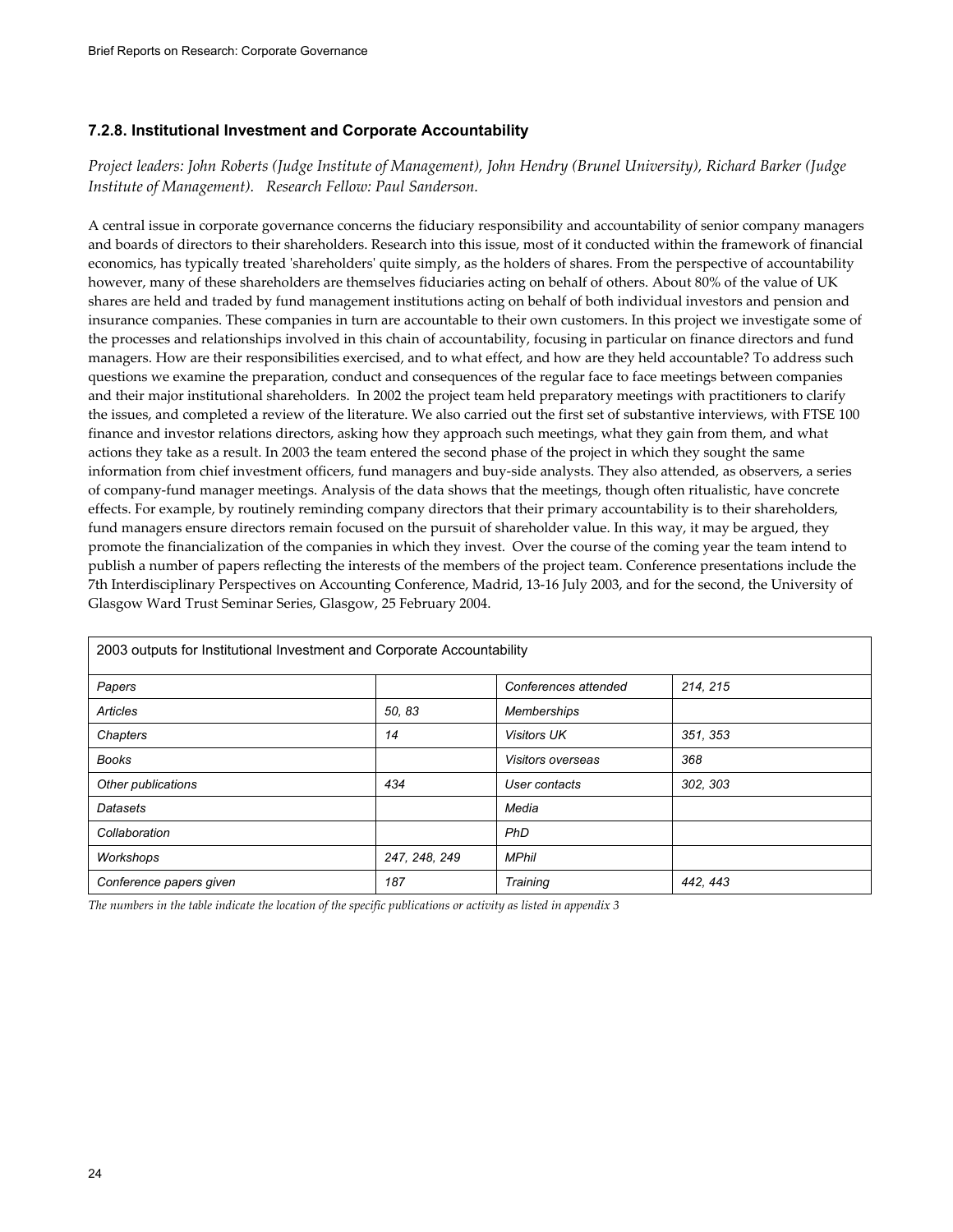### 7.2.8. Institutional Investment and Corporate Accountability

*Project leaders: John Roberts (Judge Institute of Management), John Hendry (Brunel University), Richard Barker (Judge Institute of Management). Research Fellow: Paul Sanderson.*

A central issue in corporate governance concerns the fiduciary responsibility and accountability of senior company managers and boards of directors to their shareholders. Research into this issue, most of it conducted within the framework of financial economics, has typically treated 'shareholders' quite simply, as the holders of shares. From the perspective of accountability however, many of these shareholders are themselves fiduciaries acting on behalf of others. About 80% of the value of UK shares are held and traded by fund management institutions acting on behalf of both individual investors and pension and insurance companies. These companies in turn are accountable to their own customers. In this project we investigate some of the processes and relationships involved in this chain of accountability, focusing in particular on finance directors and fund managers. How are their responsibilities exercised, and to what effect, and how are they held accountable? To address such questions we examine the preparation, conduct and consequences of the regular face to face meetings between companies and their major institutional shareholders. In 2002 the project team held preparatory meetings with practitioners to clarify the issues, and completed a review of the literature. We also carried out the first set of substantive interviews, with FTSE 100 finance and investor relations directors, asking how they approach such meetings, what they gain from them, and what actions they take as a result. In 2003 the team entered the second phase of the project in which they sought the same information from chief investment officers, fund managers and buy-side analysts. They also attended, as observers, a series of company-fund manager meetings. Analysis of the data shows that the meetings, though often ritualistic, have concrete effects. For example, by routinely reminding company directors that their primary accountability is to their shareholders, fund managers ensure directors remain focused on the pursuit of shareholder value. In this way, it may be argued, they promote the financialization of the companies in which they invest. Over the course of the coming year the team intend to publish a number of papers reflecting the interests of the members of the project team. Conference presentations include the 7th Interdisciplinary Perspectives on Accounting Conference, Madrid, 13-16 July 2003, and for the second, the University of Glasgow Ward Trust Seminar Series, Glasgow, 25 February 2004.

| 2003 outputs for Institutional Investment and Corporate Accountability | | | |
|---|---|---|---|
| *Papers* | | *Conferences attended* | *214, 215* |
| *Articles* | *50, 83* | *Memberships* | |
| *Chapters* | *14* | *Visitors UK* | *351, 353* |
| *Books* | | *Visitors overseas* | *368* |
| *Other publications* | *434* | *User contacts* | *302, 303* |
| *Datasets* | | *Media* | |
| *Collaboration* | | *PhD* | |
| *Workshops* | *247, 248, 249* | *MPhil* | |
| *Conference papers given* | *187* | *Training* | *442, 443* |

*The numbers in the table indicate the location of the specific publications or activity as listed in appendix 3*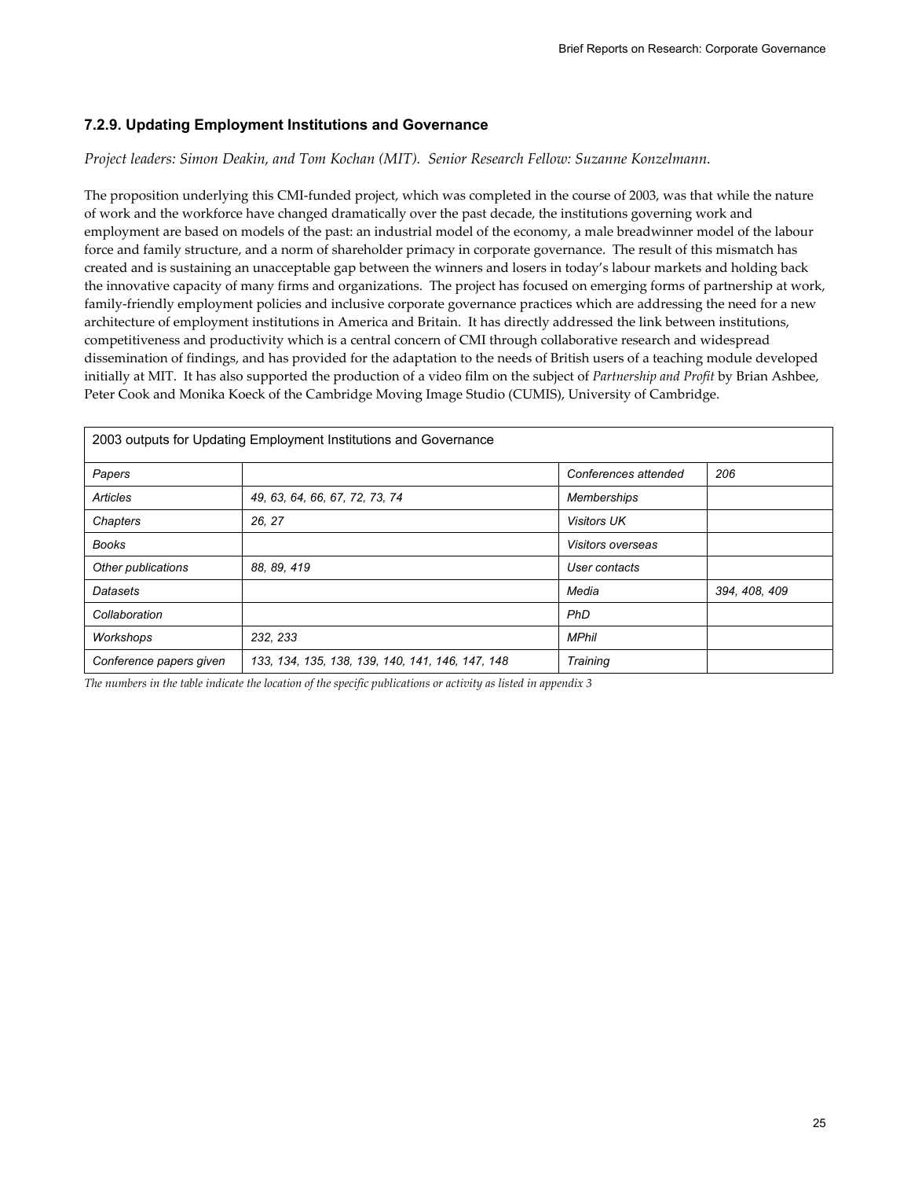### 7.2.9. Updating Employment Institutions and Governance

*Project leaders: Simon Deakin, and Tom Kochan (MIT). Senior Research Fellow: Suzanne Konzelmann.*

The proposition underlying this CMI-funded project, which was completed in the course of 2003, was that while the nature of work and the workforce have changed dramatically over the past decade, the institutions governing work and employment are based on models of the past: an industrial model of the economy, a male breadwinner model of the labour force and family structure, and a norm of shareholder primacy in corporate governance. The result of this mismatch has created and is sustaining an unacceptable gap between the winners and losers in today's labour markets and holding back the innovative capacity of many firms and organizations. The project has focused on emerging forms of partnership at work, family-friendly employment policies and inclusive corporate governance practices which are addressing the need for a new architecture of employment institutions in America and Britain. It has directly addressed the link between institutions, competitiveness and productivity which is a central concern of CMI through collaborative research and widespread dissemination of findings, and has provided for the adaptation to the needs of British users of a teaching module developed initially at MIT. It has also supported the production of a video film on the subject of *Partnership and Profit* by Brian Ashbee, Peter Cook and Monika Koeck of the Cambridge Moving Image Studio (CUMIS), University of Cambridge.

| 2003 outputs for Updating Employment Institutions and Governance | | | |
|---|---|---|---|
| *Papers* | | *Conferences attended* | *206* |
| *Articles* | *49, 63, 64, 66, 67, 72, 73, 74* | *Memberships* | |
| *Chapters* | *26, 27* | *Visitors UK* | |
| *Books* | | *Visitors overseas* | |
| *Other publications* | *88, 89, 419* | *User contacts* | |
| *Datasets* | | *Media* | *394, 408, 409* |
| *Collaboration* | | *PhD* | |
| *Workshops* | *232, 233* | *MPhil* | |
| *Conference papers given* | *133, 134, 135, 138, 139, 140, 141, 146, 147, 148* | *Training* | |

*The numbers in the table indicate the location of the specific publications or activity as listed in appendix 3*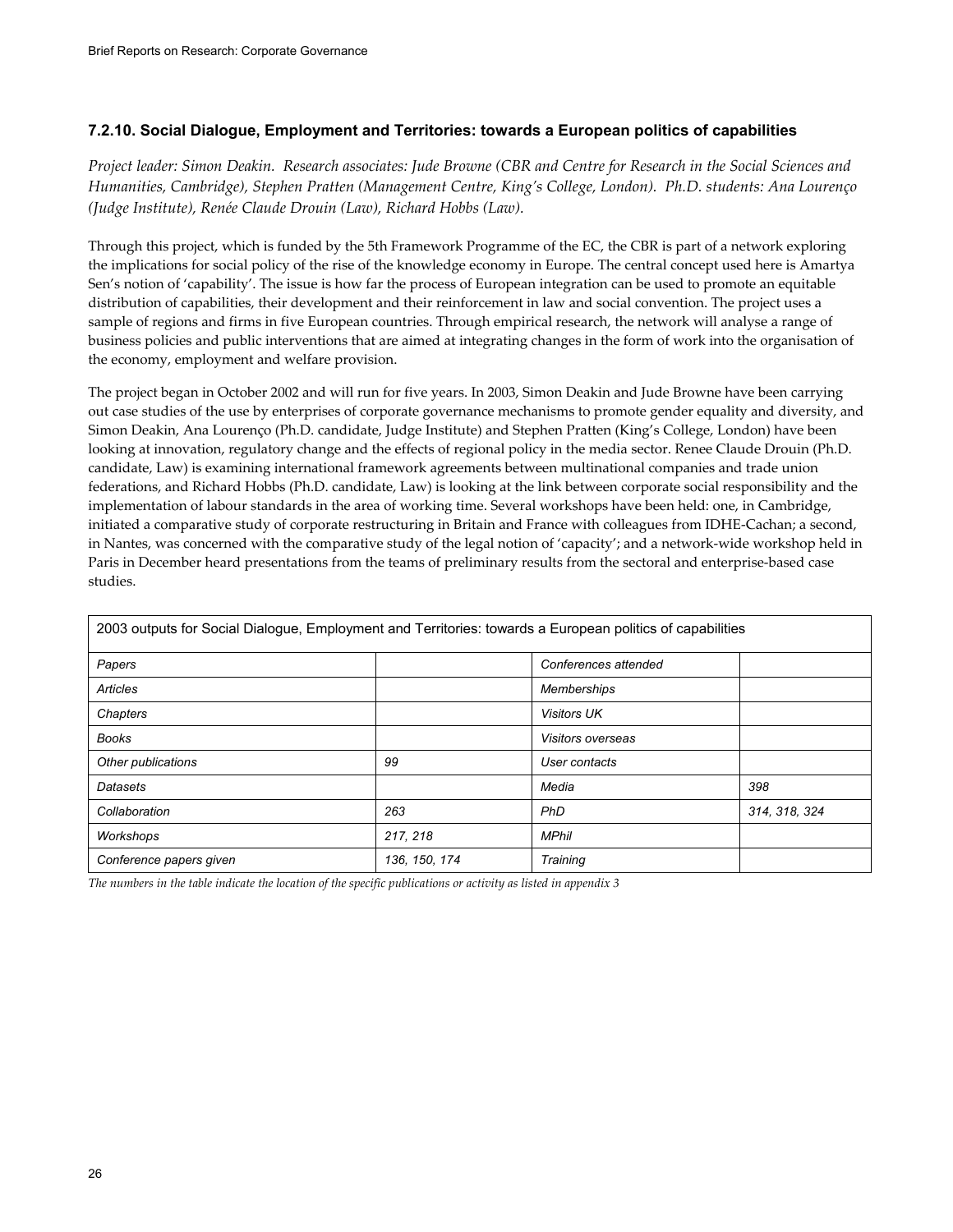### 7.2.10. Social Dialogue, Employment and Territories: towards a European politics of capabilities

*Project leader: Simon Deakin. Research associates: Jude Browne (CBR and Centre for Research in the Social Sciences and Humanities, Cambridge), Stephen Pratten (Management Centre, King's College, London). Ph.D. students: Ana Lourenço (Judge Institute), Renée Claude Drouin (Law), Richard Hobbs (Law).*

Through this project, which is funded by the 5th Framework Programme of the EC, the CBR is part of a network exploring the implications for social policy of the rise of the knowledge economy in Europe. The central concept used here is Amartya Sen's notion of 'capability'. The issue is how far the process of European integration can be used to promote an equitable distribution of capabilities, their development and their reinforcement in law and social convention. The project uses a sample of regions and firms in five European countries. Through empirical research, the network will analyse a range of business policies and public interventions that are aimed at integrating changes in the form of work into the organisation of the economy, employment and welfare provision.

The project began in October 2002 and will run for five years. In 2003, Simon Deakin and Jude Browne have been carrying out case studies of the use by enterprises of corporate governance mechanisms to promote gender equality and diversity, and Simon Deakin, Ana Lourenço (Ph.D. candidate, Judge Institute) and Stephen Pratten (King's College, London) have been looking at innovation, regulatory change and the effects of regional policy in the media sector. Renee Claude Drouin (Ph.D. candidate, Law) is examining international framework agreements between multinational companies and trade union federations, and Richard Hobbs (Ph.D. candidate, Law) is looking at the link between corporate social responsibility and the implementation of labour standards in the area of working time. Several workshops have been held: one, in Cambridge, initiated a comparative study of corporate restructuring in Britain and France with colleagues from IDHE-Cachan; a second, in Nantes, was concerned with the comparative study of the legal notion of 'capacity'; and a network-wide workshop held in Paris in December heard presentations from the teams of preliminary results from the sectoral and enterprise-based case studies.

| 2003 outputs for Social Dialogue, Employment and Territories: towards a European politics of capabilities | | | |
|---|---|---|---|
| *Papers* | | *Conferences attended* | |
| *Articles* | | *Memberships* | |
| *Chapters* | | *Visitors UK* | |
| *Books* | | *Visitors overseas* | |
| *Other publications* | *99* | *User contacts* | |
| *Datasets* | | *Media* | *398* |
| *Collaboration* | *263* | *PhD* | *314, 318, 324* |
| *Workshops* | *217, 218* | *MPhil* | |
| *Conference papers given* | *136, 150, 174* | *Training* | |

*The numbers in the table indicate the location of the specific publications or activity as listed in appendix 3*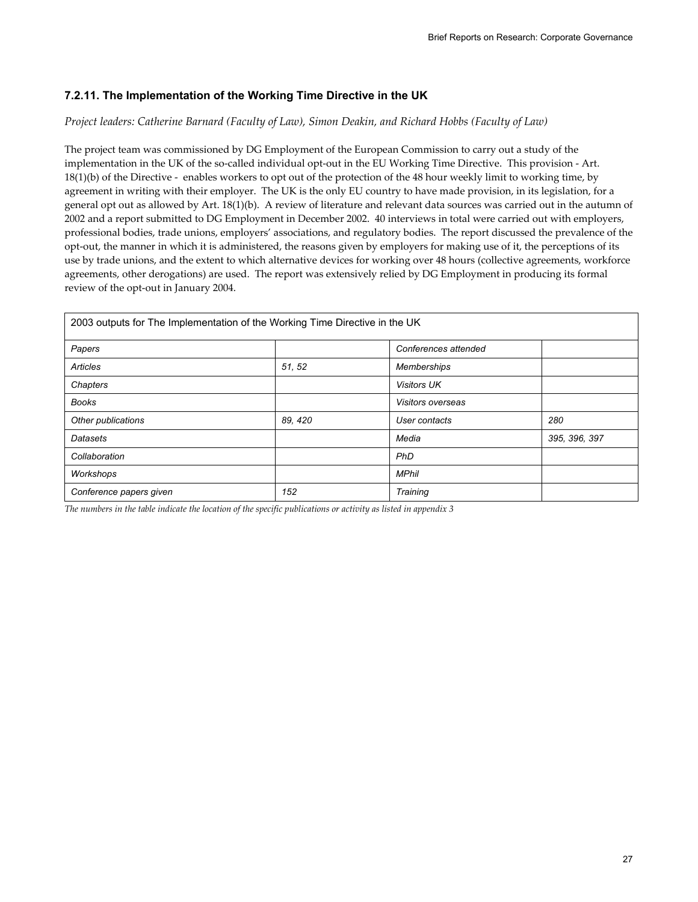### 7.2.11. The Implementation of the Working Time Directive in the UK

*Project leaders: Catherine Barnard (Faculty of Law), Simon Deakin, and Richard Hobbs (Faculty of Law)*

The project team was commissioned by DG Employment of the European Commission to carry out a study of the implementation in the UK of the so-called individual opt-out in the EU Working Time Directive. This provision - Art. 18(1)(b) of the Directive - enables workers to opt out of the protection of the 48 hour weekly limit to working time, by agreement in writing with their employer. The UK is the only EU country to have made provision, in its legislation, for a general opt out as allowed by Art. 18(1)(b). A review of literature and relevant data sources was carried out in the autumn of 2002 and a report submitted to DG Employment in December 2002. 40 interviews in total were carried out with employers, professional bodies, trade unions, employers' associations, and regulatory bodies. The report discussed the prevalence of the opt-out, the manner in which it is administered, the reasons given by employers for making use of it, the perceptions of its use by trade unions, and the extent to which alternative devices for working over 48 hours (collective agreements, workforce agreements, other derogations) are used. The report was extensively relied by DG Employment in producing its formal review of the opt-out in January 2004.

| 2003 outputs for The Implementation of the Working Time Directive in the UK | | | |
|---|---|---|---|
| *Papers* | | *Conferences attended* | |
| *Articles* | *51, 52* | *Memberships* | |
| *Chapters* | | *Visitors UK* | |
| *Books* | | *Visitors overseas* | |
| *Other publications* | *89, 420* | *User contacts* | *280* |
| *Datasets* | | *Media* | *395, 396, 397* |
| *Collaboration* | | *PhD* | |
| *Workshops* | | *MPhil* | |
| *Conference papers given* | *152* | *Training* | |

*The numbers in the table indicate the location of the specific publications or activity as listed in appendix 3*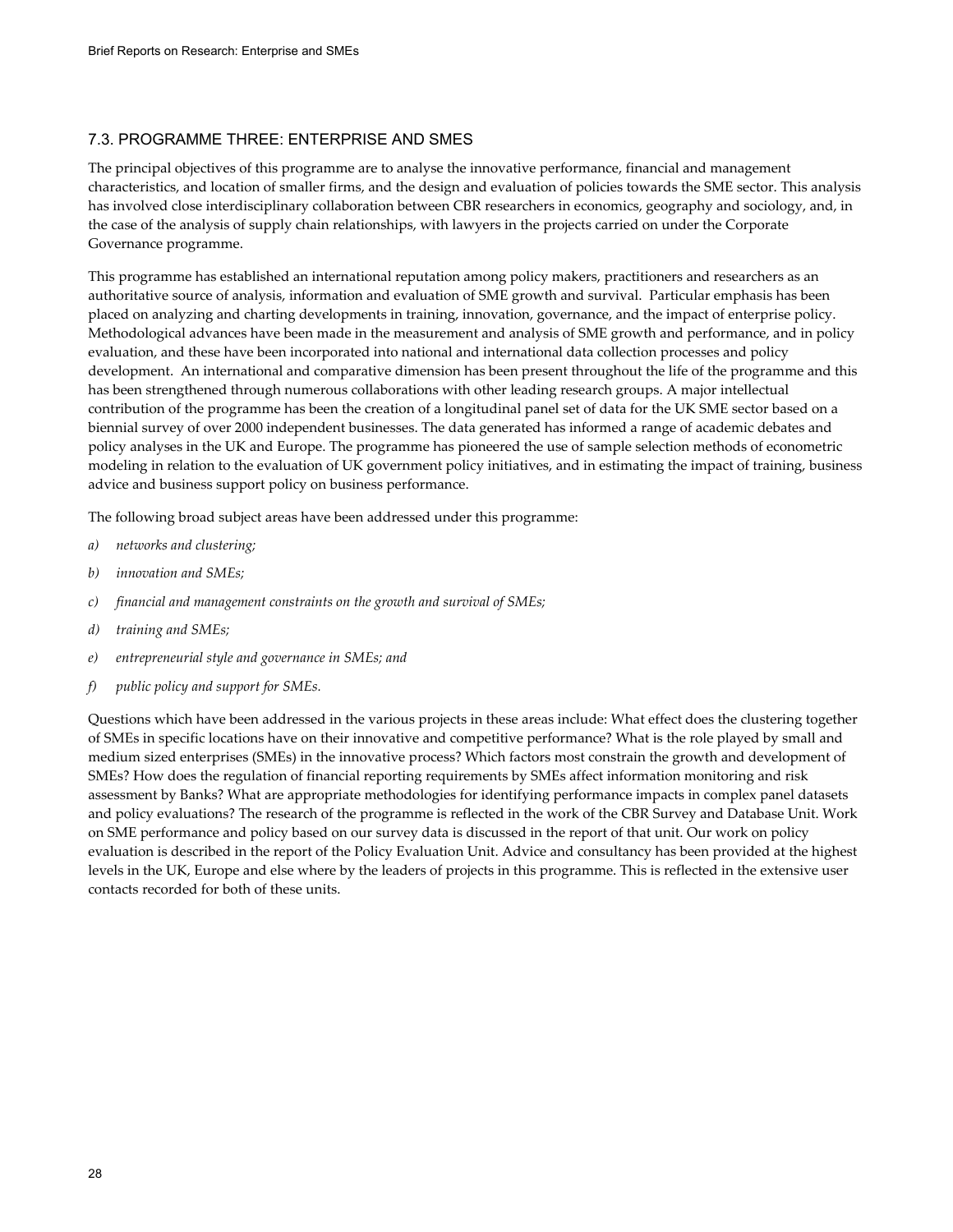## 7.3. PROGRAMME THREE: ENTERPRISE AND SMES

The principal objectives of this programme are to analyse the innovative performance, financial and management characteristics, and location of smaller firms, and the design and evaluation of policies towards the SME sector. This analysis has involved close interdisciplinary collaboration between CBR researchers in economics, geography and sociology, and, in the case of the analysis of supply chain relationships, with lawyers in the projects carried on under the Corporate Governance programme.

This programme has established an international reputation among policy makers, practitioners and researchers as an authoritative source of analysis, information and evaluation of SME growth and survival. Particular emphasis has been placed on analyzing and charting developments in training, innovation, governance, and the impact of enterprise policy. Methodological advances have been made in the measurement and analysis of SME growth and performance, and in policy evaluation, and these have been incorporated into national and international data collection processes and policy development. An international and comparative dimension has been present throughout the life of the programme and this has been strengthened through numerous collaborations with other leading research groups. A major intellectual contribution of the programme has been the creation of a longitudinal panel set of data for the UK SME sector based on a biennial survey of over 2000 independent businesses. The data generated has informed a range of academic debates and policy analyses in the UK and Europe. The programme has pioneered the use of sample selection methods of econometric modeling in relation to the evaluation of UK government policy initiatives, and in estimating the impact of training, business advice and business support policy on business performance.

The following broad subject areas have been addressed under this programme:

a) *networks and clustering;*

b) *innovation and SMEs;*

c) *financial and management constraints on the growth and survival of SMEs;*

d) *training and SMEs;*

e) *entrepreneurial style and governance in SMEs; and*

f) *public policy and support for SMEs.*

Questions which have been addressed in the various projects in these areas include: What effect does the clustering together of SMEs in specific locations have on their innovative and competitive performance? What is the role played by small and medium sized enterprises (SMEs) in the innovative process? Which factors most constrain the growth and development of SMEs? How does the regulation of financial reporting requirements by SMEs affect information monitoring and risk assessment by Banks? What are appropriate methodologies for identifying performance impacts in complex panel datasets and policy evaluations? The research of the programme is reflected in the work of the CBR Survey and Database Unit. Work on SME performance and policy based on our survey data is discussed in the report of that unit. Our work on policy evaluation is described in the report of the Policy Evaluation Unit. Advice and consultancy has been provided at the highest levels in the UK, Europe and else where by the leaders of projects in this programme. This is reflected in the extensive user contacts recorded for both of these units.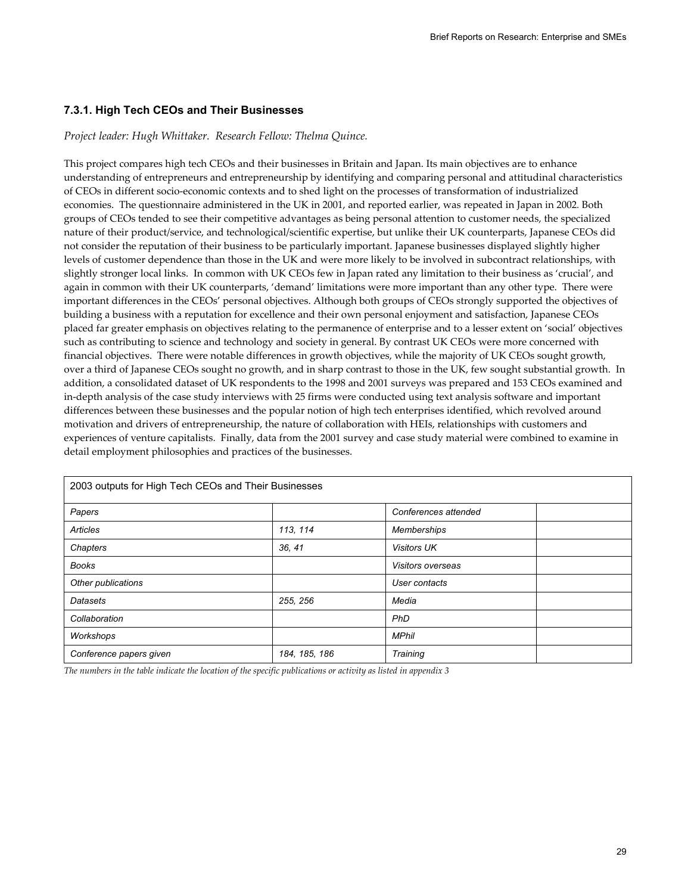### 7.3.1. High Tech CEOs and Their Businesses

*Project leader: Hugh Whittaker. Research Fellow: Thelma Quince.*

This project compares high tech CEOs and their businesses in Britain and Japan. Its main objectives are to enhance understanding of entrepreneurs and entrepreneurship by identifying and comparing personal and attitudinal characteristics of CEOs in different socio-economic contexts and to shed light on the processes of transformation of industrialized economies. The questionnaire administered in the UK in 2001, and reported earlier, was repeated in Japan in 2002. Both groups of CEOs tended to see their competitive advantages as being personal attention to customer needs, the specialized nature of their product/service, and technological/scientific expertise, but unlike their UK counterparts, Japanese CEOs did not consider the reputation of their business to be particularly important. Japanese businesses displayed slightly higher levels of customer dependence than those in the UK and were more likely to be involved in subcontract relationships, with slightly stronger local links. In common with UK CEOs few in Japan rated any limitation to their business as 'crucial', and again in common with their UK counterparts, 'demand' limitations were more important than any other type. There were important differences in the CEOs' personal objectives. Although both groups of CEOs strongly supported the objectives of building a business with a reputation for excellence and their own personal enjoyment and satisfaction, Japanese CEOs placed far greater emphasis on objectives relating to the permanence of enterprise and to a lesser extent on 'social' objectives such as contributing to science and technology and society in general. By contrast UK CEOs were more concerned with financial objectives. There were notable differences in growth objectives, while the majority of UK CEOs sought growth, over a third of Japanese CEOs sought no growth, and in sharp contrast to those in the UK, few sought substantial growth. In addition, a consolidated dataset of UK respondents to the 1998 and 2001 surveys was prepared and 153 CEOs examined and in-depth analysis of the case study interviews with 25 firms were conducted using text analysis software and important differences between these businesses and the popular notion of high tech enterprises identified, which revolved around motivation and drivers of entrepreneurship, the nature of collaboration with HEIs, relationships with customers and experiences of venture capitalists. Finally, data from the 2001 survey and case study material were combined to examine in detail employment philosophies and practices of the businesses.

| 2003 outputs for High Tech CEOs and Their Businesses | | | |
|---|---|---|---|
| *Papers* | | *Conferences attended* | |
| *Articles* | *113, 114* | *Memberships* | |
| *Chapters* | *36, 41* | *Visitors UK* | |
| *Books* | | *Visitors overseas* | |
| *Other publications* | | *User contacts* | |
| *Datasets* | *255, 256* | *Media* | |
| *Collaboration* | | *PhD* | |
| *Workshops* | | *MPhil* | |
| *Conference papers given* | *184, 185, 186* | *Training* | |

*The numbers in the table indicate the location of the specific publications or activity as listed in appendix 3*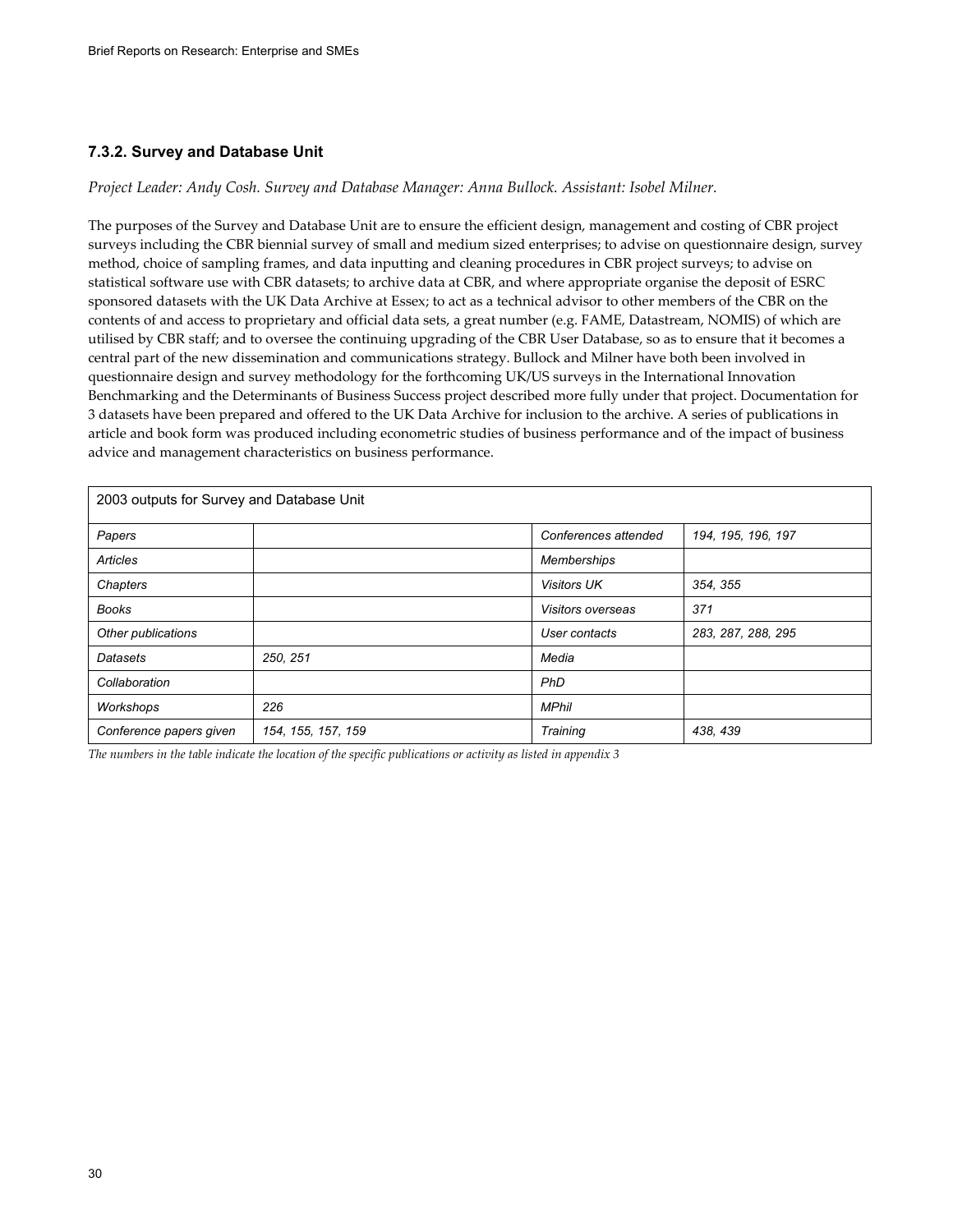### 7.3.2. Survey and Database Unit

*Project Leader: Andy Cosh. Survey and Database Manager: Anna Bullock. Assistant: Isobel Milner.*

The purposes of the Survey and Database Unit are to ensure the efficient design, management and costing of CBR project surveys including the CBR biennial survey of small and medium sized enterprises; to advise on questionnaire design, survey method, choice of sampling frames, and data inputting and cleaning procedures in CBR project surveys; to advise on statistical software use with CBR datasets; to archive data at CBR, and where appropriate organise the deposit of ESRC sponsored datasets with the UK Data Archive at Essex; to act as a technical advisor to other members of the CBR on the contents of and access to proprietary and official data sets, a great number (e.g. FAME, Datastream, NOMIS) of which are utilised by CBR staff; and to oversee the continuing upgrading of the CBR User Database, so as to ensure that it becomes a central part of the new dissemination and communications strategy. Bullock and Milner have both been involved in questionnaire design and survey methodology for the forthcoming UK/US surveys in the International Innovation Benchmarking and the Determinants of Business Success project described more fully under that project. Documentation for 3 datasets have been prepared and offered to the UK Data Archive for inclusion to the archive. A series of publications in article and book form was produced including econometric studies of business performance and of the impact of business advice and management characteristics on business performance.

| 2003 outputs for Survey and Database Unit | | | |
|---|---|---|---|
| *Papers* | | *Conferences attended* | *194, 195, 196, 197* |
| *Articles* | | *Memberships* | |
| *Chapters* | | *Visitors UK* | *354, 355* |
| *Books* | | *Visitors overseas* | *371* |
| *Other publications* | | *User contacts* | *283, 287, 288, 295* |
| *Datasets* | *250, 251* | *Media* | |
| *Collaboration* | | *PhD* | |
| *Workshops* | *226* | *MPhil* | |
| *Conference papers given* | *154, 155, 157, 159* | *Training* | *438, 439* |

*The numbers in the table indicate the location of the specific publications or activity as listed in appendix 3*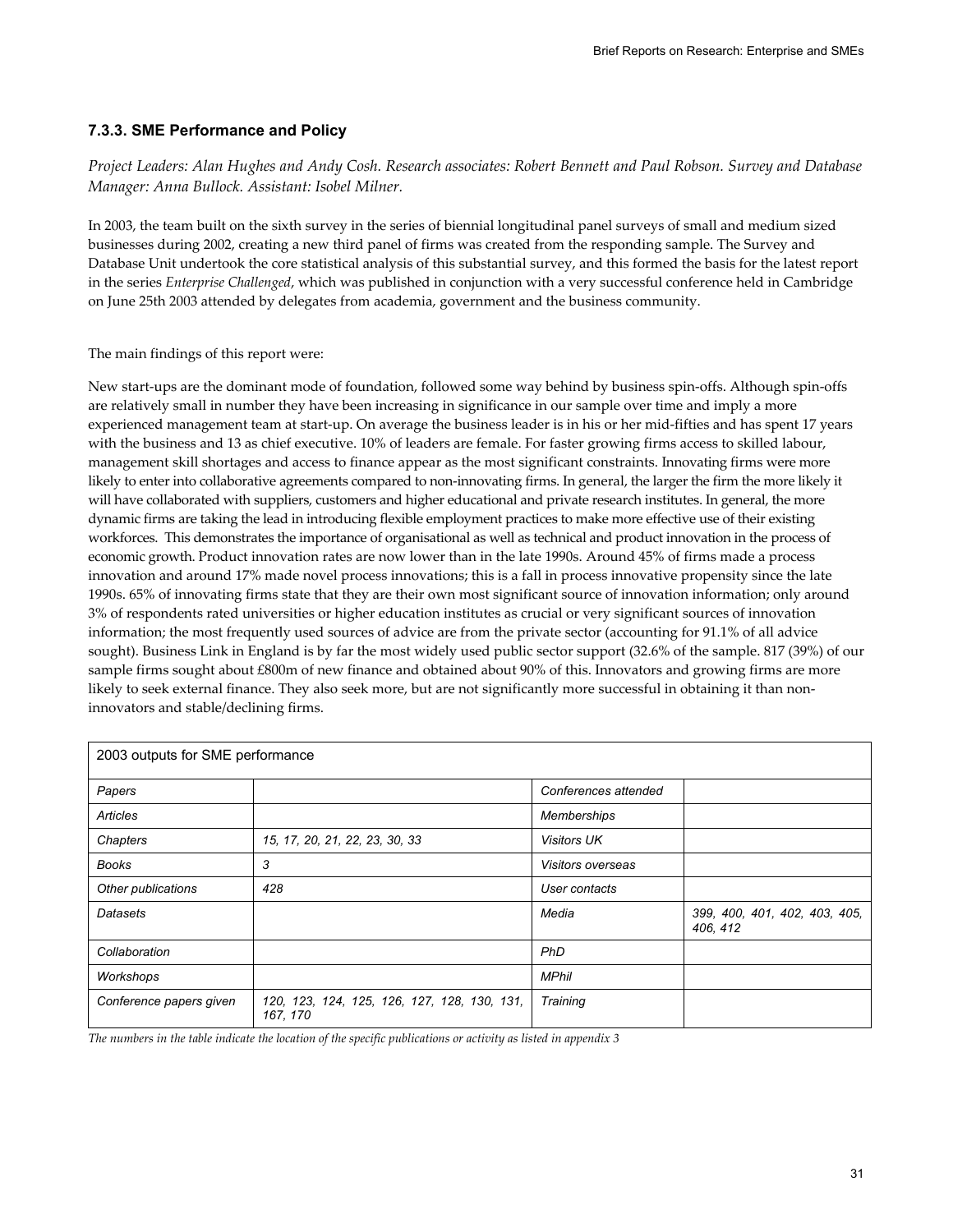### 7.3.3. SME Performance and Policy

*Project Leaders: Alan Hughes and Andy Cosh. Research associates: Robert Bennett and Paul Robson. Survey and Database Manager: Anna Bullock. Assistant: Isobel Milner.*

In 2003, the team built on the sixth survey in the series of biennial longitudinal panel surveys of small and medium sized businesses during 2002, creating a new third panel of firms was created from the responding sample. The Survey and Database Unit undertook the core statistical analysis of this substantial survey, and this formed the basis for the latest report in the series *Enterprise Challenged*, which was published in conjunction with a very successful conference held in Cambridge on June 25th 2003 attended by delegates from academia, government and the business community.

The main findings of this report were:

New start-ups are the dominant mode of foundation, followed some way behind by business spin-offs. Although spin-offs are relatively small in number they have been increasing in significance in our sample over time and imply a more experienced management team at start-up. On average the business leader is in his or her mid-fifties and has spent 17 years with the business and 13 as chief executive. 10% of leaders are female. For faster growing firms access to skilled labour, management skill shortages and access to finance appear as the most significant constraints. Innovating firms were more likely to enter into collaborative agreements compared to non-innovating firms. In general, the larger the firm the more likely it will have collaborated with suppliers, customers and higher educational and private research institutes. In general, the more dynamic firms are taking the lead in introducing flexible employment practices to make more effective use of their existing workforces. This demonstrates the importance of organisational as well as technical and product innovation in the process of economic growth. Product innovation rates are now lower than in the late 1990s. Around 45% of firms made a process innovation and around 17% made novel process innovations; this is a fall in process innovative propensity since the late 1990s. 65% of innovating firms state that they are their own most significant source of innovation information; only around 3% of respondents rated universities or higher education institutes as crucial or very significant sources of innovation information; the most frequently used sources of advice are from the private sector (accounting for 91.1% of all advice sought). Business Link in England is by far the most widely used public sector support (32.6% of the sample. 817 (39%) of our sample firms sought about £800m of new finance and obtained about 90% of this. Innovators and growing firms are more likely to seek external finance. They also seek more, but are not significantly more successful in obtaining it than non-innovators and stable/declining firms.

| 2003 outputs for SME performance | | | |
|---|---|---|---|
| *Papers* | | *Conferences attended* | |
| *Articles* | | *Memberships* | |
| *Chapters* | *15, 17, 20, 21, 22, 23, 30, 33* | *Visitors UK* | |
| *Books* | *3* | *Visitors overseas* | |
| *Other publications* | *428* | *User contacts* | |
| *Datasets* | | *Media* | *399, 400, 401, 402, 403, 405, 406, 412* |
| *Collaboration* | | *PhD* | |
| *Workshops* | | *MPhil* | |
| *Conference papers given* | *120, 123, 124, 125, 126, 127, 128, 130, 131, 167, 170* | *Training* | |

*The numbers in the table indicate the location of the specific publications or activity as listed in appendix 3*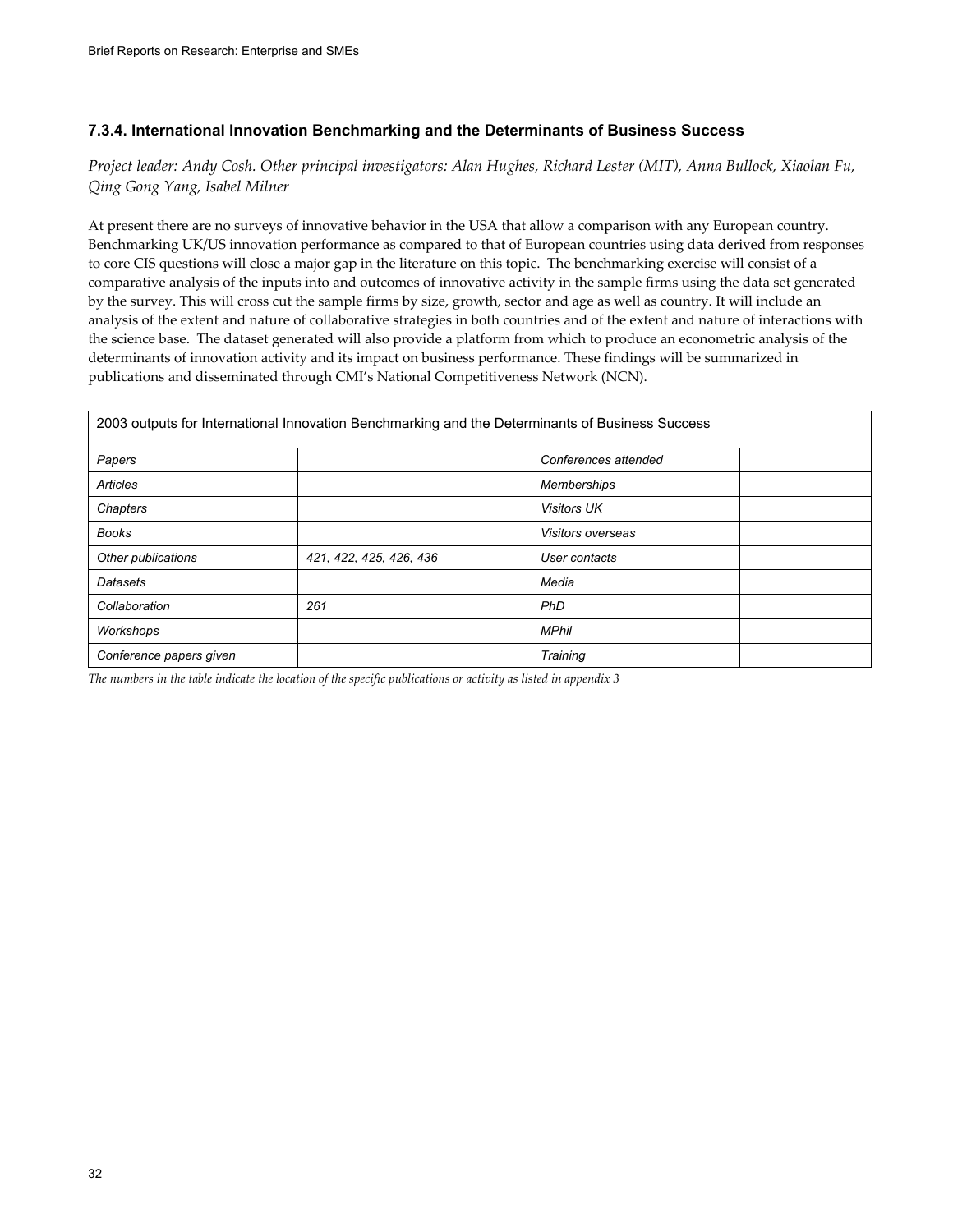### 7.3.4. International Innovation Benchmarking and the Determinants of Business Success

*Project leader: Andy Cosh. Other principal investigators: Alan Hughes, Richard Lester (MIT), Anna Bullock, Xiaolan Fu, Qing Gong Yang, Isabel Milner*

At present there are no surveys of innovative behavior in the USA that allow a comparison with any European country. Benchmarking UK/US innovation performance as compared to that of European countries using data derived from responses to core CIS questions will close a major gap in the literature on this topic. The benchmarking exercise will consist of a comparative analysis of the inputs into and outcomes of innovative activity in the sample firms using the data set generated by the survey. This will cross cut the sample firms by size, growth, sector and age as well as country. It will include an analysis of the extent and nature of collaborative strategies in both countries and of the extent and nature of interactions with the science base. The dataset generated will also provide a platform from which to produce an econometric analysis of the determinants of innovation activity and its impact on business performance. These findings will be summarized in publications and disseminated through CMI's National Competitiveness Network (NCN).

| 2003 outputs for International Innovation Benchmarking and the Determinants of Business Success | | | |
|---|---|---|---|
| *Papers* | | *Conferences attended* | |
| *Articles* | | *Memberships* | |
| *Chapters* | | *Visitors UK* | |
| *Books* | | *Visitors overseas* | |
| *Other publications* | *421, 422, 425, 426, 436* | *User contacts* | |
| *Datasets* | | *Media* | |
| *Collaboration* | *261* | *PhD* | |
| *Workshops* | | *MPhil* | |
| *Conference papers given* | | *Training* | |

*The numbers in the table indicate the location of the specific publications or activity as listed in appendix 3*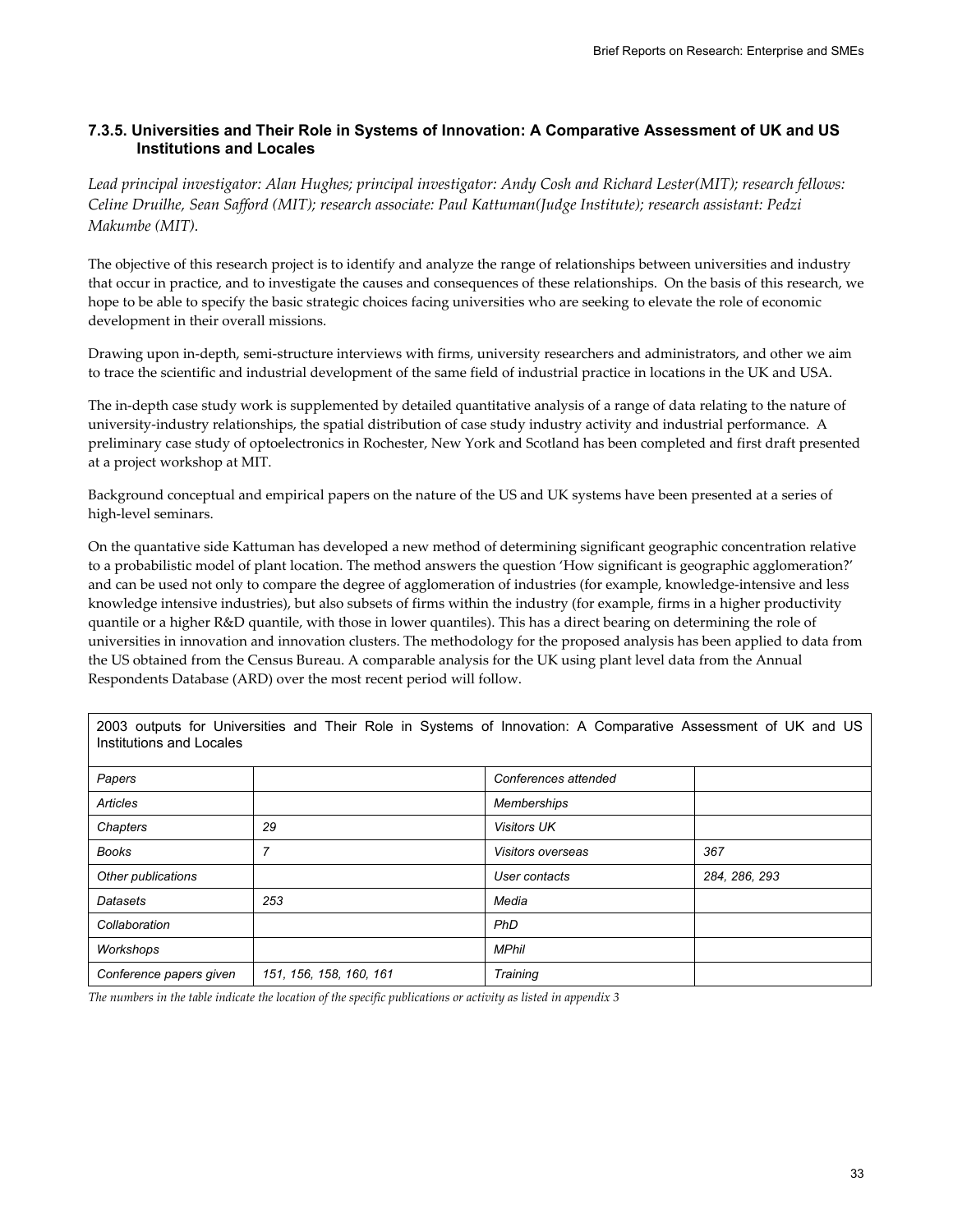### 7.3.5. Universities and Their Role in Systems of Innovation: A Comparative Assessment of UK and US Institutions and Locales

*Lead principal investigator: Alan Hughes; principal investigator: Andy Cosh and Richard Lester(MIT); research fellows: Celine Druilhe, Sean Safford (MIT); research associate: Paul Kattuman(Judge Institute); research assistant: Pedzi Makumbe (MIT).*

The objective of this research project is to identify and analyze the range of relationships between universities and industry that occur in practice, and to investigate the causes and consequences of these relationships. On the basis of this research, we hope to be able to specify the basic strategic choices facing universities who are seeking to elevate the role of economic development in their overall missions.

Drawing upon in-depth, semi-structure interviews with firms, university researchers and administrators, and other we aim to trace the scientific and industrial development of the same field of industrial practice in locations in the UK and USA.

The in-depth case study work is supplemented by detailed quantitative analysis of a range of data relating to the nature of university-industry relationships, the spatial distribution of case study industry activity and industrial performance. A preliminary case study of optoelectronics in Rochester, New York and Scotland has been completed and first draft presented at a project workshop at MIT.

Background conceptual and empirical papers on the nature of the US and UK systems have been presented at a series of high-level seminars.

On the quantative side Kattuman has developed a new method of determining significant geographic concentration relative to a probabilistic model of plant location. The method answers the question 'How significant is geographic agglomeration?' and can be used not only to compare the degree of agglomeration of industries (for example, knowledge-intensive and less knowledge intensive industries), but also subsets of firms within the industry (for example, firms in a higher productivity quantile or a higher R&D quantile, with those in lower quantiles). This has a direct bearing on determining the role of universities in innovation and innovation clusters. The methodology for the proposed analysis has been applied to data from the US obtained from the Census Bureau. A comparable analysis for the UK using plant level data from the Annual Respondents Database (ARD) over the most recent period will follow.

| 2003 outputs for Universities and Their Role in Systems of Innovation: A Comparative Assessment of UK and US Institutions and Locales | | | |
|---|---|---|---|
| *Papers* | | *Conferences attended* | |
| *Articles* | | *Memberships* | |
| *Chapters* | *29* | *Visitors UK* | |
| *Books* | *7* | *Visitors overseas* | *367* |
| *Other publications* | | *User contacts* | *284, 286, 293* |
| *Datasets* | *253* | *Media* | |
| *Collaboration* | | *PhD* | |
| *Workshops* | | *MPhil* | |
| *Conference papers given* | *151, 156, 158, 160, 161* | *Training* | |

*The numbers in the table indicate the location of the specific publications or activity as listed in appendix 3*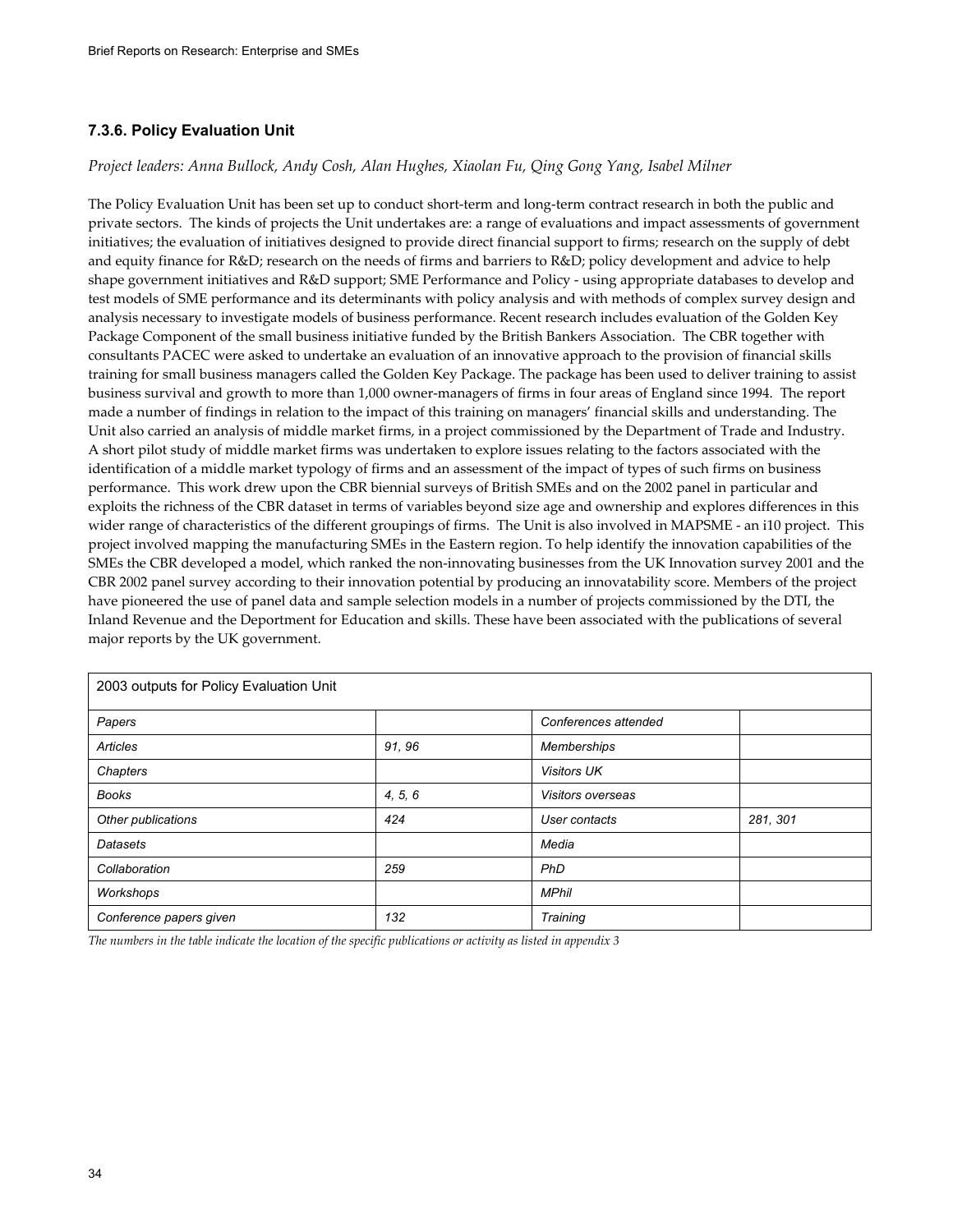### 7.3.6. Policy Evaluation Unit

*Project leaders: Anna Bullock, Andy Cosh, Alan Hughes, Xiaolan Fu, Qing Gong Yang, Isabel Milner*

The Policy Evaluation Unit has been set up to conduct short-term and long-term contract research in both the public and private sectors. The kinds of projects the Unit undertakes are: a range of evaluations and impact assessments of government initiatives; the evaluation of initiatives designed to provide direct financial support to firms; research on the supply of debt and equity finance for R&D; research on the needs of firms and barriers to R&D; policy development and advice to help shape government initiatives and R&D support; SME Performance and Policy - using appropriate databases to develop and test models of SME performance and its determinants with policy analysis and with methods of complex survey design and analysis necessary to investigate models of business performance. Recent research includes evaluation of the Golden Key Package Component of the small business initiative funded by the British Bankers Association. The CBR together with consultants PACEC were asked to undertake an evaluation of an innovative approach to the provision of financial skills training for small business managers called the Golden Key Package. The package has been used to deliver training to assist business survival and growth to more than 1,000 owner-managers of firms in four areas of England since 1994. The report made a number of findings in relation to the impact of this training on managers' financial skills and understanding. The Unit also carried an analysis of middle market firms, in a project commissioned by the Department of Trade and Industry. A short pilot study of middle market firms was undertaken to explore issues relating to the factors associated with the identification of a middle market typology of firms and an assessment of the impact of types of such firms on business performance. This work drew upon the CBR biennial surveys of British SMEs and on the 2002 panel in particular and exploits the richness of the CBR dataset in terms of variables beyond size age and ownership and explores differences in this wider range of characteristics of the different groupings of firms. The Unit is also involved in MAPSME - an i10 project. This project involved mapping the manufacturing SMEs in the Eastern region. To help identify the innovation capabilities of the SMEs the CBR developed a model, which ranked the non-innovating businesses from the UK Innovation survey 2001 and the CBR 2002 panel survey according to their innovation potential by producing an innovatability score. Members of the project have pioneered the use of panel data and sample selection models in a number of projects commissioned by the DTI, the Inland Revenue and the Deportment for Education and skills. These have been associated with the publications of several major reports by the UK government.

| 2003 outputs for Policy Evaluation Unit | | | |
|---|---|---|---|
| *Papers* | | *Conferences attended* | |
| *Articles* | *91, 96* | *Memberships* | |
| *Chapters* | | *Visitors UK* | |
| *Books* | *4, 5, 6* | *Visitors overseas* | |
| *Other publications* | *424* | *User contacts* | *281, 301* |
| *Datasets* | | *Media* | |
| *Collaboration* | *259* | *PhD* | |
| *Workshops* | | *MPhil* | |
| *Conference papers given* | *132* | *Training* | |

*The numbers in the table indicate the location of the specific publications or activity as listed in appendix 3*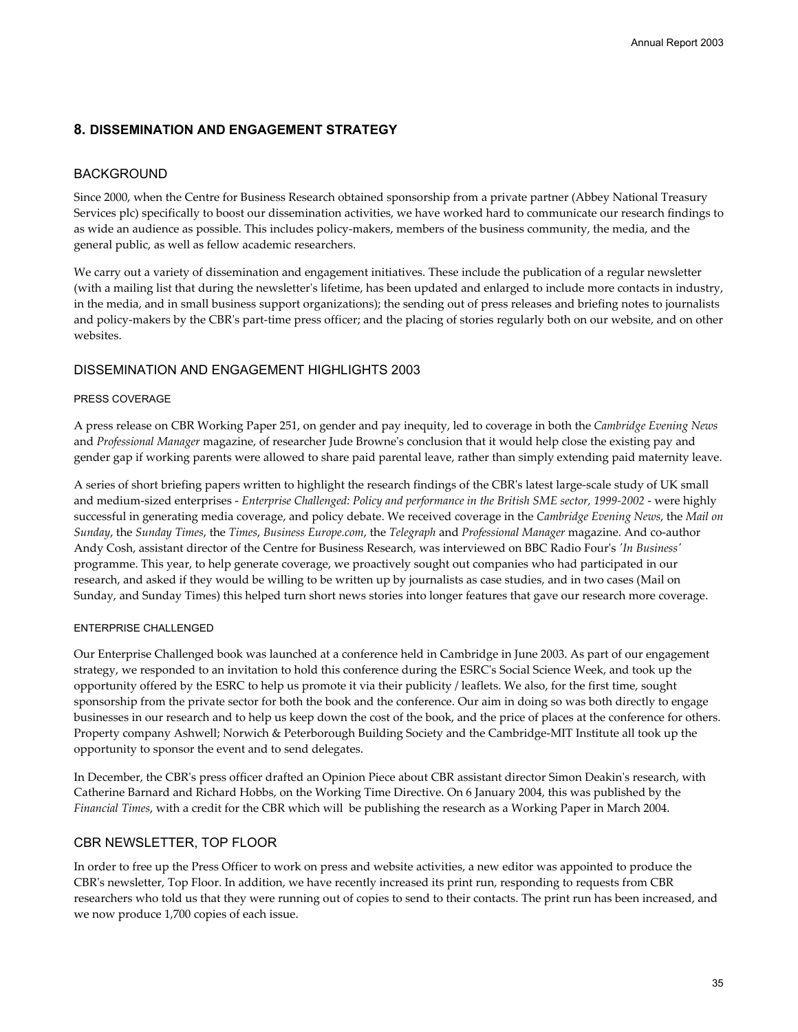## 8. DISSEMINATION AND ENGAGEMENT STRATEGY

### BACKGROUND

Since 2000, when the Centre for Business Research obtained sponsorship from a private partner (Abbey National Treasury Services plc) specifically to boost our dissemination activities, we have worked hard to communicate our research findings to as wide an audience as possible. This includes policy-makers, members of the business community, the media, and the general public, as well as fellow academic researchers.

We carry out a variety of dissemination and engagement initiatives. These include the publication of a regular newsletter (with a mailing list that during the newsletter's lifetime, has been updated and enlarged to include more contacts in industry, in the media, and in small business support organizations); the sending out of press releases and briefing notes to journalists and policy-makers by the CBR's part-time press officer; and the placing of stories regularly both on our website, and on other websites.

### DISSEMINATION AND ENGAGEMENT HIGHLIGHTS 2003

#### PRESS COVERAGE

A press release on CBR Working Paper 251, on gender and pay inequity, led to coverage in both the *Cambridge Evening News* and *Professional Manager* magazine, of researcher Jude Browne's conclusion that it would help close the existing pay and gender gap if working parents were allowed to share paid parental leave, rather than simply extending paid maternity leave.

A series of short briefing papers written to highlight the research findings of the CBR's latest large-scale study of UK small and medium-sized enterprises - *Enterprise Challenged: Policy and performance in the British SME sector, 1999-2002* - were highly successful in generating media coverage, and policy debate. We received coverage in the *Cambridge Evening News*, the *Mail on Sunday*, the *Sunday Times*, the *Times*, *Business Europe.com*, the *Telegraph* and *Professional Manager* magazine. And co-author Andy Cosh, assistant director of the Centre for Business Research, was interviewed on BBC Radio Four's *'In Business'* programme. This year, to help generate coverage, we proactively sought out companies who had participated in our research, and asked if they would be willing to be written up by journalists as case studies, and in two cases (Mail on Sunday, and Sunday Times) this helped turn short news stories into longer features that gave our research more coverage.

#### ENTERPRISE CHALLENGED

Our Enterprise Challenged book was launched at a conference held in Cambridge in June 2003. As part of our engagement strategy, we responded to an invitation to hold this conference during the ESRC's Social Science Week, and took up the opportunity offered by the ESRC to help us promote it via their publicity / leaflets. We also, for the first time, sought sponsorship from the private sector for both the book and the conference. Our aim in doing so was both directly to engage businesses in our research and to help us keep down the cost of the book, and the price of places at the conference for others. Property company Ashwell; Norwich & Peterborough Building Society and the Cambridge-MIT Institute all took up the opportunity to sponsor the event and to send delegates.

In December, the CBR's press officer drafted an Opinion Piece about CBR assistant director Simon Deakin's research, with Catherine Barnard and Richard Hobbs, on the Working Time Directive. On 6 January 2004, this was published by the *Financial Times*, with a credit for the CBR which will be publishing the research as a Working Paper in March 2004.

### CBR NEWSLETTER, TOP FLOOR

In order to free up the Press Officer to work on press and website activities, a new editor was appointed to produce the CBR's newsletter, Top Floor. In addition, we have recently increased its print run, responding to requests from CBR researchers who told us that they were running out of copies to send to their contacts. The print run has been increased, and we now produce 1,700 copies of each issue.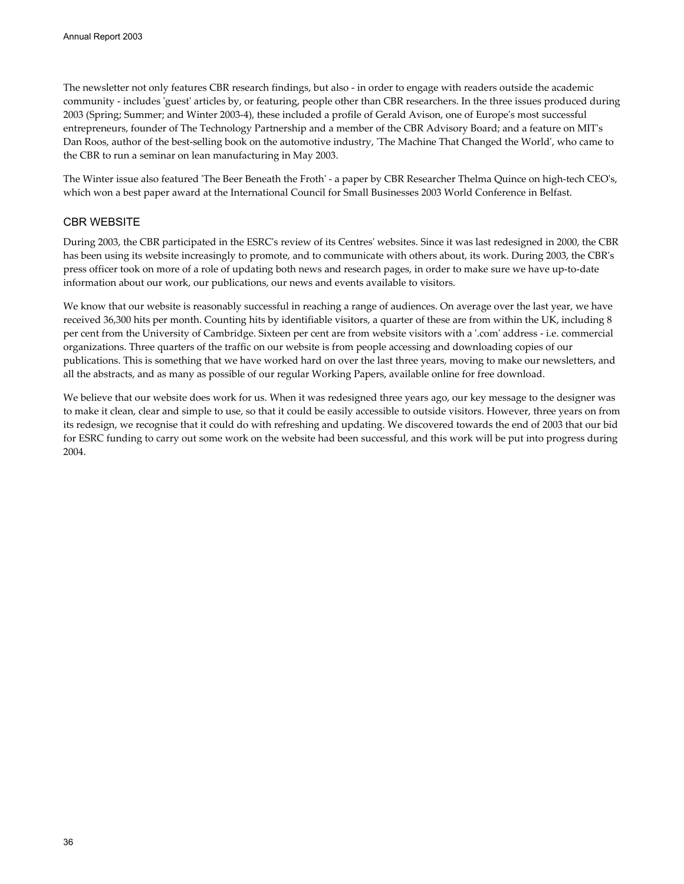The newsletter not only features CBR research findings, but also - in order to engage with readers outside the academic community - includes 'guest' articles by, or featuring, people other than CBR researchers. In the three issues produced during 2003 (Spring; Summer; and Winter 2003-4), these included a profile of Gerald Avison, one of Europe's most successful entrepreneurs, founder of The Technology Partnership and a member of the CBR Advisory Board; and a feature on MIT's Dan Roos, author of the best-selling book on the automotive industry, 'The Machine That Changed the World', who came to the CBR to run a seminar on lean manufacturing in May 2003.

The Winter issue also featured 'The Beer Beneath the Froth' - a paper by CBR Researcher Thelma Quince on high-tech CEO's, which won a best paper award at the International Council for Small Businesses 2003 World Conference in Belfast.

## CBR WEBSITE

During 2003, the CBR participated in the ESRC's review of its Centres' websites. Since it was last redesigned in 2000, the CBR has been using its website increasingly to promote, and to communicate with others about, its work. During 2003, the CBR's press officer took on more of a role of updating both news and research pages, in order to make sure we have up-to-date information about our work, our publications, our news and events available to visitors.

We know that our website is reasonably successful in reaching a range of audiences. On average over the last year, we have received 36,300 hits per month. Counting hits by identifiable visitors, a quarter of these are from within the UK, including 8 per cent from the University of Cambridge. Sixteen per cent are from website visitors with a '.com' address - i.e. commercial organizations. Three quarters of the traffic on our website is from people accessing and downloading copies of our publications. This is something that we have worked hard on over the last three years, moving to make our newsletters, and all the abstracts, and as many as possible of our regular Working Papers, available online for free download.

We believe that our website does work for us. When it was redesigned three years ago, our key message to the designer was to make it clean, clear and simple to use, so that it could be easily accessible to outside visitors. However, three years on from its redesign, we recognise that it could do with refreshing and updating. We discovered towards the end of 2003 that our bid for ESRC funding to carry out some work on the website had been successful, and this work will be put into progress during 2004.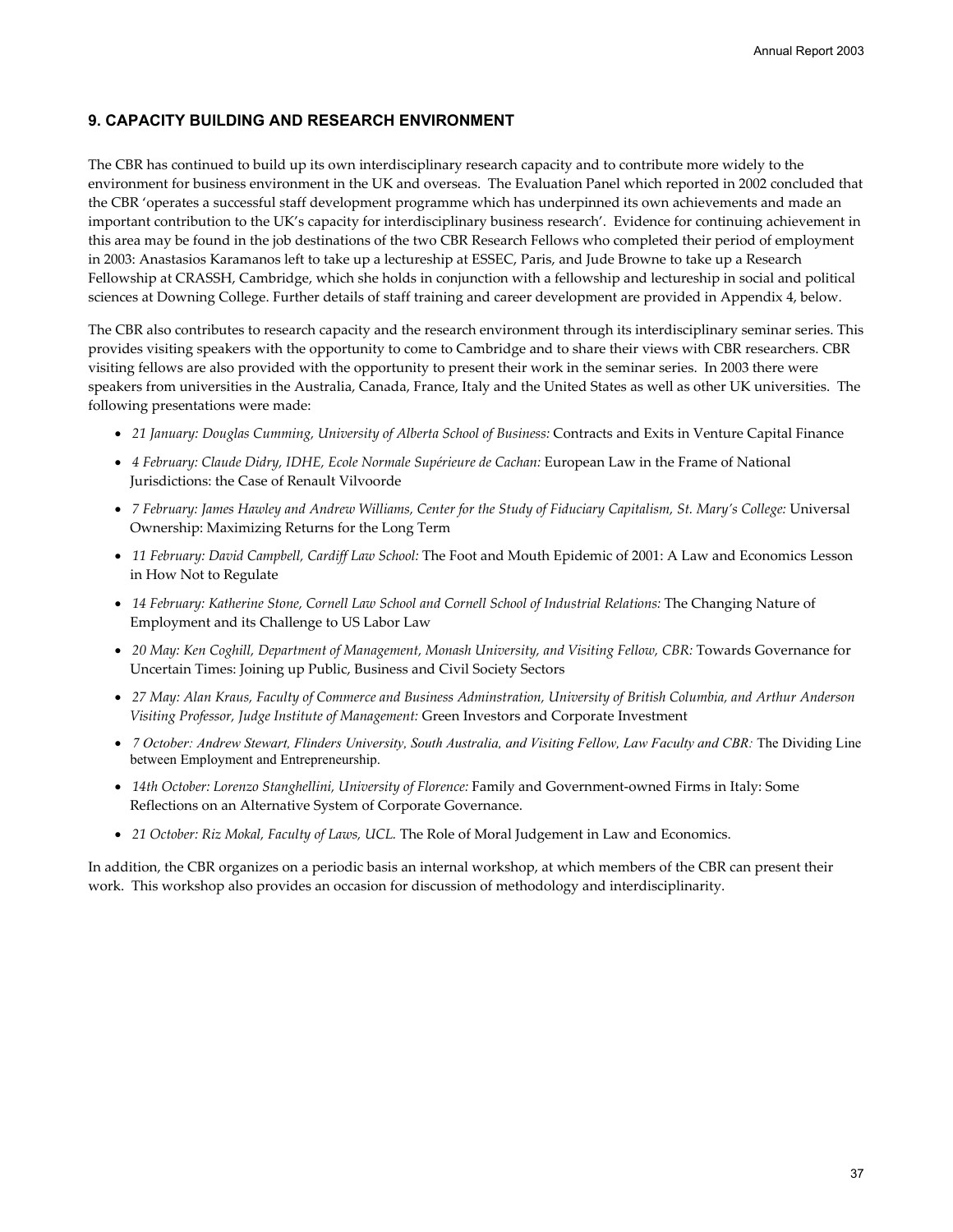## 9. CAPACITY BUILDING AND RESEARCH ENVIRONMENT

The CBR has continued to build up its own interdisciplinary research capacity and to contribute more widely to the environment for business environment in the UK and overseas. The Evaluation Panel which reported in 2002 concluded that the CBR 'operates a successful staff development programme which has underpinned its own achievements and made an important contribution to the UK's capacity for interdisciplinary business research'. Evidence for continuing achievement in this area may be found in the job destinations of the two CBR Research Fellows who completed their period of employment in 2003: Anastasios Karamanos left to take up a lectureship at ESSEC, Paris, and Jude Browne to take up a Research Fellowship at CRASSH, Cambridge, which she holds in conjunction with a fellowship and lectureship in social and political sciences at Downing College. Further details of staff training and career development are provided in Appendix 4, below.

The CBR also contributes to research capacity and the research environment through its interdisciplinary seminar series. This provides visiting speakers with the opportunity to come to Cambridge and to share their views with CBR researchers. CBR visiting fellows are also provided with the opportunity to present their work in the seminar series. In 2003 there were speakers from universities in the Australia, Canada, France, Italy and the United States as well as other UK universities. The following presentations were made:

- *21 January: Douglas Cumming, University of Alberta School of Business:* Contracts and Exits in Venture Capital Finance
- *4 February: Claude Didry, IDHE, Ecole Normale Supérieure de Cachan:* European Law in the Frame of National Jurisdictions: the Case of Renault Vilvoorde
- *7 February: James Hawley and Andrew Williams, Center for the Study of Fiduciary Capitalism, St. Mary's College:* Universal Ownership: Maximizing Returns for the Long Term
- *11 February: David Campbell, Cardiff Law School:* The Foot and Mouth Epidemic of 2001: A Law and Economics Lesson in How Not to Regulate
- *14 February: Katherine Stone, Cornell Law School and Cornell School of Industrial Relations:* The Changing Nature of Employment and its Challenge to US Labor Law
- *20 May: Ken Coghill, Department of Management, Monash University, and Visiting Fellow, CBR:* Towards Governance for Uncertain Times: Joining up Public, Business and Civil Society Sectors
- *27 May: Alan Kraus, Faculty of Commerce and Business Adminstration, University of British Columbia, and Arthur Anderson Visiting Professor, Judge Institute of Management:* Green Investors and Corporate Investment
- *7 October: Andrew Stewart, Flinders University, South Australia, and Visiting Fellow, Law Faculty and CBR:* The Dividing Line between Employment and Entrepreneurship.
- *14th October: Lorenzo Stanghellini, University of Florence:* Family and Government-owned Firms in Italy: Some Reflections on an Alternative System of Corporate Governance.
- *21 October: Riz Mokal, Faculty of Laws, UCL.* The Role of Moral Judgement in Law and Economics.

In addition, the CBR organizes on a periodic basis an internal workshop, at which members of the CBR can present their work. This workshop also provides an occasion for discussion of methodology and interdisciplinarity.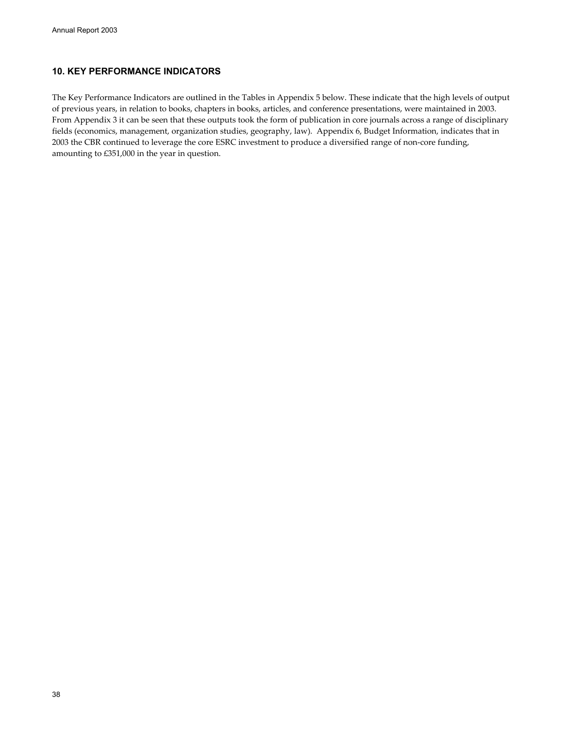## 10. KEY PERFORMANCE INDICATORS

The Key Performance Indicators are outlined in the Tables in Appendix 5 below. These indicate that the high levels of output of previous years, in relation to books, chapters in books, articles, and conference presentations, were maintained in 2003. From Appendix 3 it can be seen that these outputs took the form of publication in core journals across a range of disciplinary fields (economics, management, organization studies, geography, law). Appendix 6, Budget Information, indicates that in 2003 the CBR continued to leverage the core ESRC investment to produce a diversified range of non-core funding, amounting to £351,000 in the year in question.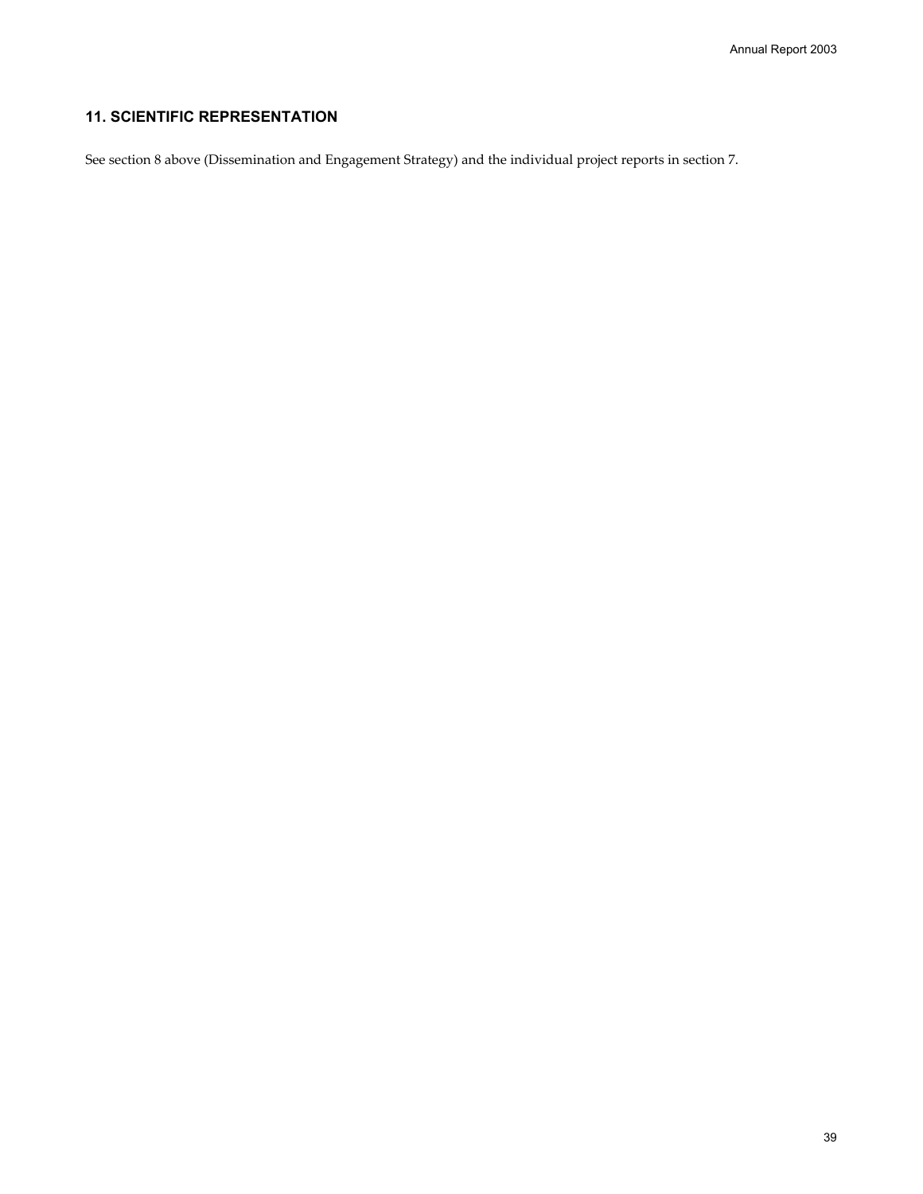## 11. SCIENTIFIC REPRESENTATION

See section 8 above (Dissemination and Engagement Strategy) and the individual project reports in section 7.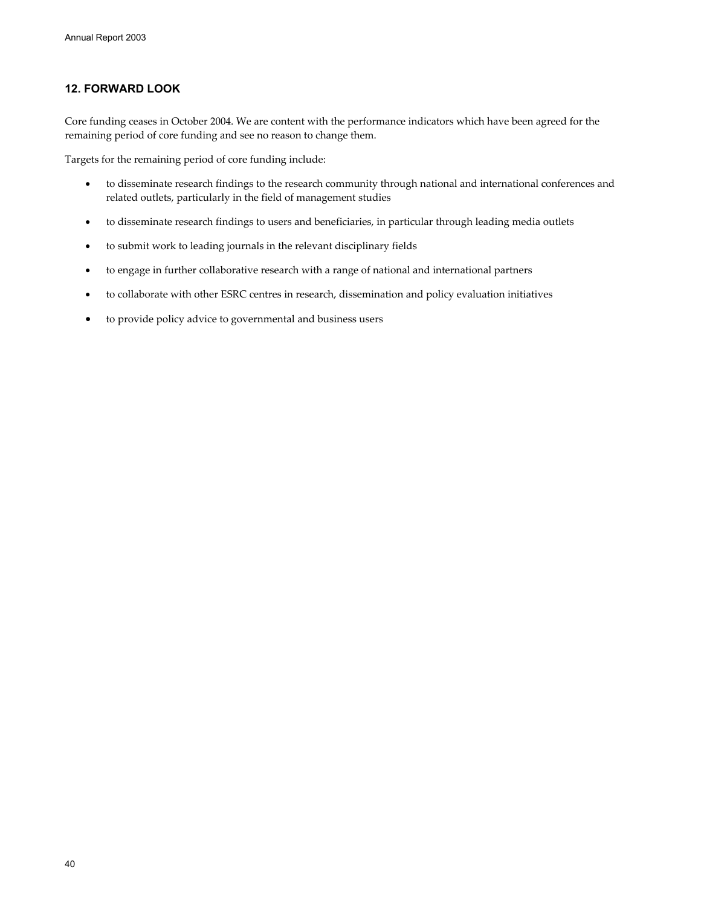## 12. FORWARD LOOK

Core funding ceases in October 2004. We are content with the performance indicators which have been agreed for the remaining period of core funding and see no reason to change them.

Targets for the remaining period of core funding include:

- to disseminate research findings to the research community through national and international conferences and related outlets, particularly in the field of management studies
- to disseminate research findings to users and beneficiaries, in particular through leading media outlets
- to submit work to leading journals in the relevant disciplinary fields
- to engage in further collaborative research with a range of national and international partners
- to collaborate with other ESRC centres in research, dissemination and policy evaluation initiatives
- to provide policy advice to governmental and business users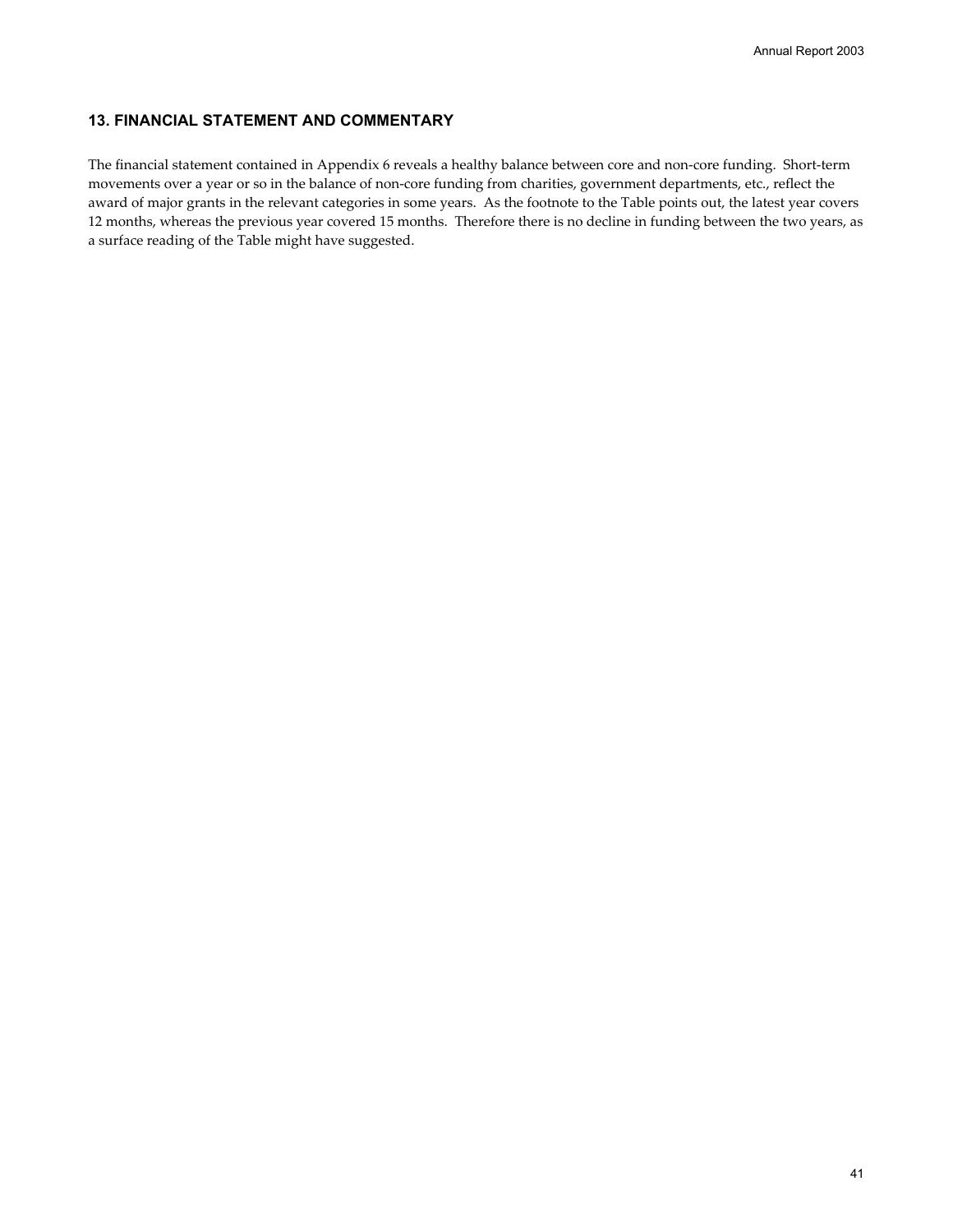## 13. FINANCIAL STATEMENT AND COMMENTARY

The financial statement contained in Appendix 6 reveals a healthy balance between core and non-core funding. Short-term movements over a year or so in the balance of non-core funding from charities, government departments, etc., reflect the award of major grants in the relevant categories in some years. As the footnote to the Table points out, the latest year covers 12 months, whereas the previous year covered 15 months. Therefore there is no decline in funding between the two years, as a surface reading of the Table might have suggested.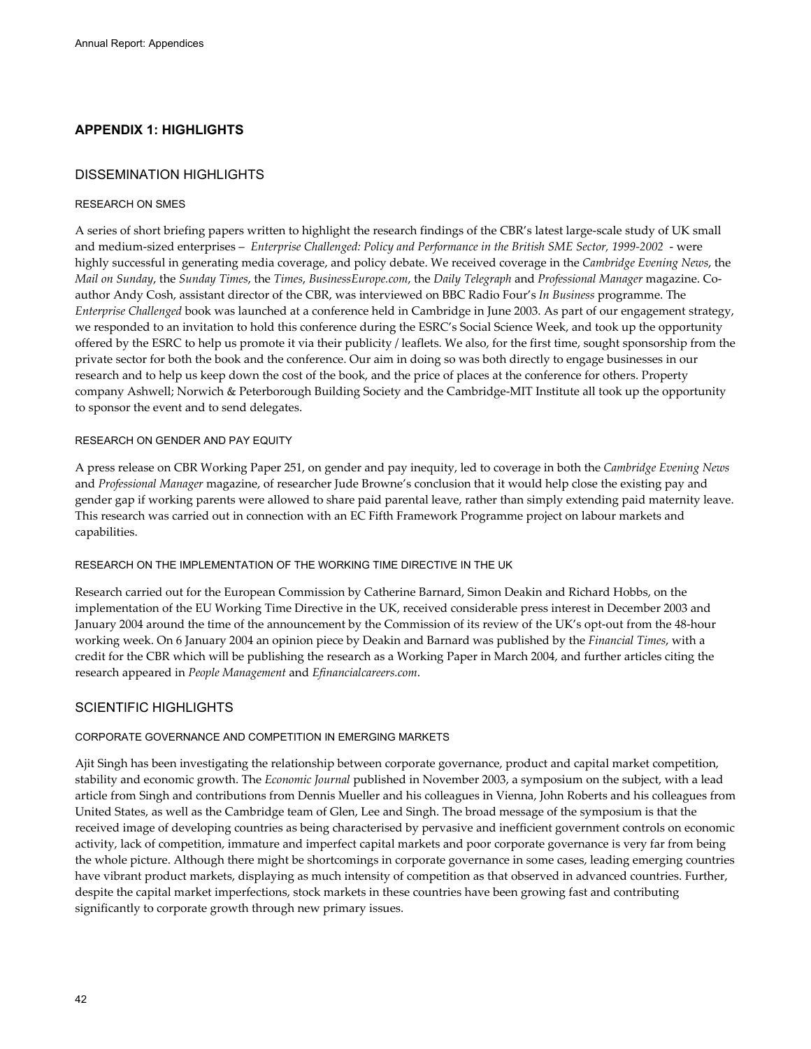## APPENDIX 1: HIGHLIGHTS

### DISSEMINATION HIGHLIGHTS

#### RESEARCH ON SMES

A series of short briefing papers written to highlight the research findings of the CBR's latest large-scale study of UK small and medium-sized enterprises – *Enterprise Challenged: Policy and Performance in the British SME Sector, 1999-2002* - were highly successful in generating media coverage, and policy debate. We received coverage in the *Cambridge Evening News*, the *Mail on Sunday*, the *Sunday Times*, the *Times*, *BusinessEurope.com*, the *Daily Telegraph* and *Professional Manager* magazine. Co-author Andy Cosh, assistant director of the CBR, was interviewed on BBC Radio Four's *In Business* programme. The *Enterprise Challenged* book was launched at a conference held in Cambridge in June 2003. As part of our engagement strategy, we responded to an invitation to hold this conference during the ESRC's Social Science Week, and took up the opportunity offered by the ESRC to help us promote it via their publicity / leaflets. We also, for the first time, sought sponsorship from the private sector for both the book and the conference. Our aim in doing so was both directly to engage businesses in our research and to help us keep down the cost of the book, and the price of places at the conference for others. Property company Ashwell; Norwich & Peterborough Building Society and the Cambridge-MIT Institute all took up the opportunity to sponsor the event and to send delegates.

#### RESEARCH ON GENDER AND PAY EQUITY

A press release on CBR Working Paper 251, on gender and pay inequity, led to coverage in both the *Cambridge Evening News* and *Professional Manager* magazine, of researcher Jude Browne's conclusion that it would help close the existing pay and gender gap if working parents were allowed to share paid parental leave, rather than simply extending paid maternity leave. This research was carried out in connection with an EC Fifth Framework Programme project on labour markets and capabilities.

#### RESEARCH ON THE IMPLEMENTATION OF THE WORKING TIME DIRECTIVE IN THE UK

Research carried out for the European Commission by Catherine Barnard, Simon Deakin and Richard Hobbs, on the implementation of the EU Working Time Directive in the UK, received considerable press interest in December 2003 and January 2004 around the time of the announcement by the Commission of its review of the UK's opt-out from the 48-hour working week. On 6 January 2004 an opinion piece by Deakin and Barnard was published by the *Financial Times*, with a credit for the CBR which will be publishing the research as a Working Paper in March 2004, and further articles citing the research appeared in *People Management* and *Efinancialcareers.com*.

### SCIENTIFIC HIGHLIGHTS

#### CORPORATE GOVERNANCE AND COMPETITION IN EMERGING MARKETS

Ajit Singh has been investigating the relationship between corporate governance, product and capital market competition, stability and economic growth. The *Economic Journal* published in November 2003, a symposium on the subject, with a lead article from Singh and contributions from Dennis Mueller and his colleagues in Vienna, John Roberts and his colleagues from United States, as well as the Cambridge team of Glen, Lee and Singh. The broad message of the symposium is that the received image of developing countries as being characterised by pervasive and inefficient government controls on economic activity, lack of competition, immature and imperfect capital markets and poor corporate governance is very far from being the whole picture. Although there might be shortcomings in corporate governance in some cases, leading emerging countries have vibrant product markets, displaying as much intensity of competition as that observed in advanced countries. Further, despite the capital market imperfections, stock markets in these countries have been growing fast and contributing significantly to corporate growth through new primary issues.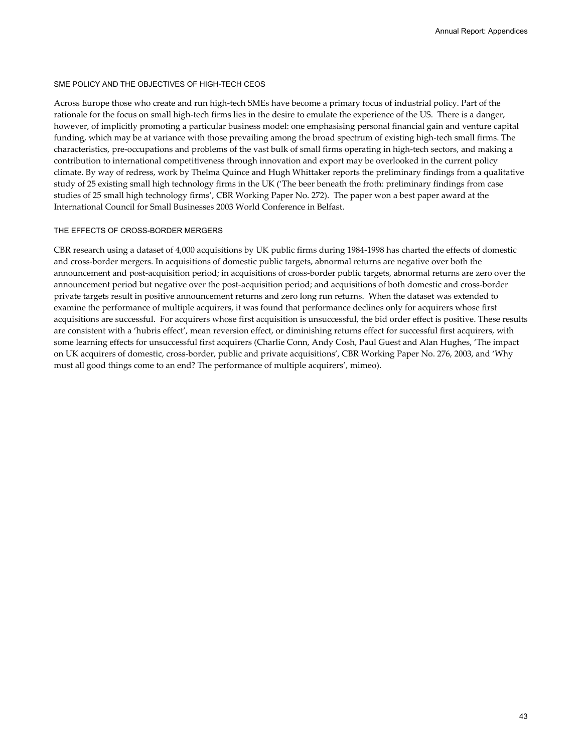### SME POLICY AND THE OBJECTIVES OF HIGH-TECH CEOS

Across Europe those who create and run high-tech SMEs have become a primary focus of industrial policy. Part of the rationale for the focus on small high-tech firms lies in the desire to emulate the experience of the US. There is a danger, however, of implicitly promoting a particular business model: one emphasising personal financial gain and venture capital funding, which may be at variance with those prevailing among the broad spectrum of existing high-tech small firms. The characteristics, pre-occupations and problems of the vast bulk of small firms operating in high-tech sectors, and making a contribution to international competitiveness through innovation and export may be overlooked in the current policy climate. By way of redress, work by Thelma Quince and Hugh Whittaker reports the preliminary findings from a qualitative study of 25 existing small high technology firms in the UK ('The beer beneath the froth: preliminary findings from case studies of 25 small high technology firms', CBR Working Paper No. 272). The paper won a best paper award at the International Council for Small Businesses 2003 World Conference in Belfast.

### THE EFFECTS OF CROSS-BORDER MERGERS

CBR research using a dataset of 4,000 acquisitions by UK public firms during 1984-1998 has charted the effects of domestic and cross-border mergers. In acquisitions of domestic public targets, abnormal returns are negative over both the announcement and post-acquisition period; in acquisitions of cross-border public targets, abnormal returns are zero over the announcement period but negative over the post-acquisition period; and acquisitions of both domestic and cross-border private targets result in positive announcement returns and zero long run returns. When the dataset was extended to examine the performance of multiple acquirers, it was found that performance declines only for acquirers whose first acquisitions are successful. For acquirers whose first acquisition is unsuccessful, the bid order effect is positive. These results are consistent with a 'hubris effect', mean reversion effect, or diminishing returns effect for successful first acquirers, with some learning effects for unsuccessful first acquirers (Charlie Conn, Andy Cosh, Paul Guest and Alan Hughes, 'The impact on UK acquirers of domestic, cross-border, public and private acquisitions', CBR Working Paper No. 276, 2003, and 'Why must all good things come to an end? The performance of multiple acquirers', mimeo).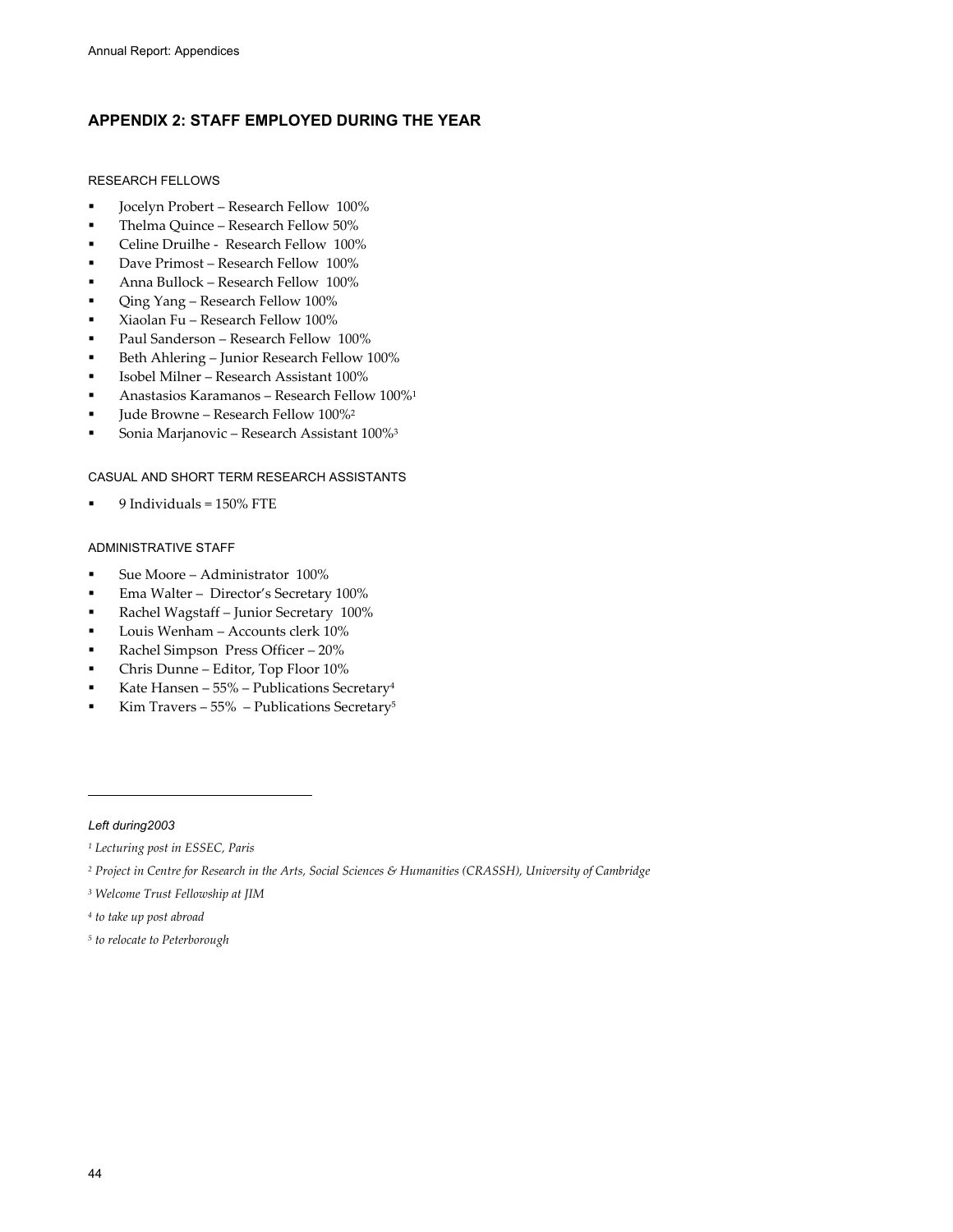## APPENDIX 2: STAFF EMPLOYED DURING THE YEAR

RESEARCH FELLOWS

- Jocelyn Probert – Research Fellow 100%
- Thelma Quince – Research Fellow 50%
- Celine Druilhe - Research Fellow 100%
- Dave Primost – Research Fellow 100%
- Anna Bullock – Research Fellow 100%
- Qing Yang – Research Fellow 100%
- Xiaolan Fu – Research Fellow 100%
- Paul Sanderson – Research Fellow 100%
- Beth Ahlering – Junior Research Fellow 100%
- Isobel Milner – Research Assistant 100%
- Anastasios Karamanos – Research Fellow 100%[1]
- Jude Browne – Research Fellow 100%[2]
- Sonia Marjanovic – Research Assistant 100%[3]

CASUAL AND SHORT TERM RESEARCH ASSISTANTS

- 9 Individuals = 150% FTE

ADMINISTRATIVE STAFF

- Sue Moore – Administrator 100%
- Ema Walter – Director's Secretary 100%
- Rachel Wagstaff – Junior Secretary 100%
- Louis Wenham – Accounts clerk 10%
- Rachel Simpson Press Officer – 20%
- Chris Dunne – Editor, Top Floor 10%
- Kate Hansen – 55% – Publications Secretary[4]
- Kim Travers – 55% – Publications Secretary[5]

---

*Left during2003*

[1] *Lecturing post in ESSEC, Paris*

[2] *Project in Centre for Research in the Arts, Social Sciences & Humanities (CRASSH), University of Cambridge*

[3] *Welcome Trust Fellowship at JIM*

[4] *to take up post abroad*

[5] *to relocate to Peterborough*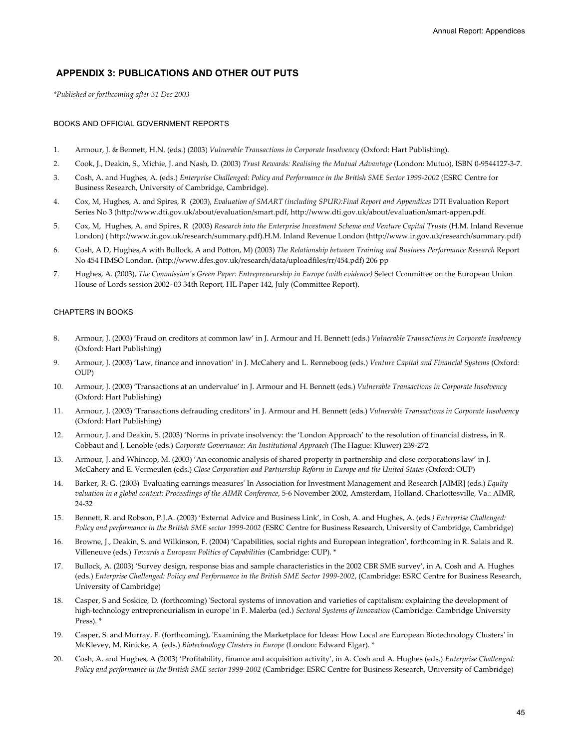## APPENDIX 3: PUBLICATIONS AND OTHER OUT PUTS

*\*Published or forthcoming after 31 Dec 2003*

### BOOKS AND OFFICIAL GOVERNMENT REPORTS

1. Armour, J. & Bennett, H.N. (eds.) (2003) *Vulnerable Transactions in Corporate Insolvency* (Oxford: Hart Publishing).
2. Cook, J., Deakin, S., Michie, J. and Nash, D. (2003) *Trust Rewards: Realising the Mutual Advantage* (London: Mutuo), ISBN 0-9544127-3-7.
3. Cosh, A. and Hughes, A. (eds.) *Enterprise Challenged: Policy and Performance in the British SME Sector 1999-2002* (ESRC Centre for Business Research, University of Cambridge, Cambridge).
4. Cox, M, Hughes, A. and Spires, R (2003), *Evaluation of SMART (including SPUR):Final Report and Appendices* DTI Evaluation Report Series No 3 (http://www.dti.gov.uk/about/evaluation/smart.pdf, http://www.dti.gov.uk/about/evaluation/smart-appen.pdf.
5. Cox, M, Hughes, A. and Spires, R (2003) *Research into the Enterprise Investment Scheme and Venture Capital Trusts* (H.M. Inland Revenue London) ( http://www.ir.gov.uk/research/summary.pdf).H.M. Inland Revenue London (http://www.ir.gov.uk/research/summary.pdf)
6. Cosh, A D, Hughes,A with Bullock, A and Potton, M) (2003) *The Relationship between Training and Business Performance Research* Report No 454 HMSO London. (http://www.dfes.gov.uk/research/data/uploadfiles/rr/454.pdf) 206 pp
7. Hughes, A. (2003), *The Commission's Green Paper: Entrepreneurship in Europe (with evidence)* Select Committee on the European Union House of Lords session 2002- 03 34th Report, HL Paper 142, July (Committee Report).

### CHAPTERS IN BOOKS

8. Armour, J. (2003) 'Fraud on creditors at common law' in J. Armour and H. Bennett (eds.) *Vulnerable Transactions in Corporate Insolvency* (Oxford: Hart Publishing)
9. Armour, J. (2003) 'Law, finance and innovation' in J. McCahery and L. Renneboog (eds.) *Venture Capital and Financial Systems* (Oxford: OUP)
10. Armour, J. (2003) 'Transactions at an undervalue' in J. Armour and H. Bennett (eds.) *Vulnerable Transactions in Corporate Insolvency* (Oxford: Hart Publishing)
11. Armour, J. (2003) 'Transactions defrauding creditors' in J. Armour and H. Bennett (eds.) *Vulnerable Transactions in Corporate Insolvency* (Oxford: Hart Publishing)
12. Armour, J. and Deakin, S. (2003) 'Norms in private insolvency: the 'London Approach' to the resolution of financial distress, in R. Cobbaut and J. Lenoble (eds.) *Corporate Governance: An Institutional Approach* (The Hague: Kluwer) 239-272
13. Armour, J. and Whincop, M. (2003) 'An economic analysis of shared property in partnership and close corporations law' in J. McCahery and E. Vermeulen (eds.) *Close Corporation and Partnership Reform in Europe and the United States* (Oxford: OUP)
14. Barker, R. G. (2003) 'Evaluating earnings measures' In Association for Investment Management and Research [AIMR] (eds.) *Equity valuation in a global context: Proceedings of the AIMR Conference*, 5-6 November 2002, Amsterdam, Holland. Charlottesville, Va.: AIMR, 24-32
15. Bennett, R. and Robson, P.J.A. (2003) 'External Advice and Business Link', in Cosh, A. and Hughes, A. (eds*.) Enterprise Challenged: Policy and performance in the British SME sector 1999-2002* (ESRC Centre for Business Research, University of Cambridge, Cambridge)
16. Browne, J., Deakin, S. and Wilkinson, F. (2004) 'Capabilities, social rights and European integration', forthcoming in R. Salais and R. Villeneuve (eds.) *Towards a European Politics of Capabilities* (Cambridge: CUP). \*
17. Bullock, A. (2003) 'Survey design, response bias and sample characteristics in the 2002 CBR SME survey', in A. Cosh and A. Hughes (eds.) *Enterprise Challenged: Policy and Performance in the British SME Sector 1999-2002*, (Cambridge: ESRC Centre for Business Research, University of Cambridge)
18. Casper, S and Soskice, D. (forthcoming) 'Sectoral systems of innovation and varieties of capitalism: explaining the development of high-technology entrepreneurialism in europe' in F. Malerba (ed.) *Sectoral Systems of Innovation* (Cambridge: Cambridge University Press). \*
19. Casper, S. and Murray, F. (forthcoming), 'Examining the Marketplace for Ideas: How Local are European Biotechnology Clusters' in McKlevey, M. Rinicke, A. (eds.) *Biotechnology Clusters in Europe* (London: Edward Elgar). \*
20. Cosh, A. and Hughes, A (2003) 'Profitability, finance and acquisition activity', in A. Cosh and A. Hughes (eds.) *Enterprise Challenged: Policy and performance in the British SME sector 1999-2002* (Cambridge: ESRC Centre for Business Research, University of Cambridge)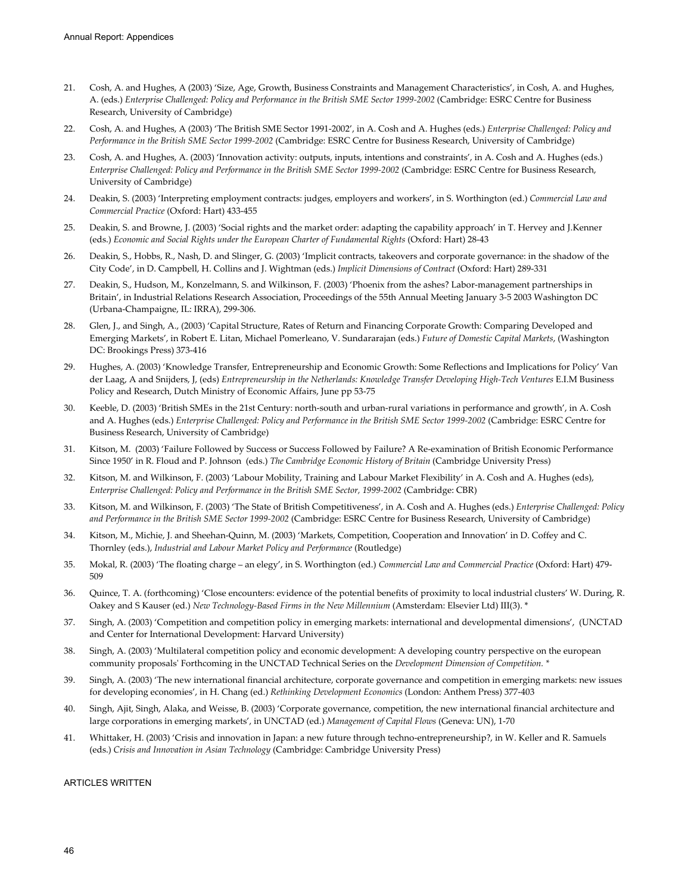21. Cosh, A. and Hughes, A (2003) 'Size, Age, Growth, Business Constraints and Management Characteristics', in Cosh, A. and Hughes, A. (eds.) *Enterprise Challenged: Policy and Performance in the British SME Sector 1999-2002* (Cambridge: ESRC Centre for Business Research, University of Cambridge)

22. Cosh, A. and Hughes, A (2003) 'The British SME Sector 1991-2002', in A. Cosh and A. Hughes (eds.) *Enterprise Challenged: Policy and Performance in the British SME Sector 1999-2002* (Cambridge: ESRC Centre for Business Research, University of Cambridge)

23. Cosh, A. and Hughes, A. (2003) 'Innovation activity: outputs, inputs, intentions and constraints', in A. Cosh and A. Hughes (eds.) *Enterprise Challenged: Policy and Performance in the British SME Sector 1999-2002* (Cambridge: ESRC Centre for Business Research, University of Cambridge)

24. Deakin, S. (2003) 'Interpreting employment contracts: judges, employers and workers', in S. Worthington (ed.) *Commercial Law and Commercial Practice* (Oxford: Hart) 433-455

25. Deakin, S. and Browne, J. (2003) 'Social rights and the market order: adapting the capability approach' in T. Hervey and J.Kenner (eds.) *Economic and Social Rights under the European Charter of Fundamental Rights* (Oxford: Hart) 28-43

26. Deakin, S., Hobbs, R., Nash, D. and Slinger, G. (2003) 'Implicit contracts, takeovers and corporate governance: in the shadow of the City Code', in D. Campbell, H. Collins and J. Wightman (eds.) *Implicit Dimensions of Contract* (Oxford: Hart) 289-331

27. Deakin, S., Hudson, M., Konzelmann, S. and Wilkinson, F. (2003) 'Phoenix from the ashes? Labor-management partnerships in Britain', in Industrial Relations Research Association, Proceedings of the 55th Annual Meeting January 3-5 2003 Washington DC (Urbana-Champaigne, IL: IRRA), 299-306.

28. Glen, J., and Singh, A., (2003) 'Capital Structure, Rates of Return and Financing Corporate Growth: Comparing Developed and Emerging Markets', in Robert E. Litan, Michael Pomerleano, V. Sundararajan (eds.) *Future of Domestic Capital Markets*, (Washington DC: Brookings Press) 373-416

29. Hughes, A. (2003) 'Knowledge Transfer, Entrepreneurship and Economic Growth: Some Reflections and Implications for Policy' Van der Laag, A and Snijders, J, (eds) *Entrepreneurship in the Netherlands: Knowledge Transfer Developing High-Tech Ventures* E.I.M Business Policy and Research, Dutch Ministry of Economic Affairs, June pp 53-75

30. Keeble, D. (2003) 'British SMEs in the 21st Century: north-south and urban-rural variations in performance and growth', in A. Cosh and A. Hughes (eds.) *Enterprise Challenged: Policy and Performance in the British SME Sector 1999-2002* (Cambridge: ESRC Centre for Business Research, University of Cambridge)

31. Kitson, M. (2003) 'Failure Followed by Success or Success Followed by Failure? A Re-examination of British Economic Performance Since 1950' in R. Floud and P. Johnson (eds.) *The Cambridge Economic History of Britain* (Cambridge University Press)

32. Kitson, M. and Wilkinson, F. (2003) 'Labour Mobility, Training and Labour Market Flexibility' in A. Cosh and A. Hughes (eds), *Enterprise Challenged: Policy and Performance in the British SME Sector, 1999-2002* (Cambridge: CBR)

33. Kitson, M. and Wilkinson, F. (2003) 'The State of British Competitiveness', in A. Cosh and A. Hughes (eds.) *Enterprise Challenged: Policy and Performance in the British SME Sector 1999-2002* (Cambridge: ESRC Centre for Business Research, University of Cambridge)

34. Kitson, M., Michie, J. and Sheehan-Quinn, M. (2003) 'Markets, Competition, Cooperation and Innovation' in D. Coffey and C. Thornley (eds.), *Industrial and Labour Market Policy and Performance* (Routledge)

35. Mokal, R. (2003) 'The floating charge – an elegy', in S. Worthington (ed.) *Commercial Law and Commercial Practice* (Oxford: Hart) 479-509

36. Quince, T. A. (forthcoming) 'Close encounters: evidence of the potential benefits of proximity to local industrial clusters' W. During, R. Oakey and S Kauser (ed.) *New Technology-Based Firms in the New Millennium* (Amsterdam: Elsevier Ltd) III(3). *

37. Singh, A. (2003) 'Competition and competition policy in emerging markets: international and developmental dimensions', (UNCTAD and Center for International Development: Harvard University)

38. Singh, A. (2003) 'Multilateral competition policy and economic development: A developing country perspective on the european community proposals' Forthcoming in the UNCTAD Technical Series on the *Development Dimension of Competition.* *

39. Singh, A. (2003) 'The new international financial architecture, corporate governance and competition in emerging markets: new issues for developing economies', in H. Chang (ed.) *Rethinking Development Economics* (London: Anthem Press) 377-403

40. Singh, Ajit, Singh, Alaka, and Weisse, B. (2003) 'Corporate governance, competition, the new international financial architecture and large corporations in emerging markets', in UNCTAD (ed.) *Management of Capital Flows* (Geneva: UN), 1-70

41. Whittaker, H. (2003) 'Crisis and innovation in Japan: a new future through techno-entrepreneurship?, in W. Keller and R. Samuels (eds.) *Crisis and Innovation in Asian Technology* (Cambridge: Cambridge University Press)

ARTICLES WRITTEN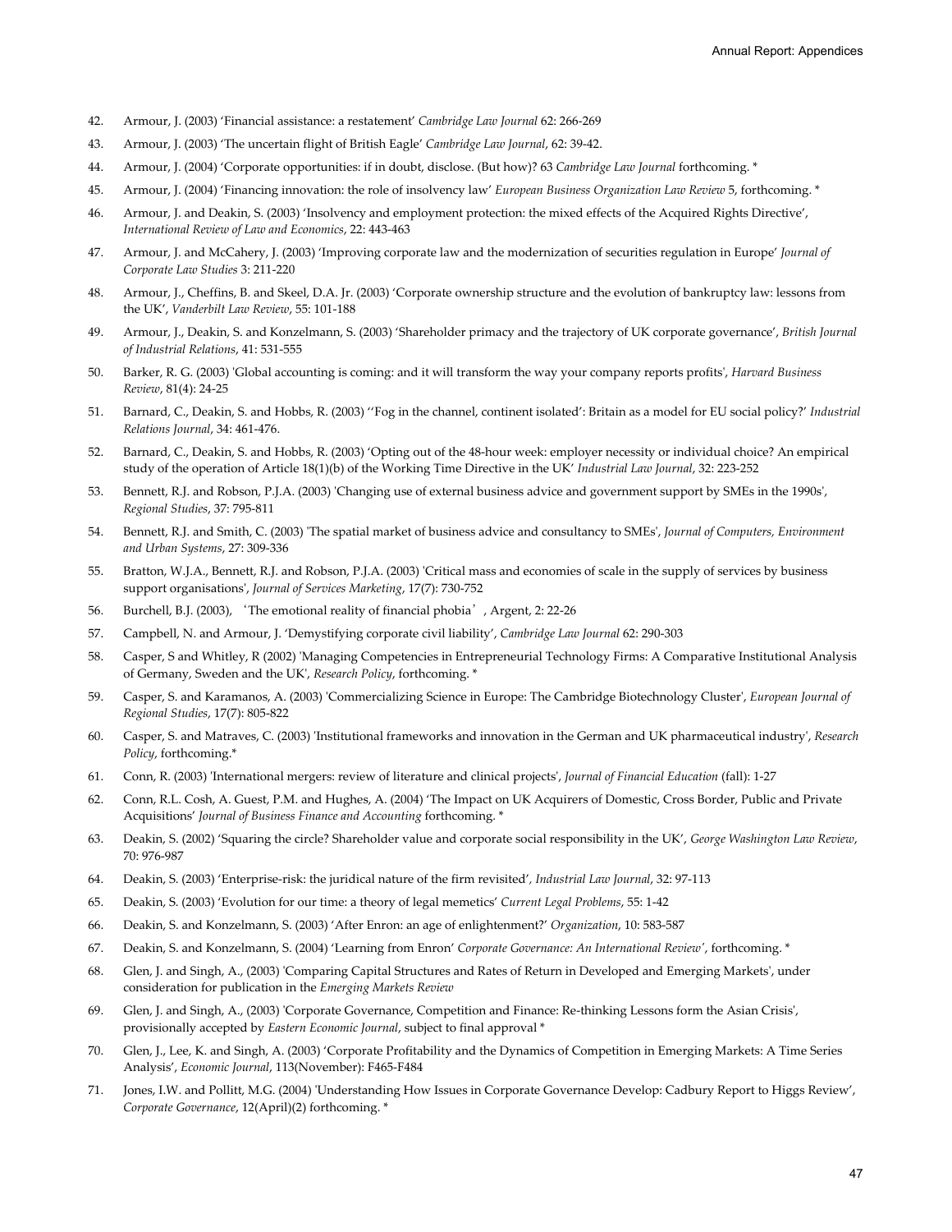42. Armour, J. (2003) 'Financial assistance: a restatement' *Cambridge Law Journal* 62: 266-269
43. Armour, J. (2003) 'The uncertain flight of British Eagle' *Cambridge Law Journal*, 62: 39-42.
44. Armour, J. (2004) 'Corporate opportunities: if in doubt, disclose. (But how)? 63 *Cambridge Law Journal* forthcoming. *
45. Armour, J. (2004) 'Financing innovation: the role of insolvency law' *European Business Organization Law Review* 5, forthcoming. *
46. Armour, J. and Deakin, S. (2003) 'Insolvency and employment protection: the mixed effects of the Acquired Rights Directive', *International Review of Law and Economics*, 22: 443-463
47. Armour, J. and McCahery, J. (2003) 'Improving corporate law and the modernization of securities regulation in Europe' *Journal of Corporate Law Studies* 3: 211-220
48. Armour, J., Cheffins, B. and Skeel, D.A. Jr. (2003) 'Corporate ownership structure and the evolution of bankruptcy law: lessons from the UK', *Vanderbilt Law Review*, 55: 101-188
49. Armour, J., Deakin, S. and Konzelmann, S. (2003) 'Shareholder primacy and the trajectory of UK corporate governance', *British Journal of Industrial Relations*, 41: 531-555
50. Barker, R. G. (2003) 'Global accounting is coming: and it will transform the way your company reports profits', *Harvard Business Review*, 81(4): 24-25
51. Barnard, C., Deakin, S. and Hobbs, R. (2003) ''Fog in the channel, continent isolated': Britain as a model for EU social policy?' *Industrial Relations Journal*, 34: 461-476.
52. Barnard, C., Deakin, S. and Hobbs, R. (2003) 'Opting out of the 48-hour week: employer necessity or individual choice? An empirical study of the operation of Article 18(1)(b) of the Working Time Directive in the UK' *Industrial Law Journal*, 32: 223-252
53. Bennett, R.J. and Robson, P.J.A. (2003) 'Changing use of external business advice and government support by SMEs in the 1990s', *Regional Studies*, 37: 795-811
54. Bennett, R.J. and Smith, C. (2003) 'The spatial market of business advice and consultancy to SMEs', *Journal of Computers, Environment and Urban Systems*, 27: 309-336
55. Bratton, W.J.A., Bennett, R.J. and Robson, P.J.A. (2003) 'Critical mass and economies of scale in the supply of services by business support organisations', *Journal of Services Marketing*, 17(7): 730-752
56. Burchell, B.J. (2003), 'The emotional reality of financial phobia', Argent, 2: 22-26
57. Campbell, N. and Armour, J. 'Demystifying corporate civil liability', *Cambridge Law Journal* 62: 290-303
58. Casper, S and Whitley, R (2002) 'Managing Competencies in Entrepreneurial Technology Firms: A Comparative Institutional Analysis of Germany, Sweden and the UK', *Research Policy*, forthcoming. *
59. Casper, S. and Karamanos, A. (2003) 'Commercializing Science in Europe: The Cambridge Biotechnology Cluster', *European Journal of Regional Studies*, 17(7): 805-822
60. Casper, S. and Matraves, C. (2003) 'Institutional frameworks and innovation in the German and UK pharmaceutical industry', *Research Policy*, forthcoming.*
61. Conn, R. (2003) 'International mergers: review of literature and clinical projects', *Journal of Financial Education* (fall): 1-27
62. Conn, R.L. Cosh, A. Guest, P.M. and Hughes, A. (2004) 'The Impact on UK Acquirers of Domestic, Cross Border, Public and Private Acquisitions' *Journal of Business Finance and Accounting* forthcoming. *
63. Deakin, S. (2002) 'Squaring the circle? Shareholder value and corporate social responsibility in the UK', *George Washington Law Review*, 70: 976-987
64. Deakin, S. (2003) 'Enterprise-risk: the juridical nature of the firm revisited', *Industrial Law Journal*, 32: 97-113
65. Deakin, S. (2003) 'Evolution for our time: a theory of legal memetics' *Current Legal Problems*, 55: 1-42
66. Deakin, S. and Konzelmann, S. (2003) 'After Enron: an age of enlightenment?' *Organization*, 10: 583-587
67. Deakin, S. and Konzelmann, S. (2004) 'Learning from Enron' *Corporate Governance: An International Review'*, forthcoming. *
68. Glen, J. and Singh, A., (2003) 'Comparing Capital Structures and Rates of Return in Developed and Emerging Markets', under consideration for publication in the *Emerging Markets Review*
69. Glen, J. and Singh, A., (2003) 'Corporate Governance, Competition and Finance: Re-thinking Lessons form the Asian Crisis', provisionally accepted by *Eastern Economic Journal*, subject to final approval *
70. Glen, J., Lee, K. and Singh, A. (2003) 'Corporate Profitability and the Dynamics of Competition in Emerging Markets: A Time Series Analysis', *Economic Journal*, 113(November): F465-F484
71. Jones, I.W. and Pollitt, M.G. (2004) 'Understanding How Issues in Corporate Governance Develop: Cadbury Report to Higgs Review', *Corporate Governance*, 12(April)(2) forthcoming. *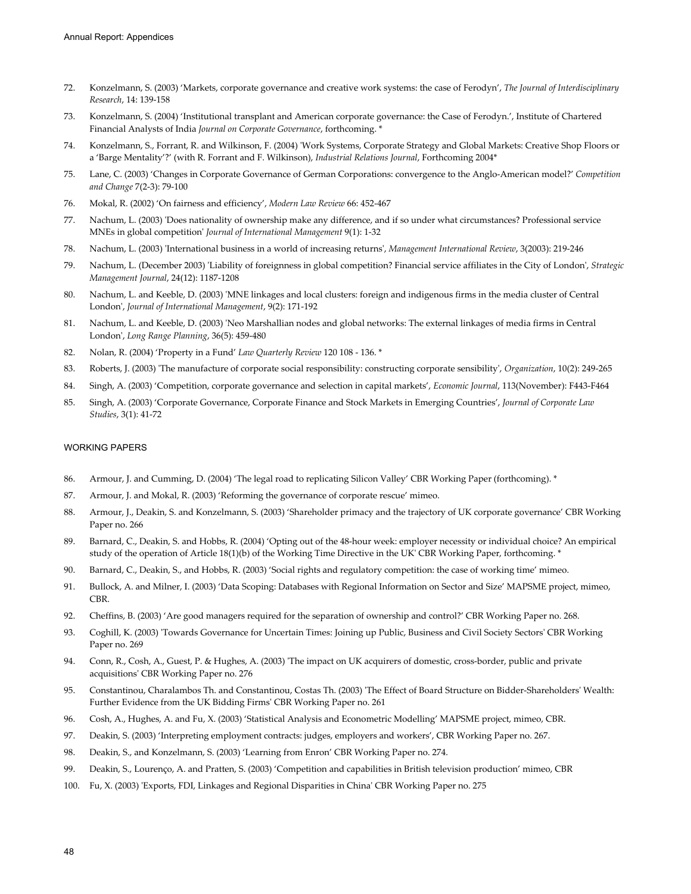72. Konzelmann, S. (2003) 'Markets, corporate governance and creative work systems: the case of Ferodyn', *The Journal of Interdisciplinary Research*, 14: 139-158

73. Konzelmann, S. (2004) 'Institutional transplant and American corporate governance: the Case of Ferodyn.', Institute of Chartered Financial Analysts of India *Journal on Corporate Governance*, forthcoming. *

74. Konzelmann, S., Forrant, R. and Wilkinson, F. (2004) 'Work Systems, Corporate Strategy and Global Markets: Creative Shop Floors or a 'Barge Mentality'?' (with R. Forrant and F. Wilkinson), *Industrial Relations Journal*, Forthcoming 2004*

75. Lane, C. (2003) 'Changes in Corporate Governance of German Corporations: convergence to the Anglo-American model?' *Competition and Change* 7(2-3): 79-100

76. Mokal, R. (2002) 'On fairness and efficiency', *Modern Law Review* 66: 452-467

77. Nachum, L. (2003) 'Does nationality of ownership make any difference, and if so under what circumstances? Professional service MNEs in global competition' *Journal of International Management* 9(1): 1-32

78. Nachum, L. (2003) 'International business in a world of increasing returns', *Management International Review*, 3(2003): 219-246

79. Nachum, L. (December 2003) 'Liability of foreignness in global competition? Financial service affiliates in the City of London', *Strategic Management Journal*, 24(12): 1187-1208

80. Nachum, L. and Keeble, D. (2003) 'MNE linkages and local clusters: foreign and indigenous firms in the media cluster of Central London', *Journal of International Management*, 9(2): 171-192

81. Nachum, L. and Keeble, D. (2003) 'Neo Marshallian nodes and global networks: The external linkages of media firms in Central London', *Long Range Planning*, 36(5): 459-480

82. Nolan, R. (2004) 'Property in a Fund' *Law Quarterly Review* 120 108 - 136. *

83. Roberts, J. (2003) 'The manufacture of corporate social responsibility: constructing corporate sensibility', *Organization*, 10(2): 249-265

84. Singh, A. (2003) 'Competition, corporate governance and selection in capital markets', *Economic Journal*, 113(November): F443-F464

85. Singh, A. (2003) 'Corporate Governance, Corporate Finance and Stock Markets in Emerging Countries', *Journal of Corporate Law Studies*, 3(1): 41-72

## WORKING PAPERS

86. Armour, J. and Cumming, D. (2004) 'The legal road to replicating Silicon Valley' CBR Working Paper (forthcoming). *

87. Armour, J. and Mokal, R. (2003) 'Reforming the governance of corporate rescue' mimeo.

88. Armour, J., Deakin, S. and Konzelmann, S. (2003) 'Shareholder primacy and the trajectory of UK corporate governance' CBR Working Paper no. 266

89. Barnard, C., Deakin, S. and Hobbs, R. (2004) 'Opting out of the 48-hour week: employer necessity or individual choice? An empirical study of the operation of Article 18(1)(b) of the Working Time Directive in the UK' CBR Working Paper, forthcoming. *

90. Barnard, C., Deakin, S., and Hobbs, R. (2003) 'Social rights and regulatory competition: the case of working time' mimeo.

91. Bullock, A. and Milner, I. (2003) 'Data Scoping: Databases with Regional Information on Sector and Size' MAPSME project, mimeo, CBR.

92. Cheffins, B. (2003) 'Are good managers required for the separation of ownership and control?' CBR Working Paper no. 268.

93. Coghill, K. (2003) 'Towards Governance for Uncertain Times: Joining up Public, Business and Civil Society Sectors' CBR Working Paper no. 269

94. Conn, R., Cosh, A., Guest, P. & Hughes, A. (2003) 'The impact on UK acquirers of domestic, cross-border, public and private acquisitions' CBR Working Paper no. 276

95. Constantinou, Charalambos Th. and Constantinou, Costas Th. (2003) 'The Effect of Board Structure on Bidder-Shareholders' Wealth: Further Evidence from the UK Bidding Firms' CBR Working Paper no. 261

96. Cosh, A., Hughes, A. and Fu, X. (2003) 'Statistical Analysis and Econometric Modelling' MAPSME project, mimeo, CBR.

97. Deakin, S. (2003) 'Interpreting employment contracts: judges, employers and workers', CBR Working Paper no. 267.

98. Deakin, S., and Konzelmann, S. (2003) 'Learning from Enron' CBR Working Paper no. 274.

99. Deakin, S., Lourenço, A. and Pratten, S. (2003) 'Competition and capabilities in British television production' mimeo, CBR

100. Fu, X. (2003) 'Exports, FDI, Linkages and Regional Disparities in China' CBR Working Paper no. 275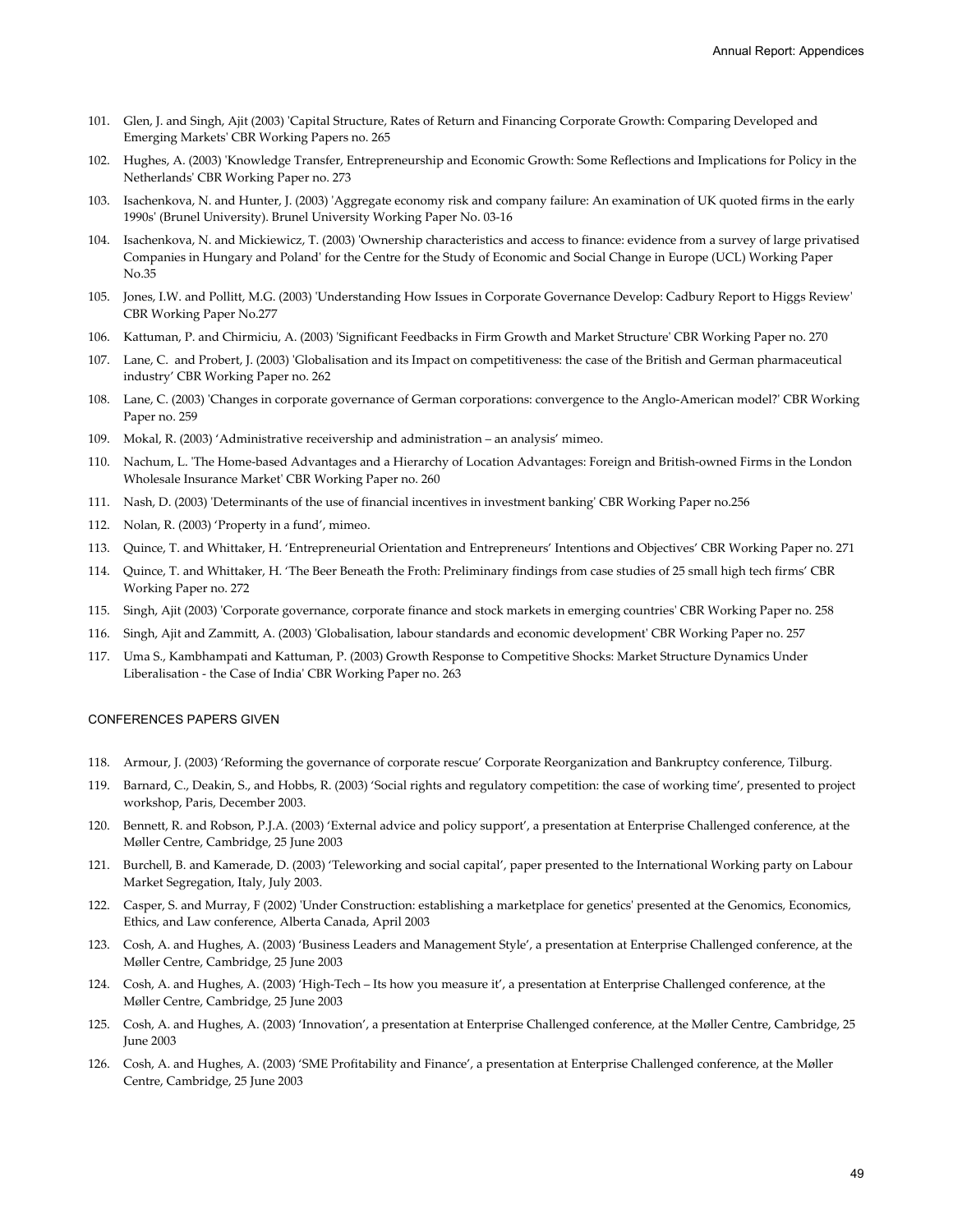101. Glen, J. and Singh, Ajit (2003) 'Capital Structure, Rates of Return and Financing Corporate Growth: Comparing Developed and Emerging Markets' CBR Working Papers no. 265
102. Hughes, A. (2003) 'Knowledge Transfer, Entrepreneurship and Economic Growth: Some Reflections and Implications for Policy in the Netherlands' CBR Working Paper no. 273
103. Isachenkova, N. and Hunter, J. (2003) 'Aggregate economy risk and company failure: An examination of UK quoted firms in the early 1990s' (Brunel University). Brunel University Working Paper No. 03-16
104. Isachenkova, N. and Mickiewicz, T. (2003) 'Ownership characteristics and access to finance: evidence from a survey of large privatised Companies in Hungary and Poland' for the Centre for the Study of Economic and Social Change in Europe (UCL) Working Paper No.35
105. Jones, I.W. and Pollitt, M.G. (2003) 'Understanding How Issues in Corporate Governance Develop: Cadbury Report to Higgs Review' CBR Working Paper No.277
106. Kattuman, P. and Chirmiciu, A. (2003) 'Significant Feedbacks in Firm Growth and Market Structure' CBR Working Paper no. 270
107. Lane, C. and Probert, J. (2003) 'Globalisation and its Impact on competitiveness: the case of the British and German pharmaceutical industry' CBR Working Paper no. 262
108. Lane, C. (2003) 'Changes in corporate governance of German corporations: convergence to the Anglo-American model?' CBR Working Paper no. 259
109. Mokal, R. (2003) 'Administrative receivership and administration – an analysis' mimeo.
110. Nachum, L. 'The Home-based Advantages and a Hierarchy of Location Advantages: Foreign and British-owned Firms in the London Wholesale Insurance Market' CBR Working Paper no. 260
111. Nash, D. (2003) 'Determinants of the use of financial incentives in investment banking' CBR Working Paper no.256
112. Nolan, R. (2003) 'Property in a fund', mimeo.
113. Quince, T. and Whittaker, H. 'Entrepreneurial Orientation and Entrepreneurs' Intentions and Objectives' CBR Working Paper no. 271
114. Quince, T. and Whittaker, H. 'The Beer Beneath the Froth: Preliminary findings from case studies of 25 small high tech firms' CBR Working Paper no. 272
115. Singh, Ajit (2003) 'Corporate governance, corporate finance and stock markets in emerging countries' CBR Working Paper no. 258
116. Singh, Ajit and Zammitt, A. (2003) 'Globalisation, labour standards and economic development' CBR Working Paper no. 257
117. Uma S., Kambhampati and Kattuman, P. (2003) Growth Response to Competitive Shocks: Market Structure Dynamics Under Liberalisation - the Case of India' CBR Working Paper no. 263

CONFERENCES PAPERS GIVEN

118. Armour, J. (2003) 'Reforming the governance of corporate rescue' Corporate Reorganization and Bankruptcy conference, Tilburg.
119. Barnard, C., Deakin, S., and Hobbs, R. (2003) 'Social rights and regulatory competition: the case of working time', presented to project workshop, Paris, December 2003.
120. Bennett, R. and Robson, P.J.A. (2003) 'External advice and policy support', a presentation at Enterprise Challenged conference, at the Møller Centre, Cambridge, 25 June 2003
121. Burchell, B. and Kamerade, D. (2003) 'Teleworking and social capital', paper presented to the International Working party on Labour Market Segregation, Italy, July 2003.
122. Casper, S. and Murray, F (2002) 'Under Construction: establishing a marketplace for genetics' presented at the Genomics, Economics, Ethics, and Law conference, Alberta Canada, April 2003
123. Cosh, A. and Hughes, A. (2003) 'Business Leaders and Management Style', a presentation at Enterprise Challenged conference, at the Møller Centre, Cambridge, 25 June 2003
124. Cosh, A. and Hughes, A. (2003) 'High-Tech – Its how you measure it', a presentation at Enterprise Challenged conference, at the Møller Centre, Cambridge, 25 June 2003
125. Cosh, A. and Hughes, A. (2003) 'Innovation', a presentation at Enterprise Challenged conference, at the Møller Centre, Cambridge, 25 June 2003
126. Cosh, A. and Hughes, A. (2003) 'SME Profitability and Finance', a presentation at Enterprise Challenged conference, at the Møller Centre, Cambridge, 25 June 2003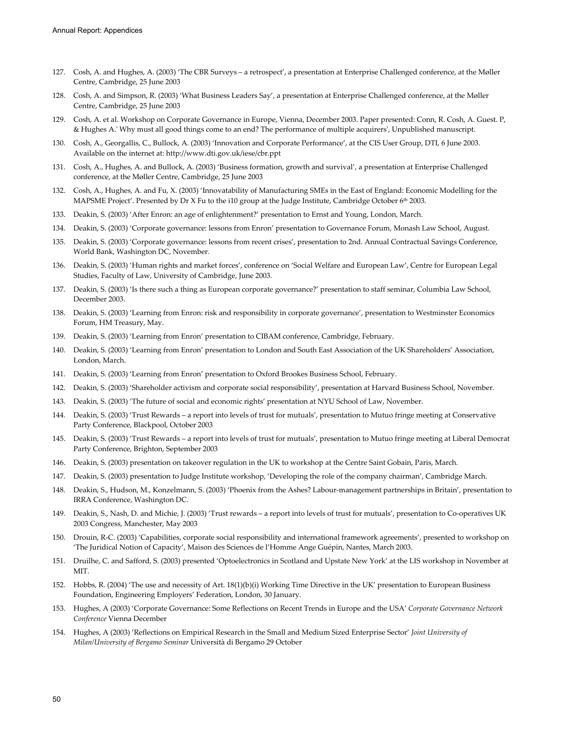127. Cosh, A. and Hughes, A. (2003) 'The CBR Surveys – a retrospect', a presentation at Enterprise Challenged conference, at the Møller Centre, Cambridge, 25 June 2003
128. Cosh, A. and Simpson, R. (2003) 'What Business Leaders Say', a presentation at Enterprise Challenged conference, at the Møller Centre, Cambridge, 25 June 2003
129. Cosh, A. et al. Workshop on Corporate Governance in Europe, Vienna, December 2003. Paper presented: Conn, R. Cosh, A. Guest. P, & Hughes A.' Why must all good things come to an end? The performance of multiple acquirers', Unpublished manuscript.
130. Cosh, A., Georgallis, C., Bullock, A. (2003) 'Innovation and Corporate Performance', at the CIS User Group, DTI, 6 June 2003. Available on the internet at: http://www.dti.gov.uk/iese/cbr.ppt
131. Cosh, A., Hughes, A. and Bullock, A. (2003) 'Business formation, growth and survival', a presentation at Enterprise Challenged conference, at the Møller Centre, Cambridge, 25 June 2003
132. Cosh, A., Hughes, A. and Fu, X. (2003) 'Innovatability of Manufacturing SMEs in the East of England: Economic Modelling for the MAPSME Project'. Presented by Dr X Fu to the i10 group at the Judge Institute, Cambridge October 6th 2003.
133. Deakin, S. (2003) 'After Enron: an age of enlightenment?' presentation to Ernst and Young, London, March.
134. Deakin, S. (2003) 'Corporate governance: lessons from Enron' presentation to Governance Forum, Monash Law School, August.
135. Deakin, S. (2003) 'Corporate governance: lessons from recent crises', presentation to 2nd. Annual Contractual Savings Conference, World Bank, Washington DC, November.
136. Deakin, S. (2003) 'Human rights and market forces', conference on 'Social Welfare and European Law', Centre for European Legal Studies, Faculty of Law, University of Cambridge, June 2003.
137. Deakin, S. (2003) 'Is there such a thing as European corporate governance?' presentation to staff seminar, Columbia Law School, December 2003.
138. Deakin, S. (2003) 'Learning from Enron: risk and responsibility in corporate governance', presentation to Westminster Economics Forum, HM Treasury, May.
139. Deakin, S. (2003) 'Learning from Enron' presentation to CIBAM conference, Cambridge, February.
140. Deakin, S. (2003) 'Learning from Enron' presentation to London and South East Association of the UK Shareholders' Association, London, March.
141. Deakin, S. (2003) 'Learning from Enron' presentation to Oxford Brookes Business School, February.
142. Deakin, S. (2003) 'Shareholder activism and corporate social responsibility', presentation at Harvard Business School, November.
143. Deakin, S. (2003) 'The future of social and economic rights' presentation at NYU School of Law, November.
144. Deakin, S. (2003) 'Trust Rewards – a report into levels of trust for mutuals', presentation to Mutuo fringe meeting at Conservative Party Conference, Blackpool, October 2003
145. Deakin, S. (2003) 'Trust Rewards – a report into levels of trust for mutuals', presentation to Mutuo fringe meeting at Liberal Democrat Party Conference, Brighton, September 2003
146. Deakin, S. (2003) presentation on takeover regulation in the UK to workshop at the Centre Saint Gobain, Paris, March.
147. Deakin, S. (2003) presentation to Judge Institute workshop, 'Developing the role of the company chairman', Cambridge March.
148. Deakin, S., Hudson, M., Konzelmann, S. (2003) 'Phoenix from the Ashes? Labour-management partnerships in Britain', presentation to IRRA Conference, Washington DC.
149. Deakin, S., Nash, D. and Michie, J. (2003) 'Trust rewards – a report into levels of trust for mutuals', presentation to Co-operatives UK 2003 Congress, Manchester, May 2003
150. Drouin, R-C. (2003) 'Capabilities, corporate social responsibility and international framework agreements', presented to workshop on 'The Juridical Notion of Capacity', Maison des Sciences de l'Homme Ange Guépin, Nantes, March 2003.
151. Druilhe, C. and Safford, S. (2003) presented 'Optoelectronics in Scotland and Upstate New York' at the LIS workshop in November at MIT.
152. Hobbs, R. (2004) 'The use and necessity of Art. 18(1)(b)(i) Working Time Directive in the UK' presentation to European Business Foundation, Engineering Employers' Federation, London, 30 January.
153. Hughes, A (2003) 'Corporate Governance: Some Reflections on Recent Trends in Europe and the USA' *Corporate Governance Network Conference* Vienna December
154. Hughes, A (2003) 'Reflections on Empirical Research in the Small and Medium Sized Enterprise Sector' *Joint University of Milan/University of Bergamo Seminar* Università di Bergamo 29 October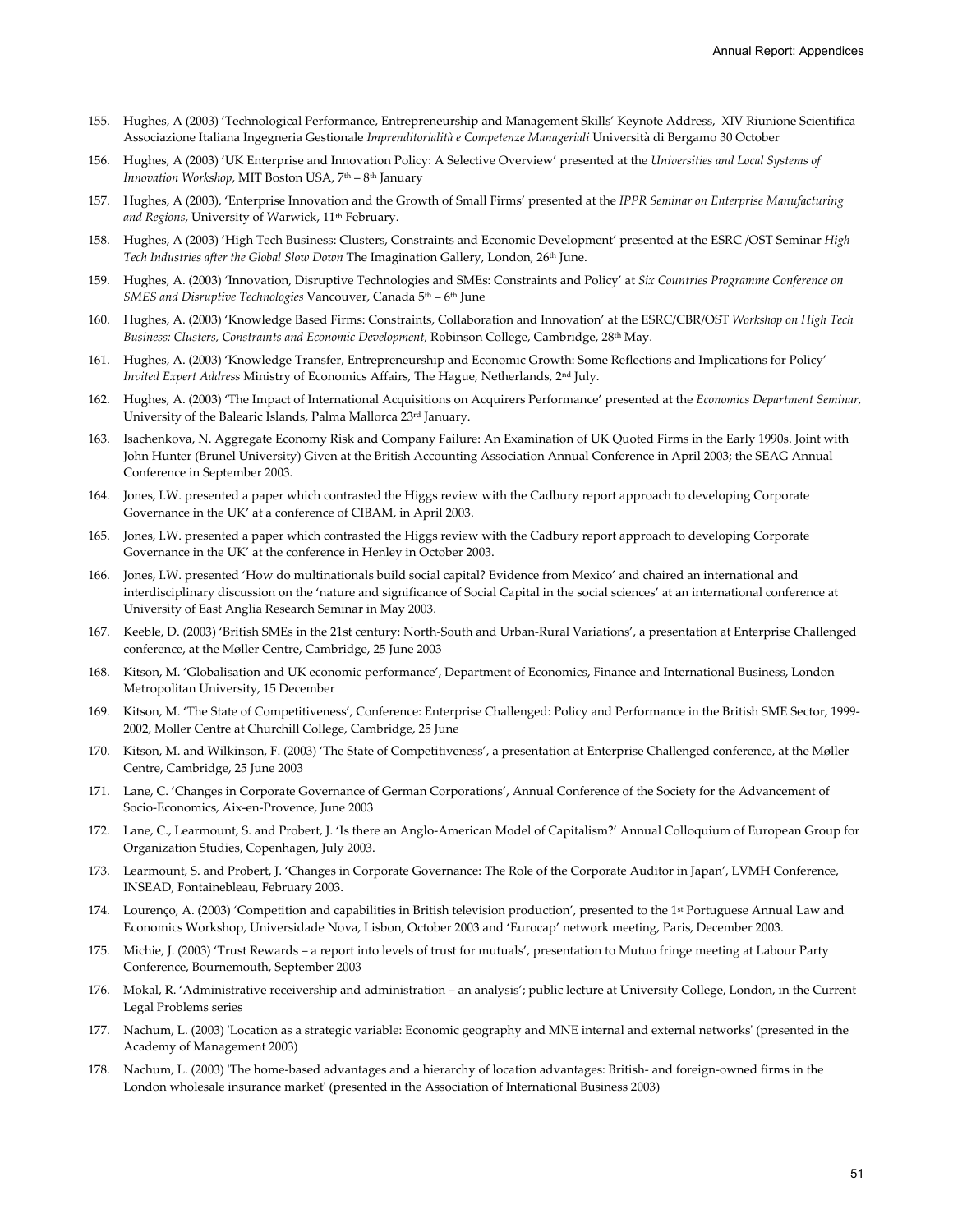155. Hughes, A (2003) 'Technological Performance, Entrepreneurship and Management Skills' Keynote Address, XIV Riunione Scientifica Associazione Italiana Ingegneria Gestionale *Imprenditorialità e Competenze Manageriali* Università di Bergamo 30 October

156. Hughes, A (2003) 'UK Enterprise and Innovation Policy: A Selective Overview' presented at the *Universities and Local Systems of Innovation Workshop*, MIT Boston USA, 7th – 8th January

157. Hughes, A (2003), 'Enterprise Innovation and the Growth of Small Firms' presented at the *IPPR Seminar on Enterprise Manufacturing and Regions*, University of Warwick, 11th February.

158. Hughes, A (2003) 'High Tech Business: Clusters, Constraints and Economic Development' presented at the ESRC /OST Seminar *High Tech Industries after the Global Slow Down* The Imagination Gallery, London, 26th June.

159. Hughes, A. (2003) 'Innovation, Disruptive Technologies and SMEs: Constraints and Policy' at *Six Countries Programme Conference on SMES and Disruptive Technologies* Vancouver, Canada 5th – 6th June

160. Hughes, A. (2003) 'Knowledge Based Firms: Constraints, Collaboration and Innovation' at the ESRC/CBR/OST *Workshop on High Tech Business: Clusters, Constraints and Economic Development,* Robinson College, Cambridge, 28th May.

161. Hughes, A. (2003) 'Knowledge Transfer, Entrepreneurship and Economic Growth: Some Reflections and Implications for Policy' *Invited Expert Address* Ministry of Economics Affairs, The Hague, Netherlands, 2nd July.

162. Hughes, A. (2003) 'The Impact of International Acquisitions on Acquirers Performance' presented at the *Economics Department Seminar,* University of the Balearic Islands, Palma Mallorca 23rd January.

163. Isachenkova, N. Aggregate Economy Risk and Company Failure: An Examination of UK Quoted Firms in the Early 1990s. Joint with John Hunter (Brunel University) Given at the British Accounting Association Annual Conference in April 2003; the SEAG Annual Conference in September 2003.

164. Jones, I.W. presented a paper which contrasted the Higgs review with the Cadbury report approach to developing Corporate Governance in the UK' at a conference of CIBAM, in April 2003.

165. Jones, I.W. presented a paper which contrasted the Higgs review with the Cadbury report approach to developing Corporate Governance in the UK' at the conference in Henley in October 2003.

166. Jones, I.W. presented 'How do multinationals build social capital? Evidence from Mexico' and chaired an international and interdisciplinary discussion on the 'nature and significance of Social Capital in the social sciences' at an international conference at University of East Anglia Research Seminar in May 2003.

167. Keeble, D. (2003) 'British SMEs in the 21st century: North-South and Urban-Rural Variations', a presentation at Enterprise Challenged conference, at the Møller Centre, Cambridge, 25 June 2003

168. Kitson, M. 'Globalisation and UK economic performance', Department of Economics, Finance and International Business, London Metropolitan University, 15 December

169. Kitson, M. 'The State of Competitiveness', Conference: Enterprise Challenged: Policy and Performance in the British SME Sector, 1999-2002, Moller Centre at Churchill College, Cambridge, 25 June

170. Kitson, M. and Wilkinson, F. (2003) 'The State of Competitiveness', a presentation at Enterprise Challenged conference, at the Møller Centre, Cambridge, 25 June 2003

171. Lane, C. 'Changes in Corporate Governance of German Corporations', Annual Conference of the Society for the Advancement of Socio-Economics, Aix-en-Provence, June 2003

172. Lane, C., Learmount, S. and Probert, J. 'Is there an Anglo-American Model of Capitalism?' Annual Colloquium of European Group for Organization Studies, Copenhagen, July 2003.

173. Learmount, S. and Probert, J. 'Changes in Corporate Governance: The Role of the Corporate Auditor in Japan', LVMH Conference, INSEAD, Fontainebleau, February 2003.

174. Lourenço, A. (2003) 'Competition and capabilities in British television production', presented to the 1st Portuguese Annual Law and Economics Workshop, Universidade Nova, Lisbon, October 2003 and 'Eurocap' network meeting, Paris, December 2003.

175. Michie, J. (2003) 'Trust Rewards – a report into levels of trust for mutuals', presentation to Mutuo fringe meeting at Labour Party Conference, Bournemouth, September 2003

176. Mokal, R. 'Administrative receivership and administration – an analysis'; public lecture at University College, London, in the Current Legal Problems series

177. Nachum, L. (2003) 'Location as a strategic variable: Economic geography and MNE internal and external networks' (presented in the Academy of Management 2003)

178. Nachum, L. (2003) 'The home-based advantages and a hierarchy of location advantages: British- and foreign-owned firms in the London wholesale insurance market' (presented in the Association of International Business 2003)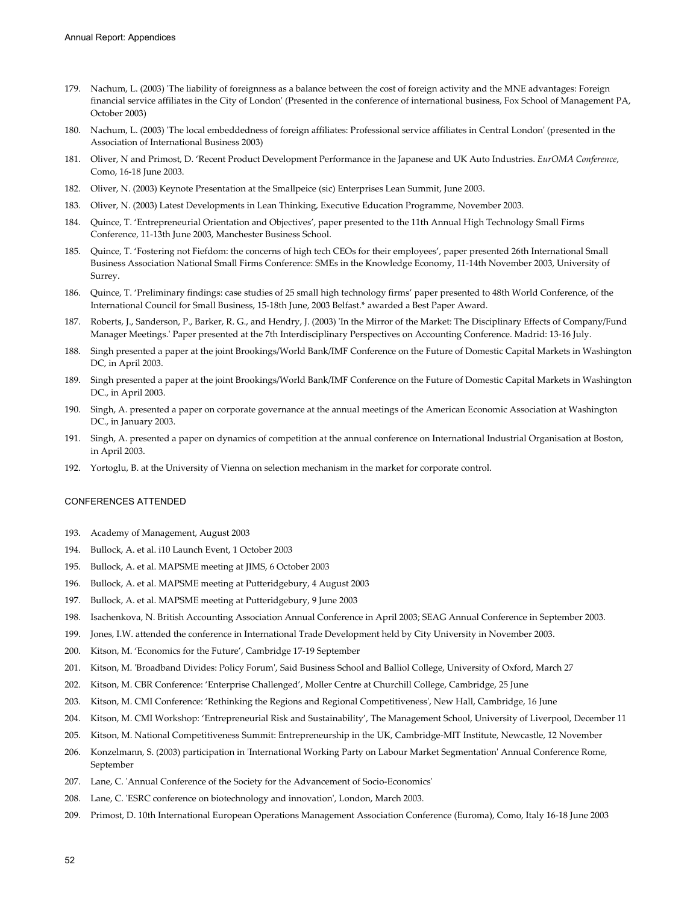179. Nachum, L. (2003) 'The liability of foreignness as a balance between the cost of foreign activity and the MNE advantages: Foreign financial service affiliates in the City of London' (Presented in the conference of international business, Fox School of Management PA, October 2003)

180. Nachum, L. (2003) 'The local embeddedness of foreign affiliates: Professional service affiliates in Central London' (presented in the Association of International Business 2003)

181. Oliver, N and Primost, D. 'Recent Product Development Performance in the Japanese and UK Auto Industries. *EurOMA Conference*, Como, 16-18 June 2003.

182. Oliver, N. (2003) Keynote Presentation at the Smallpeice (sic) Enterprises Lean Summit, June 2003.

183. Oliver, N. (2003) Latest Developments in Lean Thinking, Executive Education Programme, November 2003.

184. Quince, T. 'Entrepreneurial Orientation and Objectives', paper presented to the 11th Annual High Technology Small Firms Conference, 11-13th June 2003, Manchester Business School.

185. Quince, T. 'Fostering not Fiefdom: the concerns of high tech CEOs for their employees', paper presented 26th International Small Business Association National Small Firms Conference: SMEs in the Knowledge Economy, 11-14th November 2003, University of Surrey.

186. Quince, T. 'Preliminary findings: case studies of 25 small high technology firms' paper presented to 48th World Conference, of the International Council for Small Business, 15-18th June, 2003 Belfast.* awarded a Best Paper Award.

187. Roberts, J., Sanderson, P., Barker, R. G., and Hendry, J. (2003) 'In the Mirror of the Market: The Disciplinary Effects of Company/Fund Manager Meetings.' Paper presented at the 7th Interdisciplinary Perspectives on Accounting Conference. Madrid: 13-16 July.

188. Singh presented a paper at the joint Brookings/World Bank/IMF Conference on the Future of Domestic Capital Markets in Washington DC, in April 2003.

189. Singh presented a paper at the joint Brookings/World Bank/IMF Conference on the Future of Domestic Capital Markets in Washington DC., in April 2003.

190. Singh, A. presented a paper on corporate governance at the annual meetings of the American Economic Association at Washington DC., in January 2003.

191. Singh, A. presented a paper on dynamics of competition at the annual conference on International Industrial Organisation at Boston, in April 2003.

192. Yortoglu, B. at the University of Vienna on selection mechanism in the market for corporate control.

## CONFERENCES ATTENDED

193. Academy of Management, August 2003

194. Bullock, A. et al. i10 Launch Event, 1 October 2003

195. Bullock, A. et al. MAPSME meeting at JIMS, 6 October 2003

196. Bullock, A. et al. MAPSME meeting at Putteridgebury, 4 August 2003

197. Bullock, A. et al. MAPSME meeting at Putteridgebury, 9 June 2003

198. Isachenkova, N. British Accounting Association Annual Conference in April 2003; SEAG Annual Conference in September 2003.

199. Jones, I.W. attended the conference in International Trade Development held by City University in November 2003.

200. Kitson, M. 'Economics for the Future', Cambridge 17-19 September

201. Kitson, M. 'Broadband Divides: Policy Forum', Said Business School and Balliol College, University of Oxford, March 27

202. Kitson, M. CBR Conference: 'Enterprise Challenged', Moller Centre at Churchill College, Cambridge, 25 June

203. Kitson, M. CMI Conference: 'Rethinking the Regions and Regional Competitiveness', New Hall, Cambridge, 16 June

204. Kitson, M. CMI Workshop: 'Entrepreneurial Risk and Sustainability', The Management School, University of Liverpool, December 11

205. Kitson, M. National Competitiveness Summit: Entrepreneurship in the UK, Cambridge-MIT Institute, Newcastle, 12 November

206. Konzelmann, S. (2003) participation in 'International Working Party on Labour Market Segmentation' Annual Conference Rome, September

207. Lane, C. 'Annual Conference of the Society for the Advancement of Socio-Economics'

208. Lane, C. 'ESRC conference on biotechnology and innovation', London, March 2003.

209. Primost, D. 10th International European Operations Management Association Conference (Euroma), Como, Italy 16-18 June 2003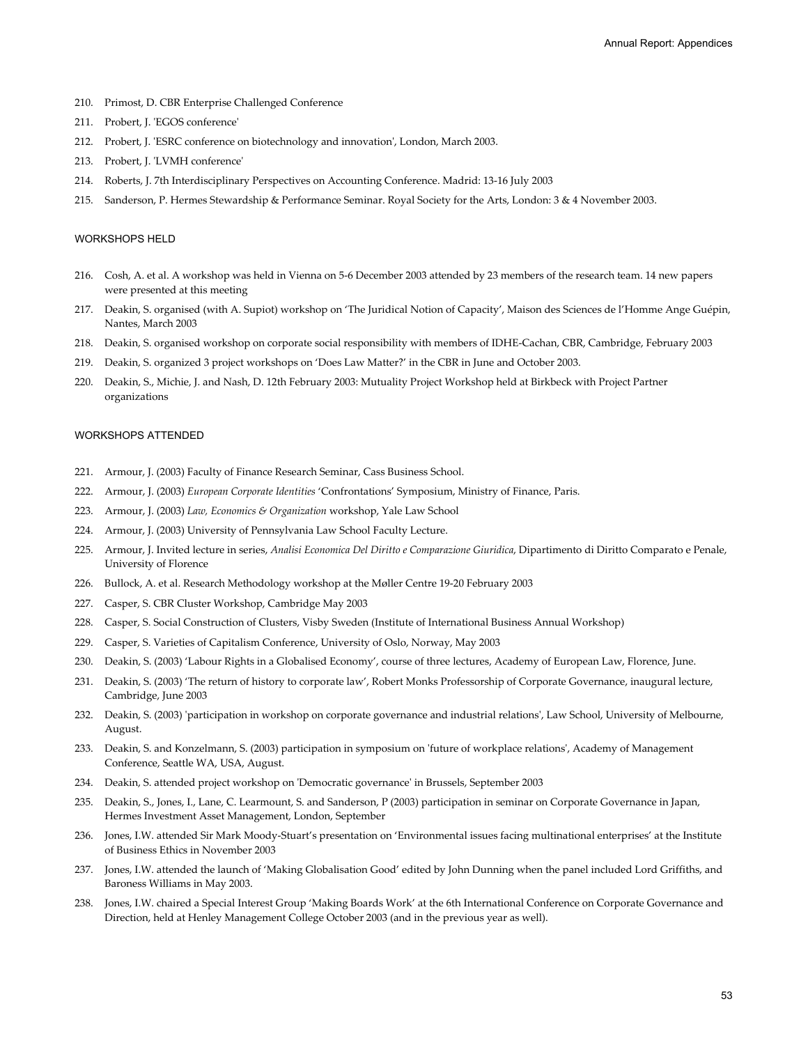210. Primost, D. CBR Enterprise Challenged Conference
211. Probert, J. 'EGOS conference'
212. Probert, J. 'ESRC conference on biotechnology and innovation', London, March 2003.
213. Probert, J. 'LVMH conference'
214. Roberts, J. 7th Interdisciplinary Perspectives on Accounting Conference. Madrid: 13-16 July 2003
215. Sanderson, P. Hermes Stewardship & Performance Seminar. Royal Society for the Arts, London: 3 & 4 November 2003.

### WORKSHOPS HELD

216. Cosh, A. et al. A workshop was held in Vienna on 5-6 December 2003 attended by 23 members of the research team. 14 new papers were presented at this meeting
217. Deakin, S. organised (with A. Supiot) workshop on 'The Juridical Notion of Capacity', Maison des Sciences de l'Homme Ange Guépin, Nantes, March 2003
218. Deakin, S. organised workshop on corporate social responsibility with members of IDHE-Cachan, CBR, Cambridge, February 2003
219. Deakin, S. organized 3 project workshops on 'Does Law Matter?' in the CBR in June and October 2003.
220. Deakin, S., Michie, J. and Nash, D. 12th February 2003: Mutuality Project Workshop held at Birkbeck with Project Partner organizations

### WORKSHOPS ATTENDED

221. Armour, J. (2003) Faculty of Finance Research Seminar, Cass Business School.
222. Armour, J. (2003) *European Corporate Identities* 'Confrontations' Symposium, Ministry of Finance, Paris.
223. Armour, J. (2003) *Law, Economics & Organization* workshop, Yale Law School
224. Armour, J. (2003) University of Pennsylvania Law School Faculty Lecture.
225. Armour, J. Invited lecture in series, *Analisi Economica Del Diritto e Comparazione Giuridica*, Dipartimento di Diritto Comparato e Penale, University of Florence
226. Bullock, A. et al. Research Methodology workshop at the Møller Centre 19-20 February 2003
227. Casper, S. CBR Cluster Workshop, Cambridge May 2003
228. Casper, S. Social Construction of Clusters, Visby Sweden (Institute of International Business Annual Workshop)
229. Casper, S. Varieties of Capitalism Conference, University of Oslo, Norway, May 2003
230. Deakin, S. (2003) 'Labour Rights in a Globalised Economy', course of three lectures, Academy of European Law, Florence, June.
231. Deakin, S. (2003) 'The return of history to corporate law', Robert Monks Professorship of Corporate Governance, inaugural lecture, Cambridge, June 2003
232. Deakin, S. (2003) 'participation in workshop on corporate governance and industrial relations', Law School, University of Melbourne, August.
233. Deakin, S. and Konzelmann, S. (2003) participation in symposium on 'future of workplace relations', Academy of Management Conference, Seattle WA, USA, August.
234. Deakin, S. attended project workshop on 'Democratic governance' in Brussels, September 2003
235. Deakin, S., Jones, I., Lane, C. Learmount, S. and Sanderson, P (2003) participation in seminar on Corporate Governance in Japan, Hermes Investment Asset Management, London, September
236. Jones, I.W. attended Sir Mark Moody-Stuart's presentation on 'Environmental issues facing multinational enterprises' at the Institute of Business Ethics in November 2003
237. Jones, I.W. attended the launch of 'Making Globalisation Good' edited by John Dunning when the panel included Lord Griffiths, and Baroness Williams in May 2003.
238. Jones, I.W. chaired a Special Interest Group 'Making Boards Work' at the 6th International Conference on Corporate Governance and Direction, held at Henley Management College October 2003 (and in the previous year as well).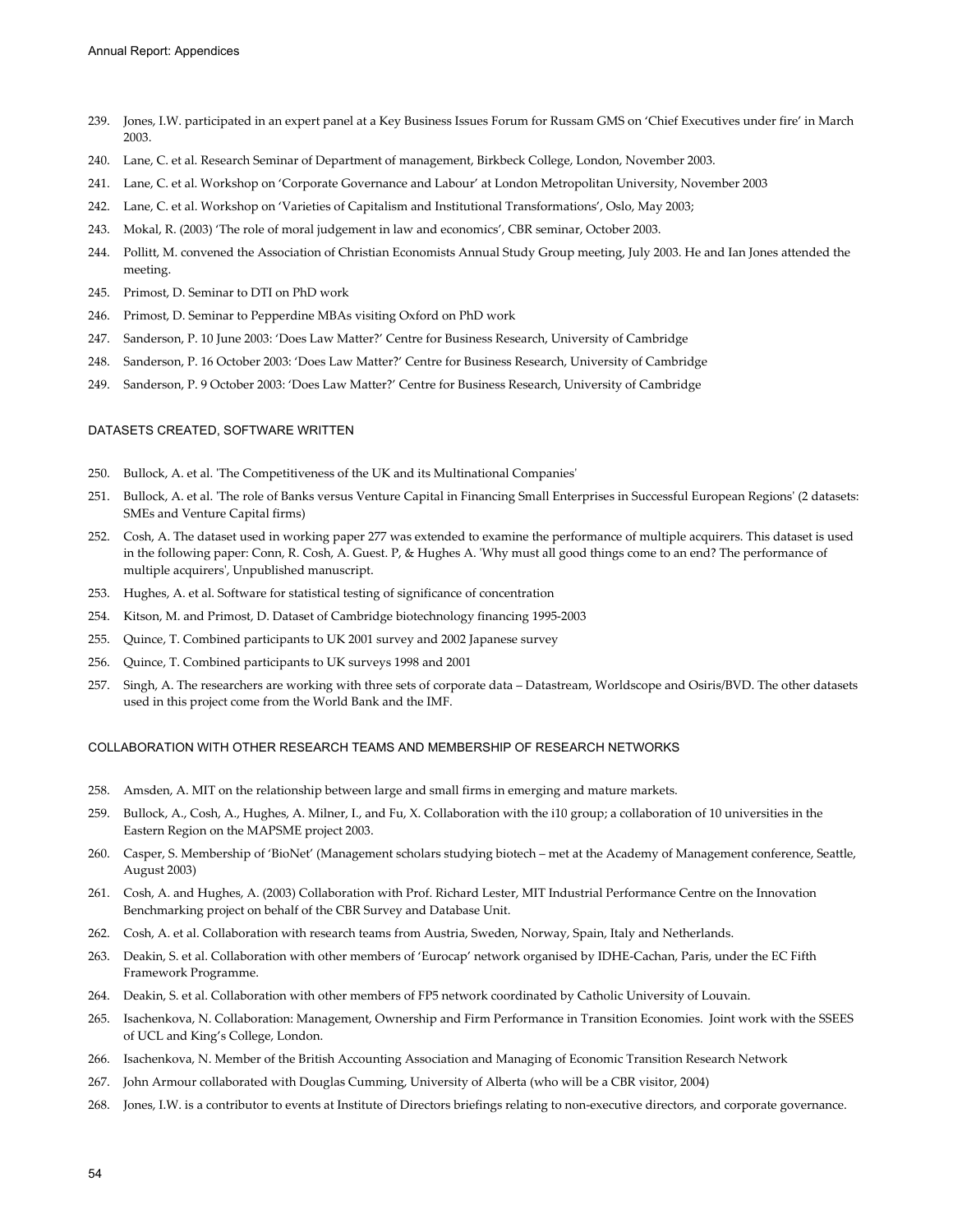239. Jones, I.W. participated in an expert panel at a Key Business Issues Forum for Russam GMS on 'Chief Executives under fire' in March 2003.

240. Lane, C. et al. Research Seminar of Department of management, Birkbeck College, London, November 2003.

241. Lane, C. et al. Workshop on 'Corporate Governance and Labour' at London Metropolitan University, November 2003

242. Lane, C. et al. Workshop on 'Varieties of Capitalism and Institutional Transformations', Oslo, May 2003;

243. Mokal, R. (2003) 'The role of moral judgement in law and economics', CBR seminar, October 2003.

244. Pollitt, M. convened the Association of Christian Economists Annual Study Group meeting, July 2003. He and Ian Jones attended the meeting.

245. Primost, D. Seminar to DTI on PhD work

246. Primost, D. Seminar to Pepperdine MBAs visiting Oxford on PhD work

247. Sanderson, P. 10 June 2003: 'Does Law Matter?' Centre for Business Research, University of Cambridge

248. Sanderson, P. 16 October 2003: 'Does Law Matter?' Centre for Business Research, University of Cambridge

249. Sanderson, P. 9 October 2003: 'Does Law Matter?' Centre for Business Research, University of Cambridge

## DATASETS CREATED, SOFTWARE WRITTEN

250. Bullock, A. et al. 'The Competitiveness of the UK and its Multinational Companies'

251. Bullock, A. et al. 'The role of Banks versus Venture Capital in Financing Small Enterprises in Successful European Regions' (2 datasets: SMEs and Venture Capital firms)

252. Cosh, A. The dataset used in working paper 277 was extended to examine the performance of multiple acquirers. This dataset is used in the following paper: Conn, R. Cosh, A. Guest. P, & Hughes A. 'Why must all good things come to an end? The performance of multiple acquirers', Unpublished manuscript.

253. Hughes, A. et al. Software for statistical testing of significance of concentration

254. Kitson, M. and Primost, D. Dataset of Cambridge biotechnology financing 1995-2003

255. Quince, T. Combined participants to UK 2001 survey and 2002 Japanese survey

256. Quince, T. Combined participants to UK surveys 1998 and 2001

257. Singh, A. The researchers are working with three sets of corporate data – Datastream, Worldscope and Osiris/BVD. The other datasets used in this project come from the World Bank and the IMF.

## COLLABORATION WITH OTHER RESEARCH TEAMS AND MEMBERSHIP OF RESEARCH NETWORKS

258. Amsden, A. MIT on the relationship between large and small firms in emerging and mature markets.

259. Bullock, A., Cosh, A., Hughes, A. Milner, I., and Fu, X. Collaboration with the i10 group; a collaboration of 10 universities in the Eastern Region on the MAPSME project 2003.

260. Casper, S. Membership of 'BioNet' (Management scholars studying biotech – met at the Academy of Management conference, Seattle, August 2003)

261. Cosh, A. and Hughes, A. (2003) Collaboration with Prof. Richard Lester, MIT Industrial Performance Centre on the Innovation Benchmarking project on behalf of the CBR Survey and Database Unit.

262. Cosh, A. et al. Collaboration with research teams from Austria, Sweden, Norway, Spain, Italy and Netherlands.

263. Deakin, S. et al. Collaboration with other members of 'Eurocap' network organised by IDHE-Cachan, Paris, under the EC Fifth Framework Programme.

264. Deakin, S. et al. Collaboration with other members of FP5 network coordinated by Catholic University of Louvain.

265. Isachenkova, N. Collaboration: Management, Ownership and Firm Performance in Transition Economies. Joint work with the SSEES of UCL and King's College, London.

266. Isachenkova, N. Member of the British Accounting Association and Managing of Economic Transition Research Network

267. John Armour collaborated with Douglas Cumming, University of Alberta (who will be a CBR visitor, 2004)

268. Jones, I.W. is a contributor to events at Institute of Directors briefings relating to non-executive directors, and corporate governance.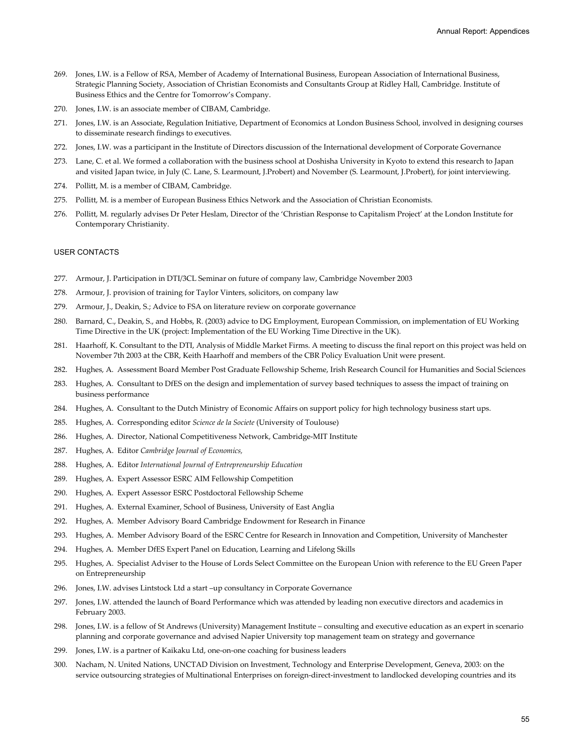269. Jones, I.W. is a Fellow of RSA, Member of Academy of International Business, European Association of International Business, Strategic Planning Society, Association of Christian Economists and Consultants Group at Ridley Hall, Cambridge. Institute of Business Ethics and the Centre for Tomorrow's Company.
270. Jones, I.W. is an associate member of CIBAM, Cambridge.
271. Jones, I.W. is an Associate, Regulation Initiative, Department of Economics at London Business School, involved in designing courses to disseminate research findings to executives.
272. Jones, I.W. was a participant in the Institute of Directors discussion of the International development of Corporate Governance
273. Lane, C. et al. We formed a collaboration with the business school at Doshisha University in Kyoto to extend this research to Japan and visited Japan twice, in July (C. Lane, S. Learmount, J.Probert) and November (S. Learmount, J.Probert), for joint interviewing.
274. Pollitt, M. is a member of CIBAM, Cambridge.
275. Pollitt, M. is a member of European Business Ethics Network and the Association of Christian Economists.
276. Pollitt, M. regularly advises Dr Peter Heslam, Director of the 'Christian Response to Capitalism Project' at the London Institute for Contemporary Christianity.

USER CONTACTS

277. Armour, J. Participation in DTI/3CL Seminar on future of company law, Cambridge November 2003
278. Armour, J. provision of training for Taylor Vinters, solicitors, on company law
279. Armour, J., Deakin, S.; Advice to FSA on literature review on corporate governance
280. Barnard, C., Deakin, S., and Hobbs, R. (2003) advice to DG Employment, European Commission, on implementation of EU Working Time Directive in the UK (project: Implementation of the EU Working Time Directive in the UK).
281. Haarhoff, K. Consultant to the DTI, Analysis of Middle Market Firms. A meeting to discuss the final report on this project was held on November 7th 2003 at the CBR, Keith Haarhoff and members of the CBR Policy Evaluation Unit were present.
282. Hughes, A. Assessment Board Member Post Graduate Fellowship Scheme, Irish Research Council for Humanities and Social Sciences
283. Hughes, A. Consultant to DfES on the design and implementation of survey based techniques to assess the impact of training on business performance
284. Hughes, A. Consultant to the Dutch Ministry of Economic Affairs on support policy for high technology business start ups.
285. Hughes, A. Corresponding editor *Science de la Societe* (University of Toulouse)
286. Hughes, A. Director, National Competitiveness Network, Cambridge-MIT Institute
287. Hughes, A. Editor *Cambridge Journal of Economics,*
288. Hughes, A. Editor *International Journal of Entrepreneurship Education*
289. Hughes, A. Expert Assessor ESRC AIM Fellowship Competition
290. Hughes, A. Expert Assessor ESRC Postdoctoral Fellowship Scheme
291. Hughes, A. External Examiner, School of Business, University of East Anglia
292. Hughes, A. Member Advisory Board Cambridge Endowment for Research in Finance
293. Hughes, A. Member Advisory Board of the ESRC Centre for Research in Innovation and Competition, University of Manchester
294. Hughes, A. Member DfES Expert Panel on Education, Learning and Lifelong Skills
295. Hughes, A. Specialist Adviser to the House of Lords Select Committee on the European Union with reference to the EU Green Paper on Entrepreneurship
296. Jones, I.W. advises Lintstock Ltd a start –up consultancy in Corporate Governance
297. Jones, I.W. attended the launch of Board Performance which was attended by leading non executive directors and academics in February 2003.
298. Jones, I.W. is a fellow of St Andrews (University) Management Institute – consulting and executive education as an expert in scenario planning and corporate governance and advised Napier University top management team on strategy and governance
299. Jones, I.W. is a partner of Kaikaku Ltd, one-on-one coaching for business leaders
300. Nacham, N. United Nations, UNCTAD Division on Investment, Technology and Enterprise Development, Geneva, 2003: on the service outsourcing strategies of Multinational Enterprises on foreign-direct-investment to landlocked developing countries and its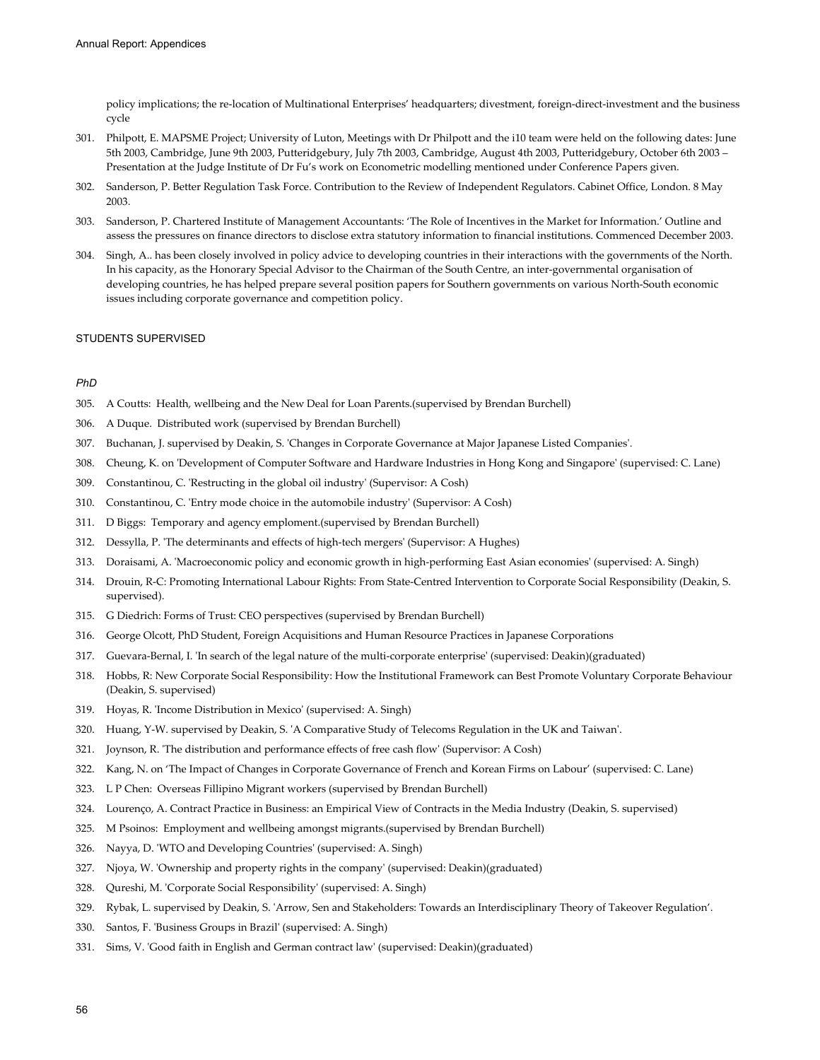policy implications; the re-location of Multinational Enterprises' headquarters; divestment, foreign-direct-investment and the business cycle

301. Philpott, E. MAPSME Project; University of Luton, Meetings with Dr Philpott and the i10 team were held on the following dates: June 5th 2003, Cambridge, June 9th 2003, Putteridgebury, July 7th 2003, Cambridge, August 4th 2003, Putteridgebury, October 6th 2003 – Presentation at the Judge Institute of Dr Fu's work on Econometric modelling mentioned under Conference Papers given.
302. Sanderson, P. Better Regulation Task Force. Contribution to the Review of Independent Regulators. Cabinet Office, London. 8 May 2003.
303. Sanderson, P. Chartered Institute of Management Accountants: 'The Role of Incentives in the Market for Information.' Outline and assess the pressures on finance directors to disclose extra statutory information to financial institutions. Commenced December 2003.
304. Singh, A.. has been closely involved in policy advice to developing countries in their interactions with the governments of the North. In his capacity, as the Honorary Special Advisor to the Chairman of the South Centre, an inter-governmental organisation of developing countries, he has helped prepare several position papers for Southern governments on various North-South economic issues including corporate governance and competition policy.

## STUDENTS SUPERVISED

### *PhD*

305. A Coutts: Health, wellbeing and the New Deal for Loan Parents.(supervised by Brendan Burchell)
306. A Duque. Distributed work (supervised by Brendan Burchell)
307. Buchanan, J. supervised by Deakin, S. 'Changes in Corporate Governance at Major Japanese Listed Companies'.
308. Cheung, K. on 'Development of Computer Software and Hardware Industries in Hong Kong and Singapore' (supervised: C. Lane)
309. Constantinou, C. 'Restructing in the global oil industry' (Supervisor: A Cosh)
310. Constantinou, C. 'Entry mode choice in the automobile industry' (Supervisor: A Cosh)
311. D Biggs: Temporary and agency emploment.(supervised by Brendan Burchell)
312. Dessylla, P. 'The determinants and effects of high-tech mergers' (Supervisor: A Hughes)
313. Doraisami, A. 'Macroeconomic policy and economic growth in high-performing East Asian economies' (supervised: A. Singh)
314. Drouin, R-C: Promoting International Labour Rights: From State-Centred Intervention to Corporate Social Responsibility (Deakin, S. supervised).
315. G Diedrich: Forms of Trust: CEO perspectives (supervised by Brendan Burchell)
316. George Olcott, PhD Student, Foreign Acquisitions and Human Resource Practices in Japanese Corporations
317. Guevara-Bernal, I. 'In search of the legal nature of the multi-corporate enterprise' (supervised: Deakin)(graduated)
318. Hobbs, R: New Corporate Social Responsibility: How the Institutional Framework can Best Promote Voluntary Corporate Behaviour (Deakin, S. supervised)
319. Hoyas, R. 'Income Distribution in Mexico' (supervised: A. Singh)
320. Huang, Y-W. supervised by Deakin, S. 'A Comparative Study of Telecoms Regulation in the UK and Taiwan'.
321. Joynson, R. 'The distribution and performance effects of free cash flow' (Supervisor: A Cosh)
322. Kang, N. on 'The Impact of Changes in Corporate Governance of French and Korean Firms on Labour' (supervised: C. Lane)
323. L P Chen: Overseas Fillipino Migrant workers (supervised by Brendan Burchell)
324. Lourenço, A. Contract Practice in Business: an Empirical View of Contracts in the Media Industry (Deakin, S. supervised)
325. M Psoinos: Employment and wellbeing amongst migrants.(supervised by Brendan Burchell)
326. Nayya, D. 'WTO and Developing Countries' (supervised: A. Singh)
327. Njoya, W. 'Ownership and property rights in the company' (supervised: Deakin)(graduated)
328. Qureshi, M. 'Corporate Social Responsibility' (supervised: A. Singh)
329. Rybak, L. supervised by Deakin, S. 'Arrow, Sen and Stakeholders: Towards an Interdisciplinary Theory of Takeover Regulation'.
330. Santos, F. 'Business Groups in Brazil' (supervised: A. Singh)
331. Sims, V. 'Good faith in English and German contract law' (supervised: Deakin)(graduated)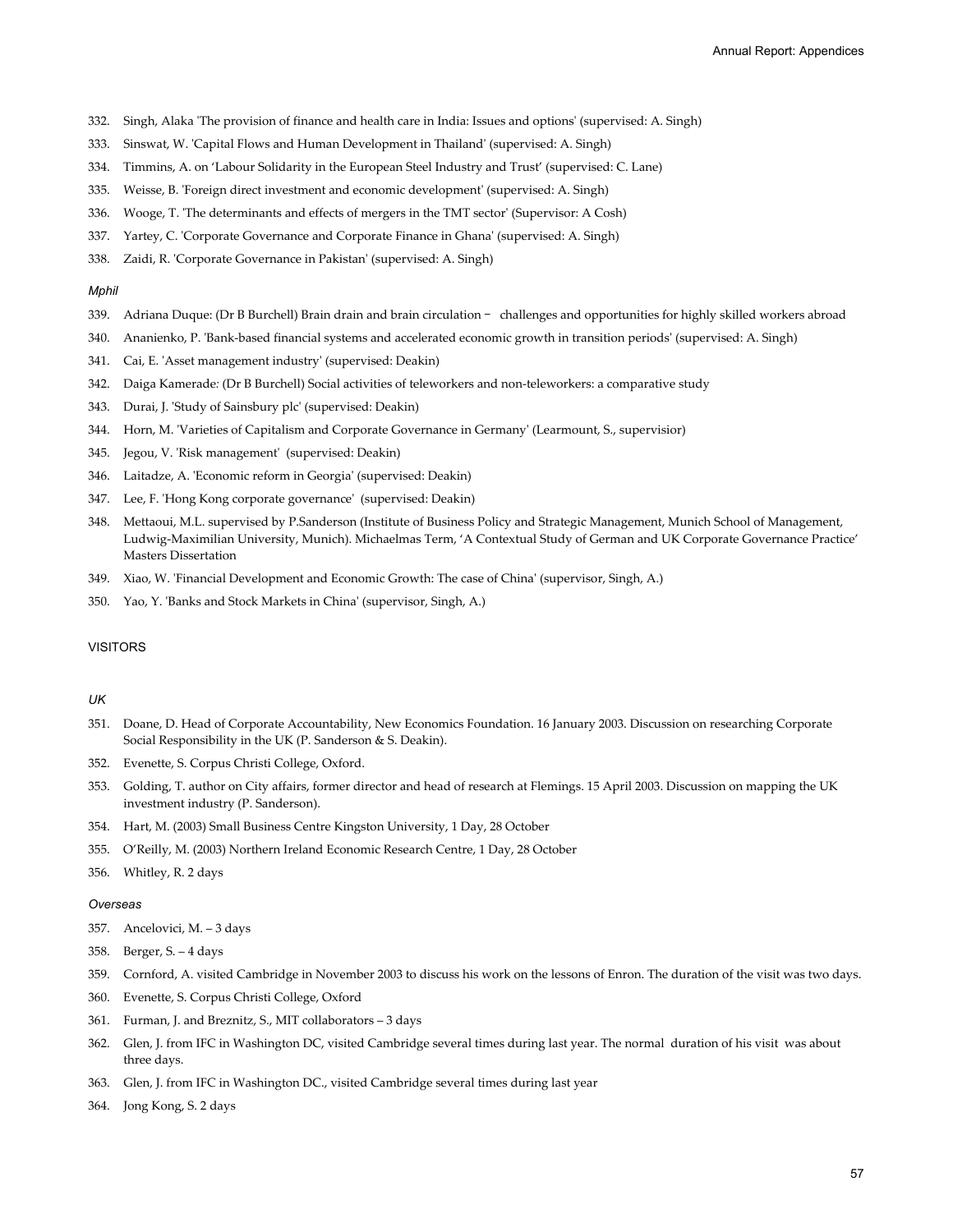332. Singh, Alaka 'The provision of finance and health care in India: Issues and options' (supervised: A. Singh)
333. Sinswat, W. 'Capital Flows and Human Development in Thailand' (supervised: A. Singh)
334. Timmins, A. on 'Labour Solidarity in the European Steel Industry and Trust' (supervised: C. Lane)
335. Weisse, B. 'Foreign direct investment and economic development' (supervised: A. Singh)
336. Wooge, T. 'The determinants and effects of mergers in the TMT sector' (Supervisor: A Cosh)
337. Yartey, C. 'Corporate Governance and Corporate Finance in Ghana' (supervised: A. Singh)
338. Zaidi, R. 'Corporate Governance in Pakistan' (supervised: A. Singh)

*Mphil*

339. Adriana Duque: (Dr B Burchell) Brain drain and brain circulation – challenges and opportunities for highly skilled workers abroad
340. Ananienko, P. 'Bank-based financial systems and accelerated economic growth in transition periods' (supervised: A. Singh)
341. Cai, E. 'Asset management industry' (supervised: Deakin)
342. Daiga Kamerade: (Dr B Burchell) Social activities of teleworkers and non-teleworkers: a comparative study
343. Durai, J. 'Study of Sainsbury plc' (supervised: Deakin)
344. Horn, M. 'Varieties of Capitalism and Corporate Governance in Germany' (Learmount, S., supervisior)
345. Jegou, V. 'Risk management' (supervised: Deakin)
346. Laitadze, A. 'Economic reform in Georgia' (supervised: Deakin)
347. Lee, F. 'Hong Kong corporate governance' (supervised: Deakin)
348. Mettaoui, M.L. supervised by P.Sanderson (Institute of Business Policy and Strategic Management, Munich School of Management, Ludwig-Maximilian University, Munich). Michaelmas Term, 'A Contextual Study of German and UK Corporate Governance Practice' Masters Dissertation
349. Xiao, W. 'Financial Development and Economic Growth: The case of China' (supervisor, Singh, A.)
350. Yao, Y. 'Banks and Stock Markets in China' (supervisor, Singh, A.)

VISITORS

*UK*

351. Doane, D. Head of Corporate Accountability, New Economics Foundation. 16 January 2003. Discussion on researching Corporate Social Responsibility in the UK (P. Sanderson & S. Deakin).
352. Evenette, S. Corpus Christi College, Oxford.
353. Golding, T. author on City affairs, former director and head of research at Flemings. 15 April 2003. Discussion on mapping the UK investment industry (P. Sanderson).
354. Hart, M. (2003) Small Business Centre Kingston University, 1 Day, 28 October
355. O'Reilly, M. (2003) Northern Ireland Economic Research Centre, 1 Day, 28 October
356. Whitley, R. 2 days

*Overseas*

357. Ancelovici, M. – 3 days
358. Berger, S. – 4 days
359. Cornford, A. visited Cambridge in November 2003 to discuss his work on the lessons of Enron. The duration of the visit was two days.
360. Evenette, S. Corpus Christi College, Oxford
361. Furman, J. and Breznitz, S., MIT collaborators – 3 days
362. Glen, J. from IFC in Washington DC, visited Cambridge several times during last year. The normal duration of his visit was about three days.
363. Glen, J. from IFC in Washington DC., visited Cambridge several times during last year
364. Jong Kong, S. 2 days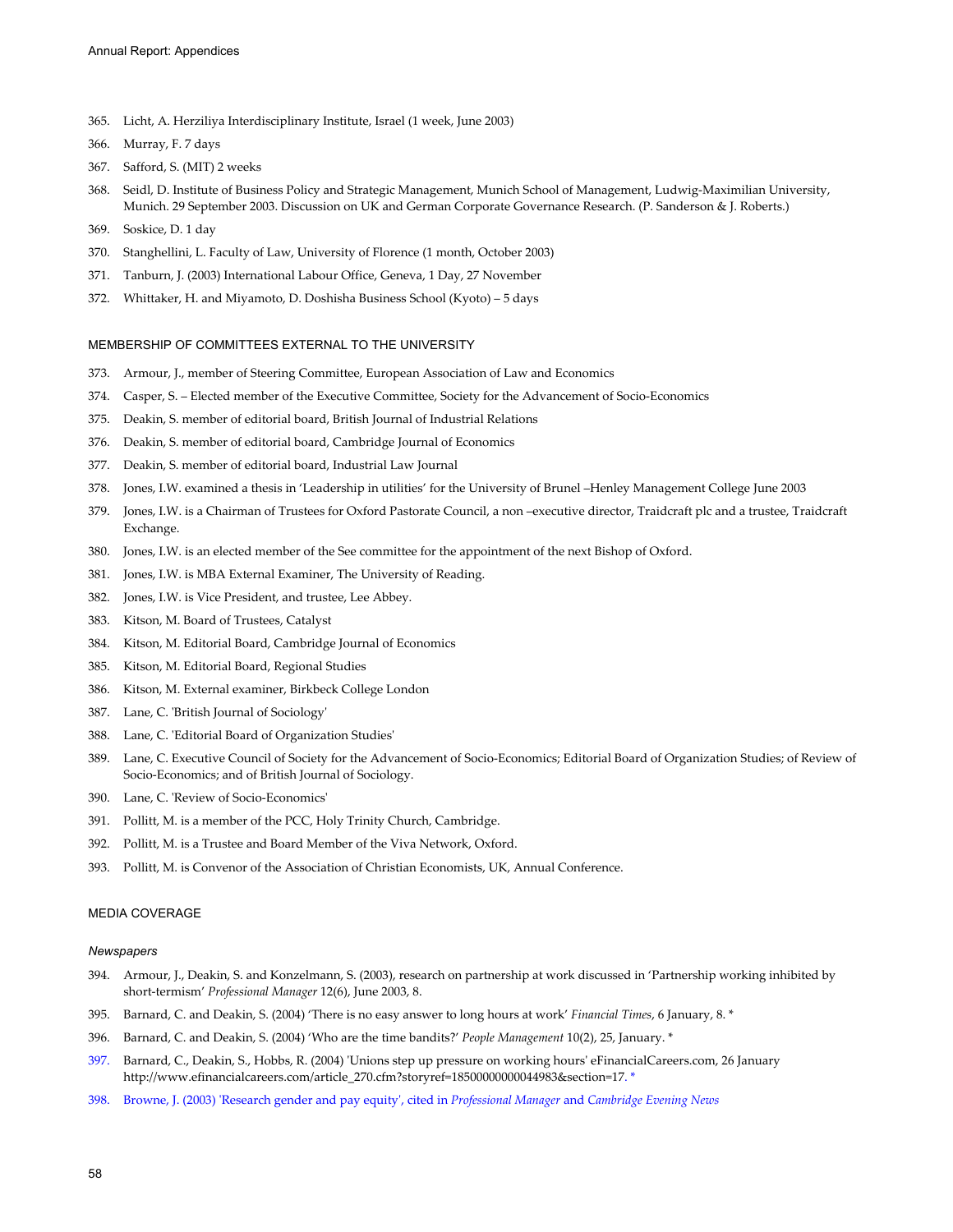365. Licht, A. Herziliya Interdisciplinary Institute, Israel (1 week, June 2003)

366. Murray, F. 7 days

367. Safford, S. (MIT) 2 weeks

368. Seidl, D. Institute of Business Policy and Strategic Management, Munich School of Management, Ludwig-Maximilian University, Munich. 29 September 2003. Discussion on UK and German Corporate Governance Research. (P. Sanderson & J. Roberts.)

369. Soskice, D. 1 day

370. Stanghellini, L. Faculty of Law, University of Florence (1 month, October 2003)

371. Tanburn, J. (2003) International Labour Office, Geneva, 1 Day, 27 November

372. Whittaker, H. and Miyamoto, D. Doshisha Business School (Kyoto) – 5 days

## MEMBERSHIP OF COMMITTEES EXTERNAL TO THE UNIVERSITY

373. Armour, J., member of Steering Committee, European Association of Law and Economics

374. Casper, S. – Elected member of the Executive Committee, Society for the Advancement of Socio-Economics

375. Deakin, S. member of editorial board, British Journal of Industrial Relations

376. Deakin, S. member of editorial board, Cambridge Journal of Economics

377. Deakin, S. member of editorial board, Industrial Law Journal

378. Jones, I.W. examined a thesis in 'Leadership in utilities' for the University of Brunel –Henley Management College June 2003

379. Jones, I.W. is a Chairman of Trustees for Oxford Pastorate Council, a non –executive director, Traidcraft plc and a trustee, Traidcraft Exchange.

380. Jones, I.W. is an elected member of the See committee for the appointment of the next Bishop of Oxford.

381. Jones, I.W. is MBA External Examiner, The University of Reading.

382. Jones, I.W. is Vice President, and trustee, Lee Abbey.

383. Kitson, M. Board of Trustees, Catalyst

384. Kitson, M. Editorial Board, Cambridge Journal of Economics

385. Kitson, M. Editorial Board, Regional Studies

386. Kitson, M. External examiner, Birkbeck College London

387. Lane, C. 'British Journal of Sociology'

388. Lane, C. 'Editorial Board of Organization Studies'

389. Lane, C. Executive Council of Society for the Advancement of Socio-Economics; Editorial Board of Organization Studies; of Review of Socio-Economics; and of British Journal of Sociology.

390. Lane, C. 'Review of Socio-Economics'

391. Pollitt, M. is a member of the PCC, Holy Trinity Church, Cambridge.

392. Pollitt, M. is a Trustee and Board Member of the Viva Network, Oxford.

393. Pollitt, M. is Convenor of the Association of Christian Economists, UK, Annual Conference.

## MEDIA COVERAGE

### *Newspapers*

394. Armour, J., Deakin, S. and Konzelmann, S. (2003), research on partnership at work discussed in 'Partnership working inhibited by short-termism' *Professional Manager* 12(6), June 2003, 8.

395. Barnard, C. and Deakin, S. (2004) 'There is no easy answer to long hours at work' *Financial Times*, 6 January, 8. *

396. Barnard, C. and Deakin, S. (2004) 'Who are the time bandits?' *People Management* 10(2), 25, January. *

397. Barnard, C., Deakin, S., Hobbs, R. (2004) 'Unions step up pressure on working hours' eFinancialCareers.com, 26 January http://www.efinancialcareers.com/article_270.cfm?storyref=18500000000044983&section=17. *

398. Browne, J. (2003) 'Research gender and pay equity', cited in *Professional Manager* and *Cambridge Evening News*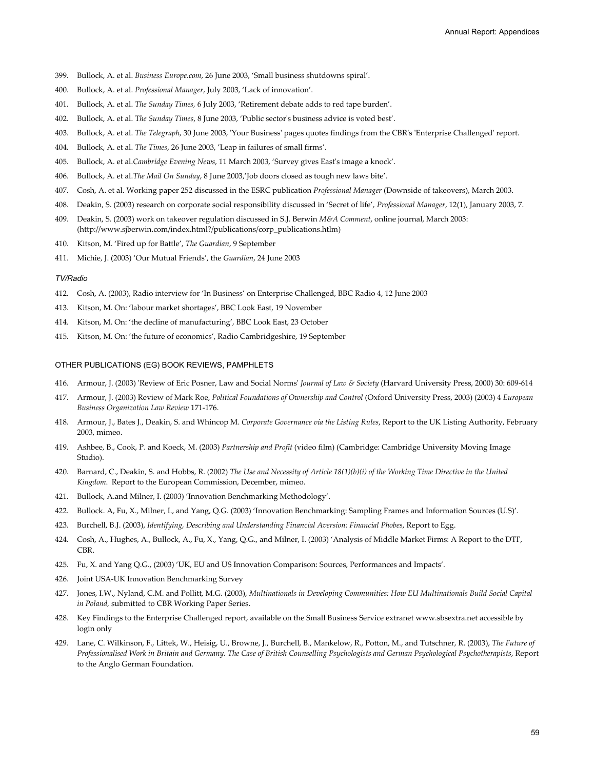399. Bullock, A. et al. *Business Europe.com*, 26 June 2003, 'Small business shutdowns spiral'.
400. Bullock, A. et al. *Professional Manager*, July 2003, 'Lack of innovation'.
401. Bullock, A. et al. *The Sunday Times,* 6 July 2003, 'Retirement debate adds to red tape burden'.
402. Bullock, A. et al. T*he Sunday Times*, 8 June 2003, 'Public sector's business advice is voted best'.
403. Bullock, A. et al. *The Telegraph*, 30 June 2003, 'Your Business' pages quotes findings from the CBR's 'Enterprise Challenged' report.
404. Bullock, A. et al. *The Times*, 26 June 2003, 'Leap in failures of small firms'.
405. Bullock, A. et al.*Cambridge Evening News*, 11 March 2003, 'Survey gives East's image a knock'.
406. Bullock, A. et al.*The Mail On Sunday*, 8 June 2003,'Job doors closed as tough new laws bite'.
407. Cosh, A. et al. Working paper 252 discussed in the ESRC publication *Professional Manager* (Downside of takeovers), March 2003.
408. Deakin, S. (2003) research on corporate social responsibility discussed in 'Secret of life', *Professional Manager*, 12(1), January 2003, 7.
409. Deakin, S. (2003) work on takeover regulation discussed in S.J. Berwin *M&A Comment*, online journal, March 2003: (http://www.sjberwin.com/index.html?/publications/corp_publications.htlm)
410. Kitson, M. 'Fired up for Battle', *The Guardian*, 9 September
411. Michie, J. (2003) 'Our Mutual Friends', the *Guardian*, 24 June 2003

*TV/Radio*

412. Cosh, A. (2003), Radio interview for 'In Business' on Enterprise Challenged, BBC Radio 4, 12 June 2003
413. Kitson, M. On: 'labour market shortages', BBC Look East, 19 November
414. Kitson, M. On: 'the decline of manufacturing', BBC Look East, 23 October
415. Kitson, M. On: 'the future of economics', Radio Cambridgeshire, 19 September

### OTHER PUBLICATIONS (EG) BOOK REVIEWS, PAMPHLETS

416. Armour, J. (2003) 'Review of Eric Posner, Law and Social Norms' *Journal of Law & Society* (Harvard University Press, 2000) 30: 609-614
417. Armour, J. (2003) Review of Mark Roe, *Political Foundations of Ownership and Control* (Oxford University Press, 2003) (2003) 4 *European Business Organization Law Review* 171-176.
418. Armour, J., Bates J., Deakin, S. and Whincop M. *Corporate Governance via the Listing Rules*, Report to the UK Listing Authority, February 2003, mimeo.
419. Ashbee, B., Cook, P. and Koeck, M. (2003) *Partnership and Profit* (video film) (Cambridge: Cambridge University Moving Image Studio).
420. Barnard, C., Deakin, S. and Hobbs, R. (2002) *The Use and Necessity of Article 18(1)(b)(i) of the Working Time Directive in the United Kingdom*. Report to the European Commission, December, mimeo.
421. Bullock, A.and Milner, I. (2003) 'Innovation Benchmarking Methodology'.
422. Bullock. A, Fu, X., Milner, I., and Yang, Q.G. (2003) 'Innovation Benchmarking: Sampling Frames and Information Sources (U.S)'.
423. Burchell, B.J. (2003), *Identifying, Describing and Understanding Financial Aversion: Financial Phobes*, Report to Egg.
424. Cosh, A., Hughes, A., Bullock, A., Fu, X., Yang, Q.G., and Milner, I. (2003) 'Analysis of Middle Market Firms: A Report to the DTI', CBR.
425. Fu, X. and Yang Q.G., (2003) 'UK, EU and US Innovation Comparison: Sources, Performances and Impacts'.
426. Joint USA-UK Innovation Benchmarking Survey
427. Jones, I.W., Nyland, C.M. and Pollitt, M.G. (2003), *Multinationals in Developing Communities: How EU Multinationals Build Social Capital in Poland,* submitted to CBR Working Paper Series.
428. Key Findings to the Enterprise Challenged report, available on the Small Business Service extranet www.sbsextra.net accessible by login only
429. Lane, C. Wilkinson, F., Littek, W., Heisig, U., Browne, J., Burchell, B., Mankelow, R., Potton, M., and Tutschner, R. (2003), *The Future of Professionalised Work in Britain and Germany. The Case of British Counselling Psychologists and German Psychological Psychotherapists*, Report to the Anglo German Foundation.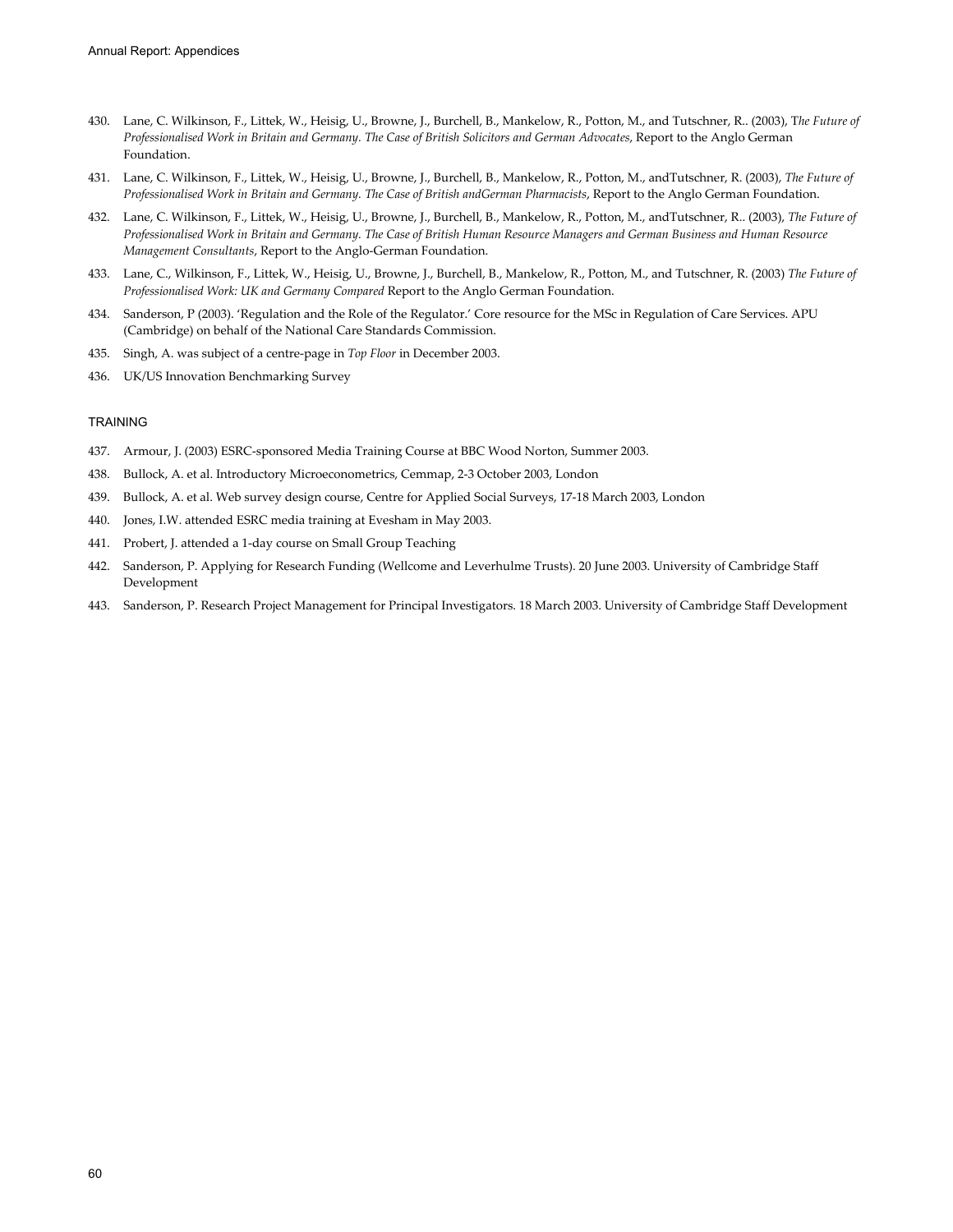430. Lane, C. Wilkinson, F., Littek, W., Heisig, U., Browne, J., Burchell, B., Mankelow, R., Potton, M., and Tutschner, R.. (2003), T*he Future of Professionalised Work in Britain and Germany. The Case of British Solicitors and German Advocates*, Report to the Anglo German Foundation.

431. Lane, C. Wilkinson, F., Littek, W., Heisig, U., Browne, J., Burchell, B., Mankelow, R., Potton, M., andTutschner, R. (2003), *The Future of Professionalised Work in Britain and Germany. The Case of British andGerman Pharmacists*, Report to the Anglo German Foundation.

432. Lane, C. Wilkinson, F., Littek, W., Heisig, U., Browne, J., Burchell, B., Mankelow, R., Potton, M., andTutschner, R.. (2003), *The Future of Professionalised Work in Britain and Germany. The Case of British Human Resource Managers and German Business and Human Resource Management Consultants*, Report to the Anglo-German Foundation.

433. Lane, C., Wilkinson, F., Littek, W., Heisig, U., Browne, J., Burchell, B., Mankelow, R., Potton, M., and Tutschner, R. (2003) *The Future of Professionalised Work: UK and Germany Compared* Report to the Anglo German Foundation.

434. Sanderson, P (2003). 'Regulation and the Role of the Regulator.' Core resource for the MSc in Regulation of Care Services. APU (Cambridge) on behalf of the National Care Standards Commission.

435. Singh, A. was subject of a centre-page in *Top Floor* in December 2003.

436. UK/US Innovation Benchmarking Survey

## TRAINING

437. Armour, J. (2003) ESRC-sponsored Media Training Course at BBC Wood Norton, Summer 2003.

438. Bullock, A. et al. Introductory Microeconometrics, Cemmap, 2-3 October 2003, London

439. Bullock, A. et al. Web survey design course, Centre for Applied Social Surveys, 17-18 March 2003, London

440. Jones, I.W. attended ESRC media training at Evesham in May 2003.

441. Probert, J. attended a 1-day course on Small Group Teaching

442. Sanderson, P. Applying for Research Funding (Wellcome and Leverhulme Trusts). 20 June 2003. University of Cambridge Staff Development

443. Sanderson, P. Research Project Management for Principal Investigators. 18 March 2003. University of Cambridge Staff Development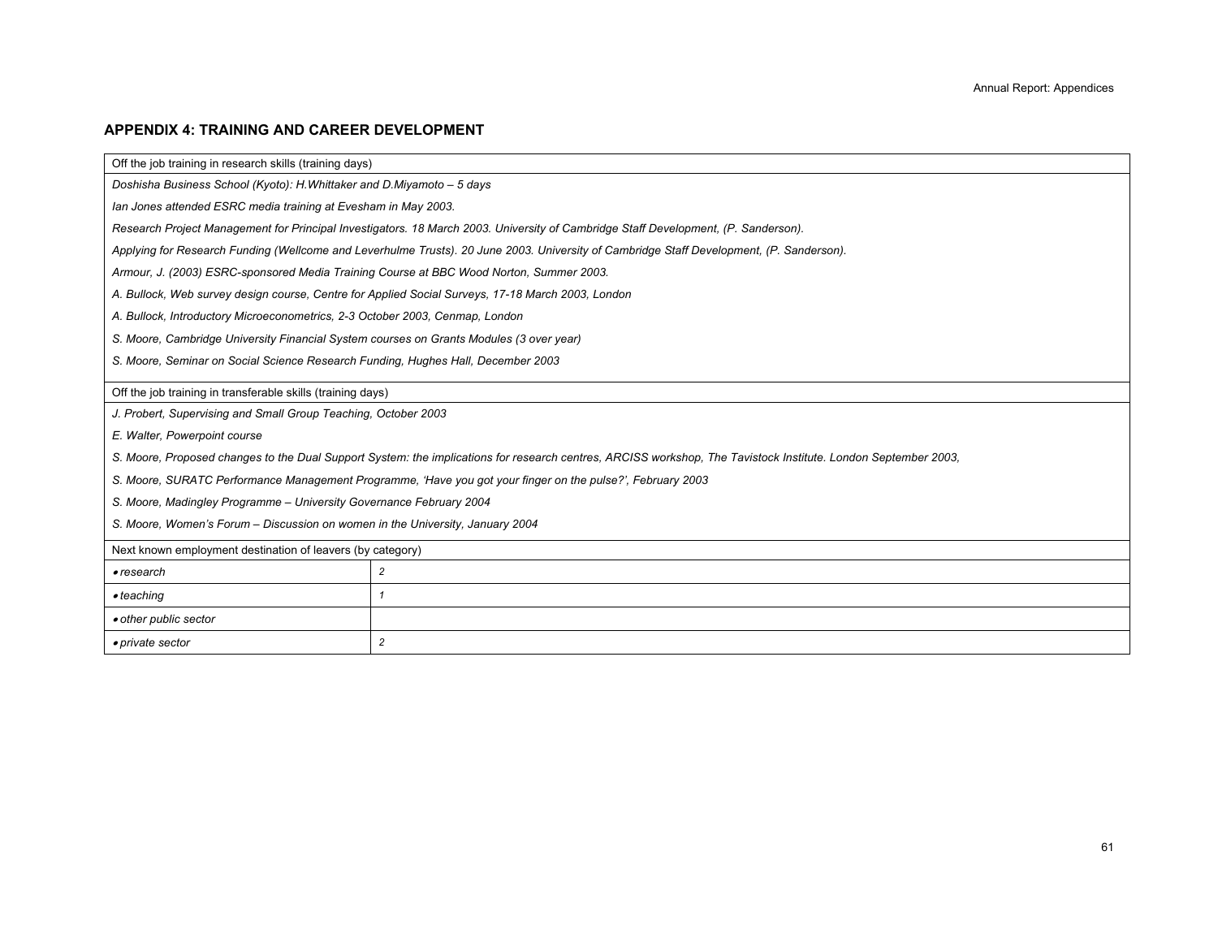## APPENDIX 4: TRAINING AND CAREER DEVELOPMENT

| Off the job training in research skills (training days) | |
|---|---|
| *Doshisha Business School (Kyoto): H.Whittaker and D.Miyamoto – 5 days* | |
| *Ian Jones attended ESRC media training at Evesham in May 2003.* | |
| *Research Project Management for Principal Investigators. 18 March 2003. University of Cambridge Staff Development, (P. Sanderson).* | |
| *Applying for Research Funding (Wellcome and Leverhulme Trusts). 20 June 2003. University of Cambridge Staff Development, (P. Sanderson).* | |
| *Armour, J. (2003) ESRC-sponsored Media Training Course at BBC Wood Norton, Summer 2003.* | |
| *A. Bullock, Web survey design course, Centre for Applied Social Surveys, 17-18 March 2003, London* | |
| *A. Bullock, Introductory Microeconometrics, 2-3 October 2003, Cenmap, London* | |
| *S. Moore, Cambridge University Financial System courses on Grants Modules (3 over year)* | |
| *S. Moore, Seminar on Social Science Research Funding, Hughes Hall, December 2003* | |
| Off the job training in transferable skills (training days) | |
| *J. Probert, Supervising and Small Group Teaching, October 2003* | |
| *E. Walter, Powerpoint course* | |
| *S. Moore, Proposed changes to the Dual Support System: the implications for research centres, ARCISS workshop, The Tavistock Institute. London September 2003,* | |
| *S. Moore, SURATC Performance Management Programme, 'Have you got your finger on the pulse?', February 2003* | |
| *S. Moore, Madingley Programme – University Governance February 2004* | |
| *S. Moore, Women's Forum – Discussion on women in the University, January 2004* | |
| Next known employment destination of leavers (by category) | |
| • *research* | *2* |
| • *teaching* | *1* |
| • *other public sector* | |
| • *private sector* | *2* |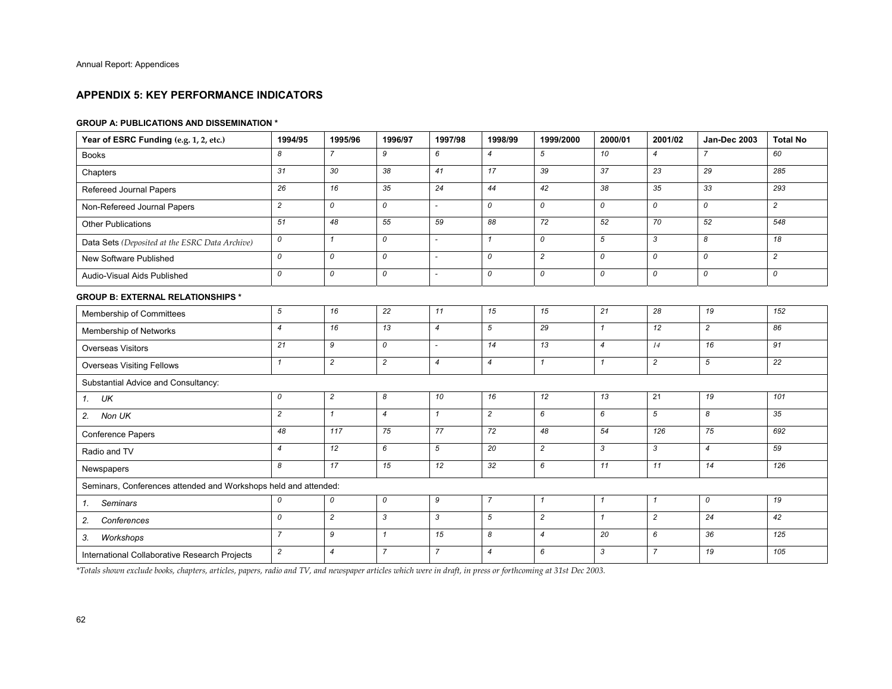## APPENDIX 5: KEY PERFORMANCE INDICATORS

### GROUP A: PUBLICATIONS AND DISSEMINATION *

| Year of ESRC Funding (e.g. 1, 2, etc.) | 1994/95 | 1995/96 | 1996/97 | 1997/98 | 1998/99 | 1999/2000 | 2000/01 | 2001/02 | Jan-Dec 2003 | Total No |
|---|---|---|---|---|---|---|---|---|---|---|
| Books | 8 | 7 | 9 | 6 | 4 | 5 | 10 | 4 | 7 | 60 |
| Chapters | 31 | 30 | 38 | 41 | 17 | 39 | 37 | 23 | 29 | 285 |
| Refereed Journal Papers | 26 | 16 | 35 | 24 | 44 | 42 | 38 | 35 | 33 | 293 |
| Non-Refereed Journal Papers | 2 | 0 | 0 | - | 0 | 0 | 0 | 0 | 0 | 2 |
| Other Publications | 51 | 48 | 55 | 59 | 88 | 72 | 52 | 70 | 52 | 548 |
| Data Sets *(Deposited at the ESRC Data Archive)* | 0 | 1 | 0 | - | 1 | 0 | 5 | 3 | 8 | 18 |
| New Software Published | 0 | 0 | 0 | - | 0 | 2 | 0 | 0 | 0 | 2 |
| Audio-Visual Aids Published | 0 | 0 | 0 | - | 0 | 0 | 0 | 0 | 0 | 0 |

### GROUP B: EXTERNAL RELATIONSHIPS *

| | 1994/95 | 1995/96 | 1996/97 | 1997/98 | 1998/99 | 1999/2000 | 2000/01 | 2001/02 | Jan-Dec 2003 | Total No |
|---|---|---|---|---|---|---|---|---|---|---|
| Membership of Committees | 5 | 16 | 22 | 11 | 15 | 15 | 21 | 28 | 19 | 152 |
| Membership of Networks | 4 | 16 | 13 | 4 | 5 | 29 | 1 | 12 | 2 | 86 |
| Overseas Visitors | 21 | 9 | 0 | - | 14 | 13 | 4 | 14 | 16 | 91 |
| Overseas Visiting Fellows | 1 | 2 | 2 | 4 | 4 | 1 | 1 | 2 | 5 | 22 |
| Substantial Advice and Consultancy: | | | | | | | | | | |
| 1. *UK* | 0 | 2 | 8 | 10 | 16 | 12 | 13 | 21 | 19 | 101 |
| 2. *Non UK* | 2 | 1 | 4 | 1 | 2 | 6 | 6 | 5 | 8 | 35 |
| Conference Papers | 48 | 117 | 75 | 77 | 72 | 48 | 54 | 126 | 75 | 692 |
| Radio and TV | 4 | 12 | 6 | 5 | 20 | 2 | 3 | 3 | 4 | 59 |
| Newspapers | 8 | 17 | 15 | 12 | 32 | 6 | 11 | 11 | 14 | 126 |
| Seminars, Conferences attended and Workshops held and attended: | | | | | | | | | | |
| 1. *Seminars* | 0 | 0 | 0 | 9 | 7 | 1 | 1 | 1 | 0 | 19 |
| 2. *Conferences* | 0 | 2 | 3 | 3 | 5 | 2 | 1 | 2 | 24 | 42 |
| 3. *Workshops* | 7 | 9 | 1 | 15 | 8 | 4 | 20 | 6 | 36 | 125 |
| International Collaborative Research Projects | 2 | 4 | 7 | 7 | 4 | 6 | 3 | 7 | 19 | 105 |

*\*Totals shown exclude books, chapters, articles, papers, radio and TV, and newspaper articles which were in draft, in press or forthcoming at 31st Dec 2003.*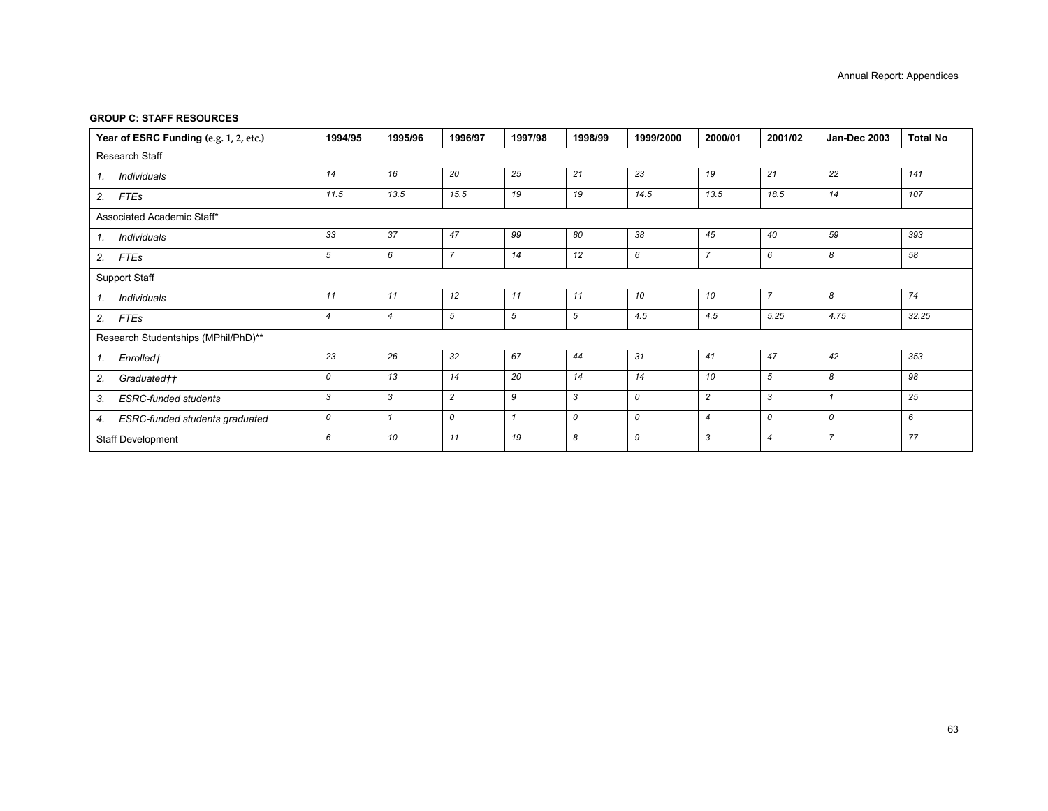**GROUP C: STAFF RESOURCES**

| Year of ESRC Funding (e.g. 1, 2, etc.) | 1994/95 | 1995/96 | 1996/97 | 1997/98 | 1998/99 | 1999/2000 | 2000/01 | 2001/02 | Jan-Dec 2003 | Total No |
|---|---|---|---|---|---|---|---|---|---|---|
| Research Staff | | | | | | | | | | |
| 1. *Individuals* | *14* | *16* | *20* | *25* | *21* | *23* | *19* | *21* | *22* | *141* |
| 2. *FTEs* | *11.5* | *13.5* | *15.5* | *19* | *19* | *14.5* | *13.5* | *18.5* | *14* | *107* |
| Associated Academic Staff* | | | | | | | | | | |
| 1. *Individuals* | *33* | *37* | *47* | *99* | *80* | *38* | *45* | *40* | *59* | *393* |
| 2. *FTEs* | *5* | *6* | *7* | *14* | *12* | *6* | *7* | *6* | *8* | *58* |
| Support Staff | | | | | | | | | | |
| 1. *Individuals* | *11* | *11* | *12* | *11* | *11* | *10* | *10* | *7* | *8* | *74* |
| 2. *FTEs* | *4* | *4* | *5* | *5* | *5* | *4.5* | *4.5* | *5.25* | *4.75* | *32.25* |
| Research Studentships (MPhil/PhD)** | | | | | | | | | | |
| 1. *Enrolled†* | *23* | *26* | *32* | *67* | *44* | *31* | *41* | *47* | *42* | *353* |
| 2. *Graduated††* | *0* | *13* | *14* | *20* | *14* | *14* | *10* | *5* | *8* | *98* |
| 3. *ESRC-funded students* | *3* | *3* | *2* | *9* | *3* | *0* | *2* | *3* | *1* | *25* |
| 4. *ESRC-funded students graduated* | *0* | *1* | *0* | *1* | *0* | *0* | *4* | *0* | *0* | *6* |
| Staff Development | *6* | *10* | *11* | *19* | *8* | *9* | *3* | *4* | *7* | *77* |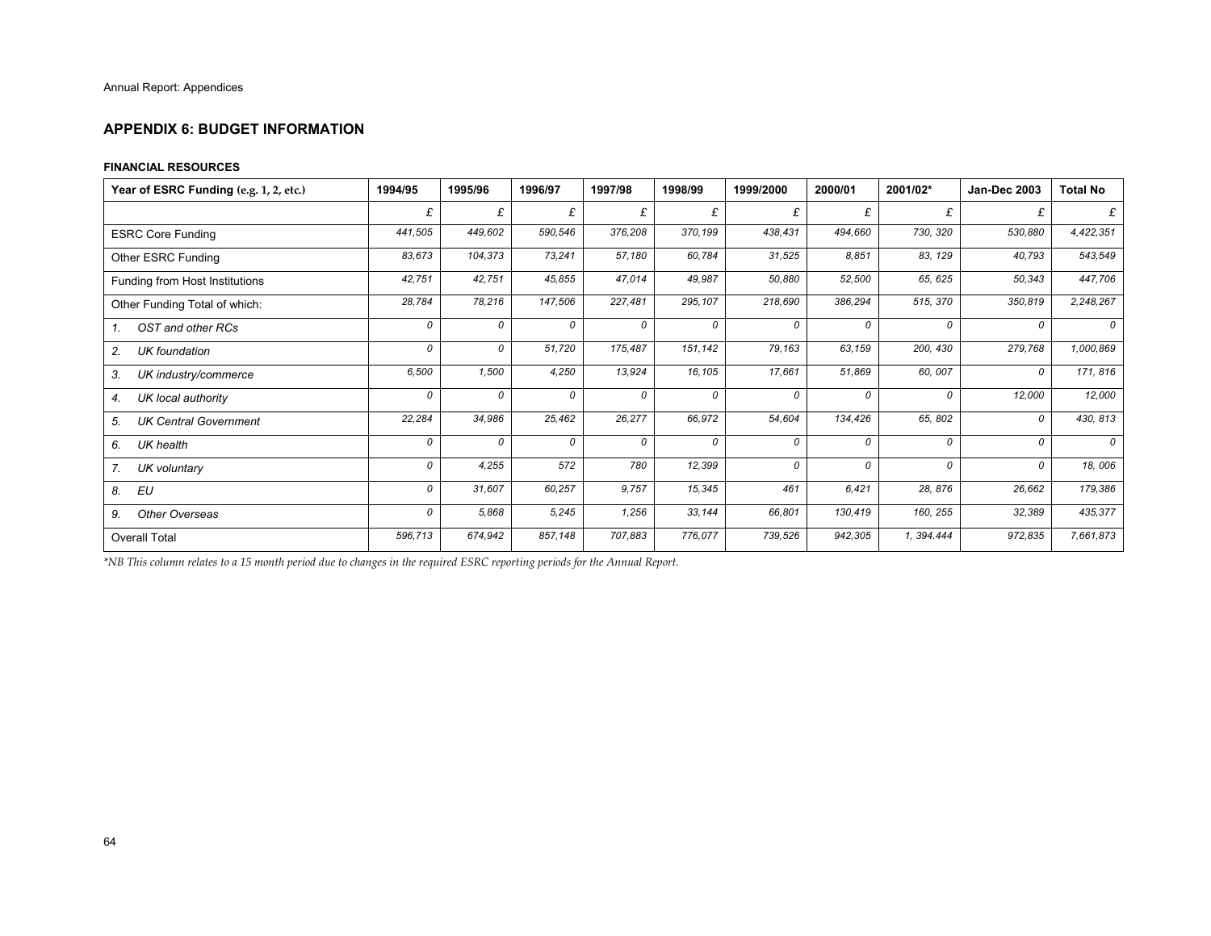## APPENDIX 6: BUDGET INFORMATION

### FINANCIAL RESOURCES

| Year of ESRC Funding (e.g. 1, 2, etc.) | 1994/95 | 1995/96 | 1996/97 | 1997/98 | 1998/99 | 1999/2000 | 2000/01 | 2001/02* | Jan-Dec 2003 | Total No |
|---|---|---|---|---|---|---|---|---|---|---|
| | £ | £ | £ | £ | £ | £ | £ | £ | £ | £ |
| ESRC Core Funding | *441,505* | *449,602* | *590,546* | *376,208* | *370,199* | *438,431* | *494,660* | *730, 320* | *530,880* | *4,422,351* |
| Other ESRC Funding | *83,673* | *104,373* | *73,241* | *57,180* | *60,784* | *31,525* | *8,851* | *83, 129* | *40,793* | *543,549* |
| Funding from Host Institutions | *42,751* | *42,751* | *45,855* | *47,014* | *49,987* | *50,880* | *52,500* | *65, 625* | *50,343* | *447,706* |
| Other Funding Total of which: | *28,784* | *78,216* | *147,506* | *227,481* | *295,107* | *218,690* | *386,294* | *515, 370* | *350,819* | *2,248,267* |
| *1. OST and other RCs* | *0* | *0* | *0* | *0* | *0* | *0* | *0* | *0* | *0* | *0* |
| *2. UK foundation* | *0* | *0* | *51,720* | *175,487* | *151,142* | *79,163* | *63,159* | *200, 430* | *279,768* | *1,000,869* |
| *3. UK industry/commerce* | *6,500* | *1,500* | *4,250* | *13,924* | *16,105* | *17,661* | *51,869* | *60, 007* | *0* | *171, 816* |
| *4. UK local authority* | *0* | *0* | *0* | *0* | *0* | *0* | *0* | *0* | *12,000* | *12,000* |
| *5. UK Central Government* | *22,284* | *34,986* | *25,462* | *26,277* | *66,972* | *54,604* | *134,426* | *65, 802* | *0* | *430, 813* |
| *6. UK health* | *0* | *0* | *0* | *0* | *0* | *0* | *0* | *0* | *0* | *0* |
| *7. UK voluntary* | *0* | *4,255* | *572* | *780* | *12,399* | *0* | *0* | *0* | *0* | *18, 006* |
| *8. EU* | *0* | *31,607* | *60,257* | *9,757* | *15,345* | *461* | *6,421* | *28, 876* | *26,662* | *179,386* |
| *9. Other Overseas* | *0* | *5,868* | *5,245* | *1,256* | *33,144* | *66,801* | *130,419* | *160, 255* | *32,389* | *435,377* |
| Overall Total | *596,713* | *674,942* | *857,148* | *707,883* | *776,077* | *739,526* | *942,305* | *1, 394.444* | *972,835* | *7,661,873* |

*\*NB This column relates to a 15 month period due to changes in the required ESRC reporting periods for the Annual Report.*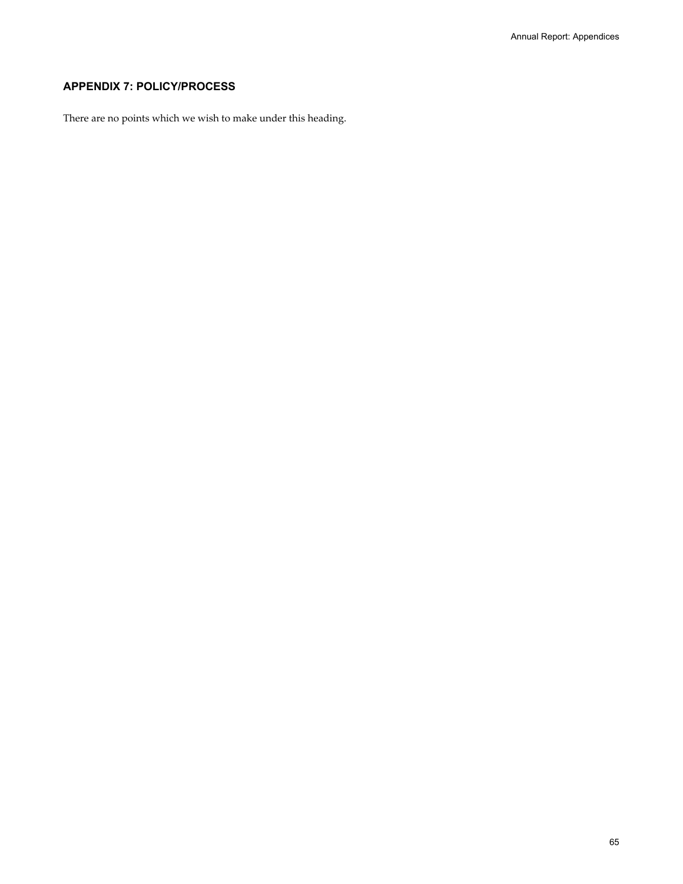## APPENDIX 7: POLICY/PROCESS

There are no points which we wish to make under this heading.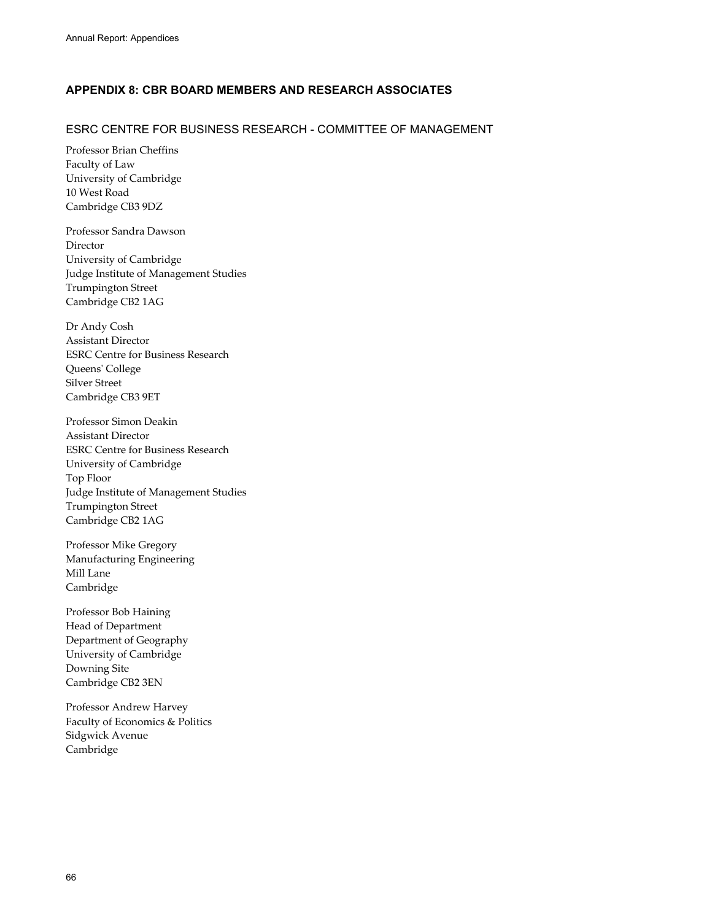## APPENDIX 8: CBR BOARD MEMBERS AND RESEARCH ASSOCIATES

### ESRC CENTRE FOR BUSINESS RESEARCH - COMMITTEE OF MANAGEMENT

Professor Brian Cheffins
Faculty of Law
University of Cambridge
10 West Road
Cambridge CB3 9DZ

Professor Sandra Dawson
Director
University of Cambridge
Judge Institute of Management Studies
Trumpington Street
Cambridge CB2 1AG

Dr Andy Cosh
Assistant Director
ESRC Centre for Business Research
Queens' College
Silver Street
Cambridge CB3 9ET

Professor Simon Deakin
Assistant Director
ESRC Centre for Business Research
University of Cambridge
Top Floor
Judge Institute of Management Studies
Trumpington Street
Cambridge CB2 1AG

Professor Mike Gregory
Manufacturing Engineering
Mill Lane
Cambridge

Professor Bob Haining
Head of Department
Department of Geography
University of Cambridge
Downing Site
Cambridge CB2 3EN

Professor Andrew Harvey
Faculty of Economics & Politics
Sidgwick Avenue
Cambridge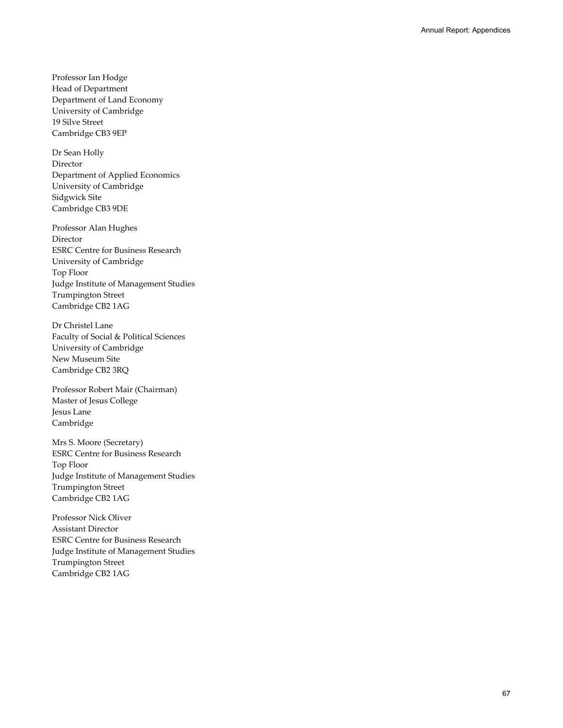Professor Ian Hodge
Head of Department
Department of Land Economy
University of Cambridge
19 Silve Street
Cambridge CB3 9EP

Dr Sean Holly
Director
Department of Applied Economics
University of Cambridge
Sidgwick Site
Cambridge CB3 9DE

Professor Alan Hughes
Director
ESRC Centre for Business Research
University of Cambridge
Top Floor
Judge Institute of Management Studies
Trumpington Street
Cambridge CB2 1AG

Dr Christel Lane
Faculty of Social & Political Sciences
University of Cambridge
New Museum Site
Cambridge CB2 3RQ

Professor Robert Mair (Chairman)
Master of Jesus College
Jesus Lane
Cambridge

Mrs S. Moore (Secretary)
ESRC Centre for Business Research
Top Floor
Judge Institute of Management Studies
Trumpington Street
Cambridge CB2 1AG

Professor Nick Oliver
Assistant Director
ESRC Centre for Business Research
Judge Institute of Management Studies
Trumpington Street
Cambridge CB2 1AG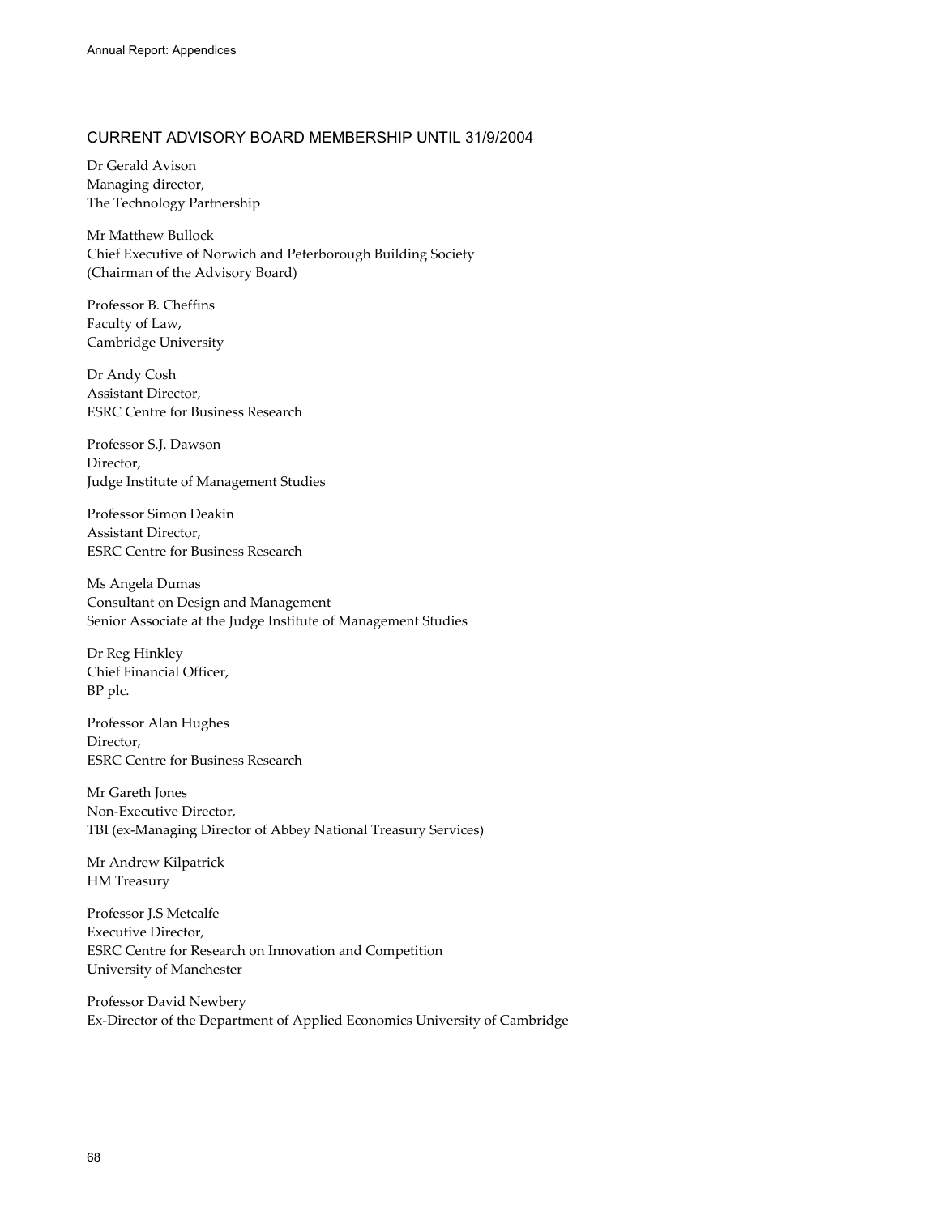## CURRENT ADVISORY BOARD MEMBERSHIP UNTIL 31/9/2004

Dr Gerald Avison
Managing director,
The Technology Partnership

Mr Matthew Bullock
Chief Executive of Norwich and Peterborough Building Society
(Chairman of the Advisory Board)

Professor B. Cheffins
Faculty of Law,
Cambridge University

Dr Andy Cosh
Assistant Director,
ESRC Centre for Business Research

Professor S.J. Dawson
Director,
Judge Institute of Management Studies

Professor Simon Deakin
Assistant Director,
ESRC Centre for Business Research

Ms Angela Dumas
Consultant on Design and Management
Senior Associate at the Judge Institute of Management Studies

Dr Reg Hinkley
Chief Financial Officer,
BP plc.

Professor Alan Hughes
Director,
ESRC Centre for Business Research

Mr Gareth Jones
Non-Executive Director,
TBI (ex-Managing Director of Abbey National Treasury Services)

Mr Andrew Kilpatrick
HM Treasury

Professor J.S Metcalfe
Executive Director,
ESRC Centre for Research on Innovation and Competition
University of Manchester

Professor David Newbery
Ex-Director of the Department of Applied Economics University of Cambridge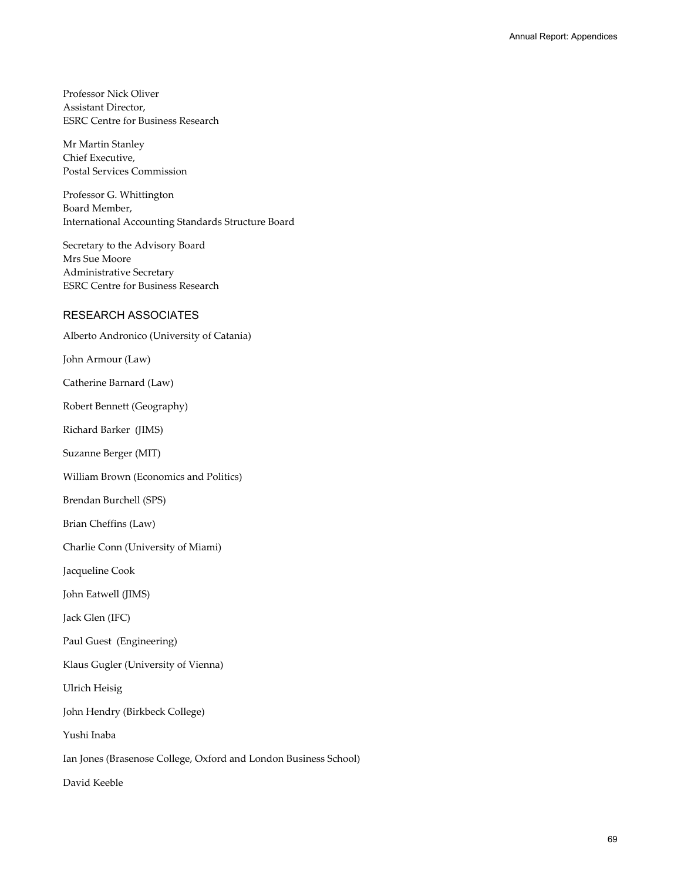Professor Nick Oliver
Assistant Director,
ESRC Centre for Business Research

Mr Martin Stanley
Chief Executive,
Postal Services Commission

Professor G. Whittington
Board Member,
International Accounting Standards Structure Board

Secretary to the Advisory Board
Mrs Sue Moore
Administrative Secretary
ESRC Centre for Business Research

## RESEARCH ASSOCIATES

Alberto Andronico (University of Catania)

John Armour (Law)

Catherine Barnard (Law)

Robert Bennett (Geography)

Richard Barker (JIMS)

Suzanne Berger (MIT)

William Brown (Economics and Politics)

Brendan Burchell (SPS)

Brian Cheffins (Law)

Charlie Conn (University of Miami)

Jacqueline Cook

John Eatwell (JIMS)

Jack Glen (IFC)

Paul Guest (Engineering)

Klaus Gugler (University of Vienna)

Ulrich Heisig

John Hendry (Birkbeck College)

Yushi Inaba

Ian Jones (Brasenose College, Oxford and London Business School)

David Keeble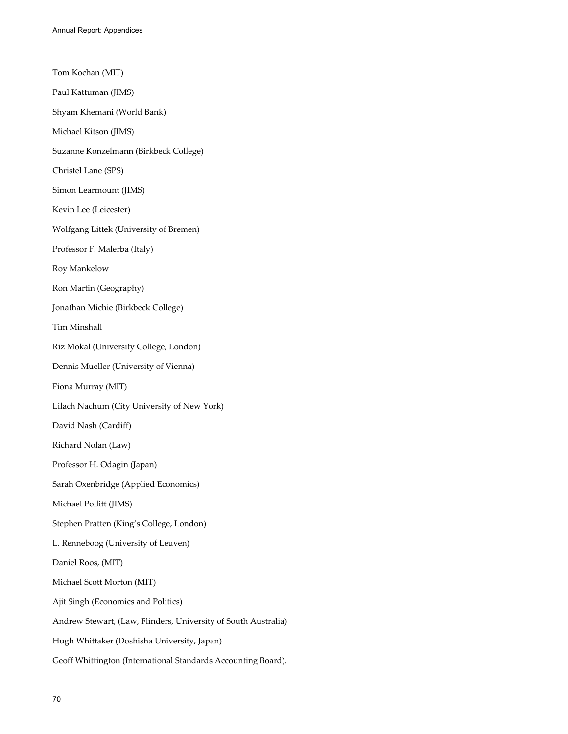Tom Kochan (MIT)

Paul Kattuman (JIMS)

Shyam Khemani (World Bank)

Michael Kitson (JIMS)

Suzanne Konzelmann (Birkbeck College)

Christel Lane (SPS)

Simon Learmount (JIMS)

Kevin Lee (Leicester)

Wolfgang Littek (University of Bremen)

Professor F. Malerba (Italy)

Roy Mankelow

Ron Martin (Geography)

Jonathan Michie (Birkbeck College)

Tim Minshall

Riz Mokal (University College, London)

Dennis Mueller (University of Vienna)

Fiona Murray (MIT)

Lilach Nachum (City University of New York)

David Nash (Cardiff)

Richard Nolan (Law)

Professor H. Odagin (Japan)

Sarah Oxenbridge (Applied Economics)

Michael Pollitt (JIMS)

Stephen Pratten (King's College, London)

L. Renneboog (University of Leuven)

Daniel Roos, (MIT)

Michael Scott Morton (MIT)

Ajit Singh (Economics and Politics)

Andrew Stewart, (Law, Flinders, University of South Australia)

Hugh Whittaker (Doshisha University, Japan)

Geoff Whittington (International Standards Accounting Board).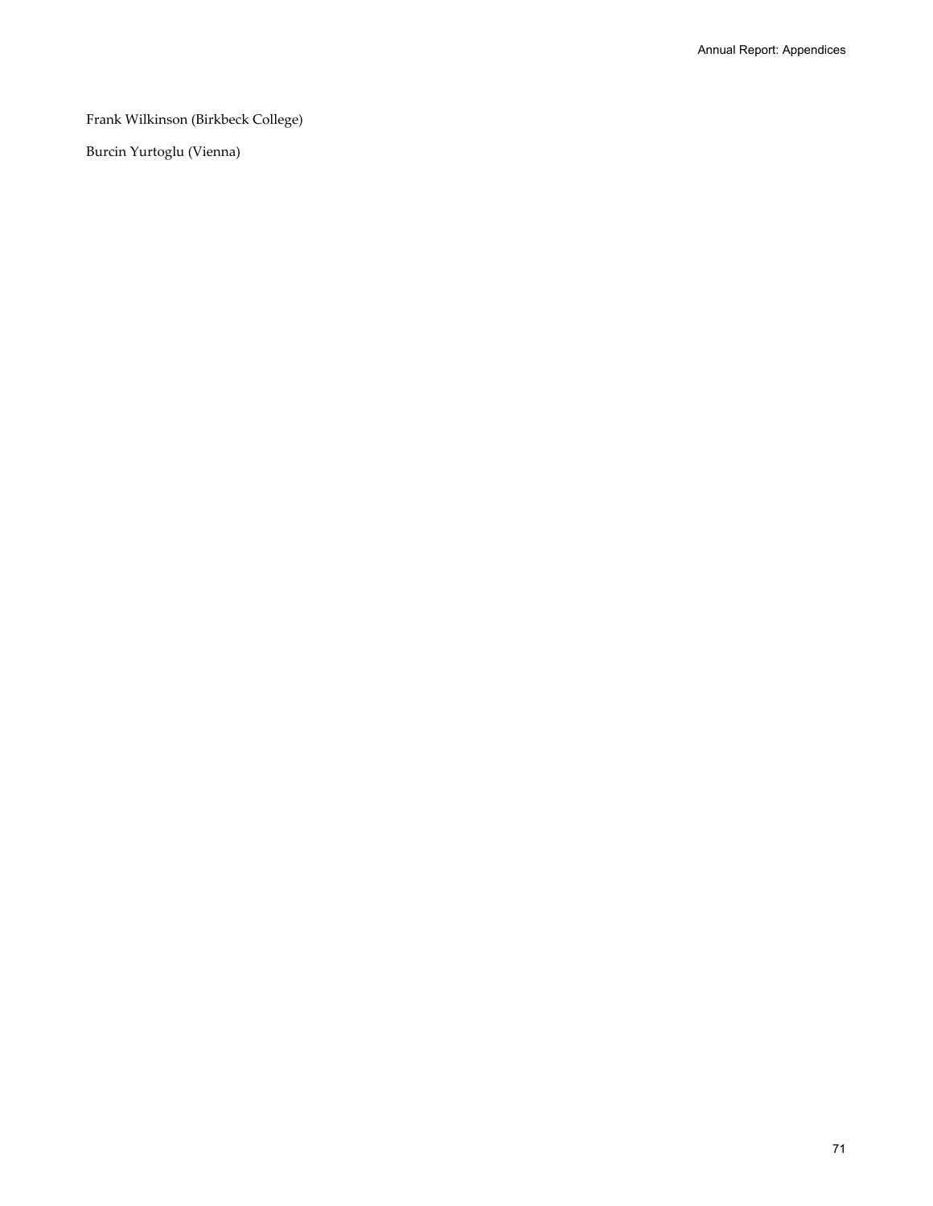Frank Wilkinson (Birkbeck College)

Burcin Yurtoglu (Vienna)